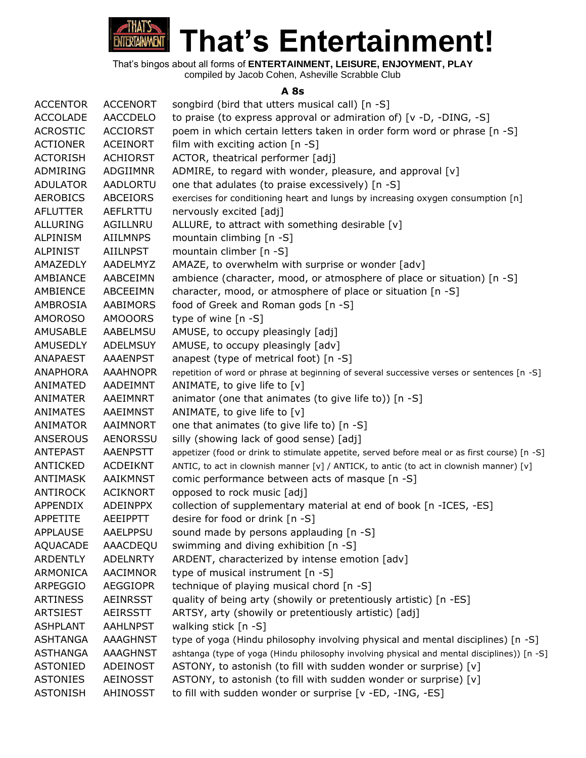# That's Entertainment!

That's bingos about all forms of **ENTERTAINMENT, LEISURE, ENJOYMENT, PLAY**
compiled by Jacob Cohen, Asheville Scrabble Club

### A 8s

| | | |
|---|---|---|
| ACCENTOR | ACCENORT | songbird (bird that utters musical call) [n -S] |
| ACCOLADE | AACCDELO | to praise (to express approval or admiration of) [v -D, -DING, -S] |
| ACROSTIC | ACCIORST | poem in which certain letters taken in order form word or phrase [n -S] |
| ACTIONER | ACEINORT | film with exciting action [n -S] |
| ACTORISH | ACHIORST | ACTOR, theatrical performer [adj] |
| ADMIRING | ADGIIMNR | ADMIRE, to regard with wonder, pleasure, and approval [v] |
| ADULATOR | AADLORTU | one that adulates (to praise excessively) [n -S] |
| AEROBICS | ABCEIORS | exercises for conditioning heart and lungs by increasing oxygen consumption [n] |
| AFLUTTER | AEFLRTTU | nervously excited [adj] |
| ALLURING | AGILLNRU | ALLURE, to attract with something desirable [v] |
| ALPINISM | AIILMNPS | mountain climbing [n -S] |
| ALPINIST | AIILNPST | mountain climber [n -S] |
| AMAZEDLY | AADELMYZ | AMAZE, to overwhelm with surprise or wonder [adv] |
| AMBIANCE | AABCEIMN | ambience (character, mood, or atmosphere of place or situation) [n -S] |
| AMBIENCE | ABCEEIMN | character, mood, or atmosphere of place or situation [n -S] |
| AMBROSIA | AABIMORS | food of Greek and Roman gods [n -S] |
| AMOROSO | AMOOORS | type of wine [n -S] |
| AMUSABLE | AABELMSU | AMUSE, to occupy pleasingly [adj] |
| AMUSEDLY | ADELMSUY | AMUSE, to occupy pleasingly [adv] |
| ANAPAEST | AAAENPST | anapest (type of metrical foot) [n -S] |
| ANAPHORA | AAAHNOPR | repetition of word or phrase at beginning of several successive verses or sentences [n -S] |
| ANIMATED | AADEIMNT | ANIMATE, to give life to [v] |
| ANIMATER | AAEIMNRT | animator (one that animates (to give life to)) [n -S] |
| ANIMATES | AAEIMNST | ANIMATE, to give life to [v] |
| ANIMATOR | AAIMNORT | one that animates (to give life to) [n -S] |
| ANSEROUS | AENORSSU | silly (showing lack of good sense) [adj] |
| ANTEPAST | AAENPSTT | appetizer (food or drink to stimulate appetite, served before meal or as first course) [n -S] |
| ANTICKED | ACDEIKNT | ANTIC, to act in clownish manner [v] / ANTICK, to antic (to act in clownish manner) [v] |
| ANTIMASK | AAIKMNST | comic performance between acts of masque [n -S] |
| ANTIROCK | ACIKNORT | opposed to rock music [adj] |
| APPENDIX | ADEINPPX | collection of supplementary material at end of book [n -ICES, -ES] |
| APPETITE | AEEIPPTT | desire for food or drink [n -S] |
| APPLAUSE | AAELPPSU | sound made by persons applauding [n -S] |
| AQUACADE | AAACDEQU | swimming and diving exhibition [n -S] |
| ARDENTLY | ADELNRTY | ARDENT, characterized by intense emotion [adv] |
| ARMONICA | AACIMNOR | type of musical instrument [n -S] |
| ARPEGGIO | AEGGIOPR | technique of playing musical chord [n -S] |
| ARTINESS | AEINRSST | quality of being arty (showily or pretentiously artistic) [n -ES] |
| ARTSIEST | AEIRSSTT | ARTSY, arty (showily or pretentiously artistic) [adj] |
| ASHPLANT | AAHLNPST | walking stick [n -S] |
| ASHTANGA | AAAGHNST | type of yoga (Hindu philosophy involving physical and mental disciplines) [n -S] |
| ASTHANGA | AAAGHNST | ashtanga (type of yoga (Hindu philosophy involving physical and mental disciplines)) [n -S] |
| ASTONIED | ADEINOST | ASTONY, to astonish (to fill with sudden wonder or surprise) [v] |
| ASTONIES | AEINOSST | ASTONY, to astonish (to fill with sudden wonder or surprise) [v] |
| ASTONISH | AHINOSST | to fill with sudden wonder or surprise [v -ED, -ING, -ES] |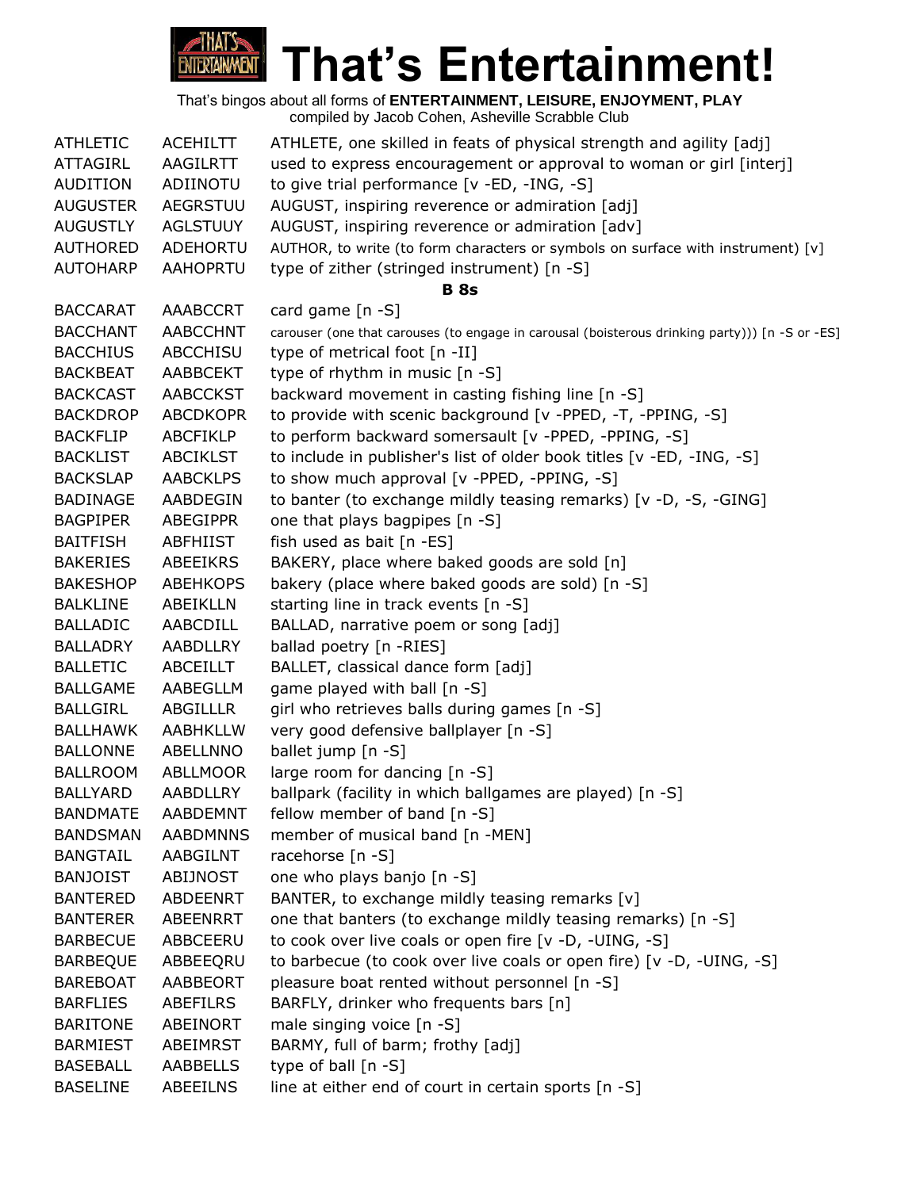# That's Entertainment!

That's bingos about all forms of **ENTERTAINMENT, LEISURE, ENJOYMENT, PLAY**
compiled by Jacob Cohen, Asheville Scrabble Club

| | | |
|---|---|---|
| ATHLETIC | ACEHILTT | ATHLETE, one skilled in feats of physical strength and agility [adj] |
| ATTAGIRL | AAGILRTT | used to express encouragement or approval to woman or girl [interj] |
| AUDITION | ADIINOTU | to give trial performance [v -ED, -ING, -S] |
| AUGUSTER | AEGRSTUU | AUGUST, inspiring reverence or admiration [adj] |
| AUGUSTLY | AGLSTUUY | AUGUST, inspiring reverence or admiration [adv] |
| AUTHORED | ADEHORTU | AUTHOR, to write (to form characters or symbols on surface with instrument) [v] |
| AUTOHARP | AAHOPRTU | type of zither (stringed instrument) [n -S] |
| | | **B 8s** |
| BACCARAT | AAABCCRT | card game [n -S] |
| BACCHANT | AABCCHNT | carouser (one that carouses (to engage in carousal (boisterous drinking party))) [n -S or -ES] |
| BACCHIUS | ABCCHISU | type of metrical foot [n -II] |
| BACKBEAT | AABBCEKT | type of rhythm in music [n -S] |
| BACKCAST | AABCCKST | backward movement in casting fishing line [n -S] |
| BACKDROP | ABCDKOPR | to provide with scenic background [v -PPED, -T, -PPING, -S] |
| BACKFLIP | ABCFIKLP | to perform backward somersault [v -PPED, -PPING, -S] |
| BACKLIST | ABCIKLST | to include in publisher's list of older book titles [v -ED, -ING, -S] |
| BACKSLAP | AABCKLPS | to show much approval [v -PPED, -PPING, -S] |
| BADINAGE | AABDEGIN | to banter (to exchange mildly teasing remarks) [v -D, -S, -GING] |
| BAGPIPER | ABEGIPPR | one that plays bagpipes [n -S] |
| BAITFISH | ABFHIIST | fish used as bait [n -ES] |
| BAKERIES | ABEEIKRS | BAKERY, place where baked goods are sold [n] |
| BAKESHOP | ABEHKOPS | bakery (place where baked goods are sold) [n -S] |
| BALKLINE | ABEIKLLN | starting line in track events [n -S] |
| BALLADIC | AABCDILL | BALLAD, narrative poem or song [adj] |
| BALLADRY | AABDLLRY | ballad poetry [n -RIES] |
| BALLETIC | ABCEILLT | BALLET, classical dance form [adj] |
| BALLGAME | AABEGLLM | game played with ball [n -S] |
| BALLGIRL | ABGILLLR | girl who retrieves balls during games [n -S] |
| BALLHAWK | AABHKLLW | very good defensive ballplayer [n -S] |
| BALLONNE | ABELLNNO | ballet jump [n -S] |
| BALLROOM | ABLLMOOR | large room for dancing [n -S] |
| BALLYARD | AABDLLRY | ballpark (facility in which ballgames are played) [n -S] |
| BANDMATE | AABDEMNT | fellow member of band [n -S] |
| BANDSMAN | AABDMNNS | member of musical band [n -MEN] |
| BANGTAIL | AABGILNT | racehorse [n -S] |
| BANJOIST | ABIJNOST | one who plays banjo [n -S] |
| BANTERED | ABDEENRT | BANTER, to exchange mildly teasing remarks [v] |
| BANTERER | ABEENRRT | one that banters (to exchange mildly teasing remarks) [n -S] |
| BARBECUE | ABBCEERU | to cook over live coals or open fire [v -D, -UING, -S] |
| BARBEQUE | ABBEEQRU | to barbecue (to cook over live coals or open fire) [v -D, -UING, -S] |
| BAREBOAT | AABBEORT | pleasure boat rented without personnel [n -S] |
| BARFLIES | ABEFILRS | BARFLY, drinker who frequents bars [n] |
| BARITONE | ABEINORT | male singing voice [n -S] |
| BARMIEST | ABEIMRST | BARMY, full of barm; frothy [adj] |
| BASEBALL | AABBELLS | type of ball [n -S] |
| BASELINE | ABEEILNS | line at either end of court in certain sports [n -S] |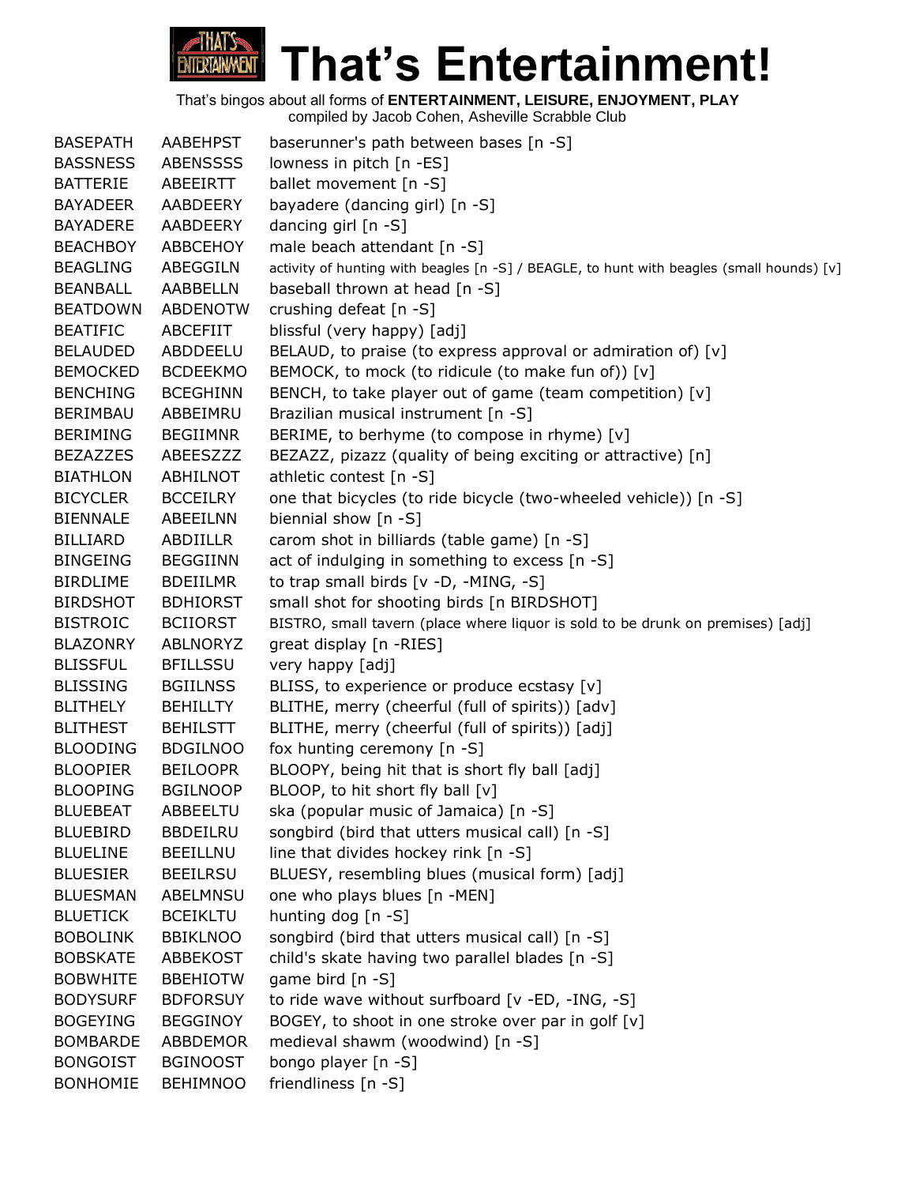# That's Entertainment!

That's bingos about all forms of **ENTERTAINMENT, LEISURE, ENJOYMENT, PLAY**
compiled by Jacob Cohen, Asheville Scrabble Club

| | | |
|---|---|---|
| BASEPATH | AABEHPST | baserunner's path between bases [n -S] |
| BASSNESS | ABENSSSS | lowness in pitch [n -ES] |
| BATTERIE | ABEEIRTT | ballet movement [n -S] |
| BAYADEER | AABDEERY | bayadere (dancing girl) [n -S] |
| BAYADERE | AABDEERY | dancing girl [n -S] |
| BEACHBOY | ABBCEHOY | male beach attendant [n -S] |
| BEAGLING | ABEGGILN | activity of hunting with beagles [n -S] / BEAGLE, to hunt with beagles (small hounds) [v] |
| BEANBALL | AABBELLN | baseball thrown at head [n -S] |
| BEATDOWN | ABDENOTW | crushing defeat [n -S] |
| BEATIFIC | ABCEFIIT | blissful (very happy) [adj] |
| BELAUDED | ABDDEELU | BELAUD, to praise (to express approval or admiration of) [v] |
| BEMOCKED | BCDEEKMO | BEMOCK, to mock (to ridicule (to make fun of)) [v] |
| BENCHING | BCEGHINN | BENCH, to take player out of game (team competition) [v] |
| BERIMBAU | ABBEIMRU | Brazilian musical instrument [n -S] |
| BERIMING | BEGIIMNR | BERIME, to berhyme (to compose in rhyme) [v] |
| BEZAZZES | ABEESZZZ | BEZAZZ, pizazz (quality of being exciting or attractive) [n] |
| BIATHLON | ABHILNOT | athletic contest [n -S] |
| BICYCLER | BCCEILRY | one that bicycles (to ride bicycle (two-wheeled vehicle)) [n -S] |
| BIENNALE | ABEEILNN | biennial show [n -S] |
| BILLIARD | ABDIILLR | carom shot in billiards (table game) [n -S] |
| BINGEING | BEGGIINN | act of indulging in something to excess [n -S] |
| BIRDLIME | BDEIILMR | to trap small birds [v -D, -MING, -S] |
| BIRDSHOT | BDHIORST | small shot for shooting birds [n BIRDSHOT] |
| BISTROIC | BCIIORST | BISTRO, small tavern (place where liquor is sold to be drunk on premises) [adj] |
| BLAZONRY | ABLNORYZ | great display [n -RIES] |
| BLISSFUL | BFILLSSU | very happy [adj] |
| BLISSING | BGIILNSS | BLISS, to experience or produce ecstasy [v] |
| BLITHELY | BEHILLTY | BLITHE, merry (cheerful (full of spirits)) [adv] |
| BLITHEST | BEHILSTT | BLITHE, merry (cheerful (full of spirits)) [adj] |
| BLOODING | BDGILNOO | fox hunting ceremony [n -S] |
| BLOOPIER | BEILOOPR | BLOOPY, being hit that is short fly ball [adj] |
| BLOOPING | BGILNOOP | BLOOP, to hit short fly ball [v] |
| BLUEBEAT | ABBEELTU | ska (popular music of Jamaica) [n -S] |
| BLUEBIRD | BBDEILRU | songbird (bird that utters musical call) [n -S] |
| BLUELINE | BEEILLNU | line that divides hockey rink [n -S] |
| BLUESIER | BEEILRSU | BLUESY, resembling blues (musical form) [adj] |
| BLUESMAN | ABELMNSU | one who plays blues [n -MEN] |
| BLUETICK | BCEIKLTU | hunting dog [n -S] |
| BOBOLINK | BBIKLNOO | songbird (bird that utters musical call) [n -S] |
| BOBSKATE | ABBEKOST | child's skate having two parallel blades [n -S] |
| BOBWHITE | BBEHIOTW | game bird [n -S] |
| BODYSURF | BDFORSUY | to ride wave without surfboard [v -ED, -ING, -S] |
| BOGEYING | BEGGINOY | BOGEY, to shoot in one stroke over par in golf [v] |
| BOMBARDE | ABBDEMOR | medieval shawm (woodwind) [n -S] |
| BONGOIST | BGINOOST | bongo player [n -S] |
| BONHOMIE | BEHIMNOO | friendliness [n -S] |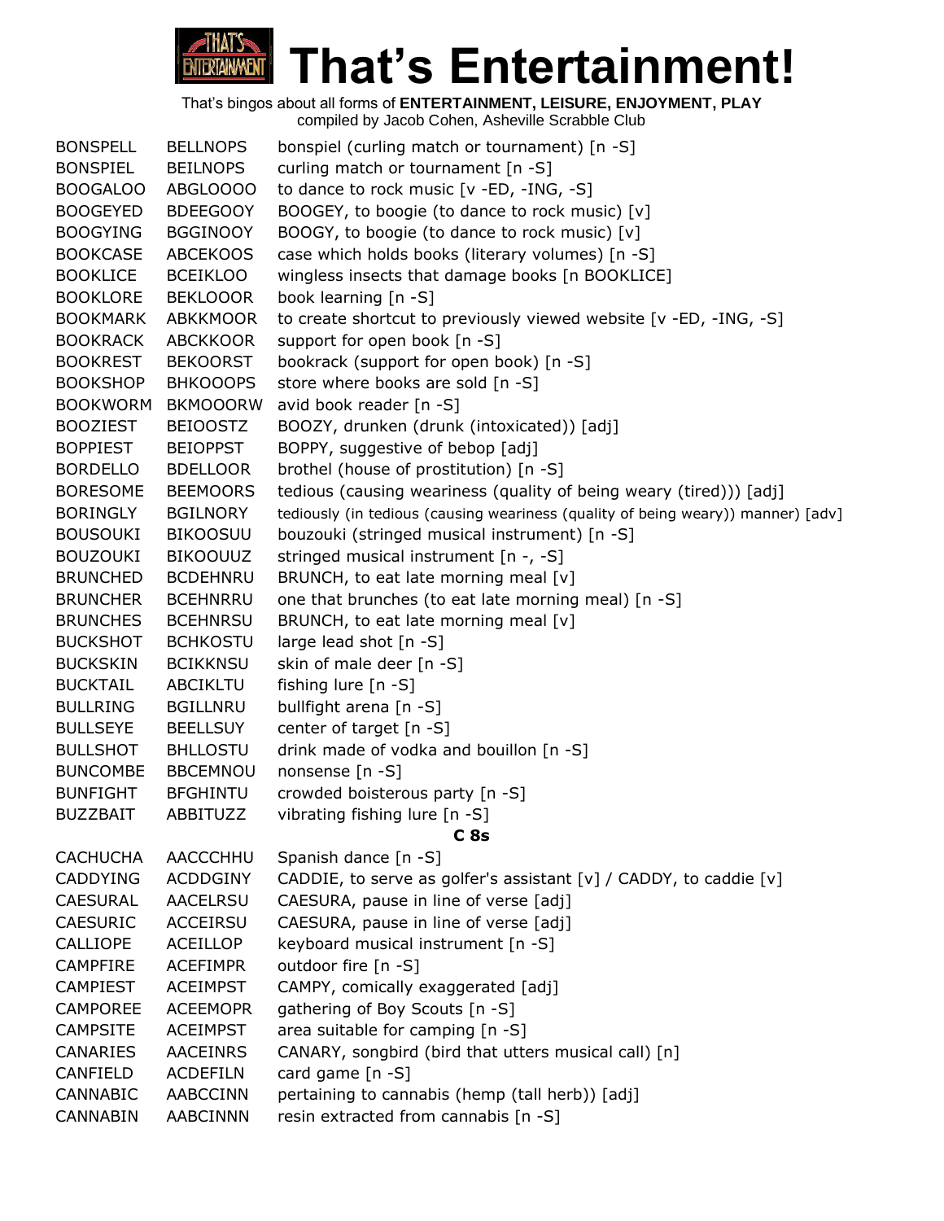# That's Entertainment!

That's bingos about all forms of **ENTERTAINMENT, LEISURE, ENJOYMENT, PLAY**
compiled by Jacob Cohen, Asheville Scrabble Club

| | | |
|---|---|---|
| BONSPELL | BELLNOPS | bonspiel (curling match or tournament) [n -S] |
| BONSPIEL | BEILNOPS | curling match or tournament [n -S] |
| BOOGALOO | ABGLOOOO | to dance to rock music [v -ED, -ING, -S] |
| BOOGEYED | BDEEGOOY | BOOGEY, to boogie (to dance to rock music) [v] |
| BOOGYING | BGGINOOY | BOOGY, to boogie (to dance to rock music) [v] |
| BOOKCASE | ABCEKOOS | case which holds books (literary volumes) [n -S] |
| BOOKLICE | BCEIKLOO | wingless insects that damage books [n BOOKLICE] |
| BOOKLORE | BEKLOOOR | book learning [n -S] |
| BOOKMARK | ABKKMOOR | to create shortcut to previously viewed website [v -ED, -ING, -S] |
| BOOKRACK | ABCKKOOR | support for open book [n -S] |
| BOOKREST | BEKOORST | bookrack (support for open book) [n -S] |
| BOOKSHOP | BHKOOOPS | store where books are sold [n -S] |
| BOOKWORM | BKMOOORW | avid book reader [n -S] |
| BOOZIEST | BEIOOSTZ | BOOZY, drunken (drunk (intoxicated)) [adj] |
| BOPPIEST | BEIOPPST | BOPPY, suggestive of bebop [adj] |
| BORDELLO | BDELLOOR | brothel (house of prostitution) [n -S] |
| BORESOME | BEEMOORS | tedious (causing weariness (quality of being weary (tired))) [adj] |
| BORINGLY | BGILNORY | tediously (in tedious (causing weariness (quality of being weary)) manner) [adv] |
| BOUSOUKI | BIKOOSUU | bouzouki (stringed musical instrument) [n -S] |
| BOUZOUKI | BIKOOUUZ | stringed musical instrument [n -, -S] |
| BRUNCHED | BCDEHNRU | BRUNCH, to eat late morning meal [v] |
| BRUNCHER | BCEHNRRU | one that brunches (to eat late morning meal) [n -S] |
| BRUNCHES | BCEHNRSU | BRUNCH, to eat late morning meal [v] |
| BUCKSHOT | BCHKOSTU | large lead shot [n -S] |
| BUCKSKIN | BCIKKNSU | skin of male deer [n -S] |
| BUCKTAIL | ABCIKLTU | fishing lure [n -S] |
| BULLRING | BGILLNRU | bullfight arena [n -S] |
| BULLSEYE | BEELLSUY | center of target [n -S] |
| BULLSHOT | BHLLOSTU | drink made of vodka and bouillon [n -S] |
| BUNCOMBE | BBCEMNOU | nonsense [n -S] |
| BUNFIGHT | BFGHINTU | crowded boisterous party [n -S] |
| BUZZBAIT | ABBITUZZ | vibrating fishing lure [n -S] |

**C 8s**

| | | |
|---|---|---|
| CACHUCHA | AACCCHHU | Spanish dance [n -S] |
| CADDYING | ACDDGINY | CADDIE, to serve as golfer's assistant [v] / CADDY, to caddie [v] |
| CAESURAL | AACELRSU | CAESURA, pause in line of verse [adj] |
| CAESURIC | ACCEIRSU | CAESURA, pause in line of verse [adj] |
| CALLIOPE | ACEILLOP | keyboard musical instrument [n -S] |
| CAMPFIRE | ACEFIMPR | outdoor fire [n -S] |
| CAMPIEST | ACEIMPST | CAMPY, comically exaggerated [adj] |
| CAMPOREE | ACEEMOPR | gathering of Boy Scouts [n -S] |
| CAMPSITE | ACEIMPST | area suitable for camping [n -S] |
| CANARIES | AACEINRS | CANARY, songbird (bird that utters musical call) [n] |
| CANFIELD | ACDEFILN | card game [n -S] |
| CANNABIC | AABCCINN | pertaining to cannabis (hemp (tall herb)) [adj] |
| CANNABIN | AABCINNN | resin extracted from cannabis [n -S] |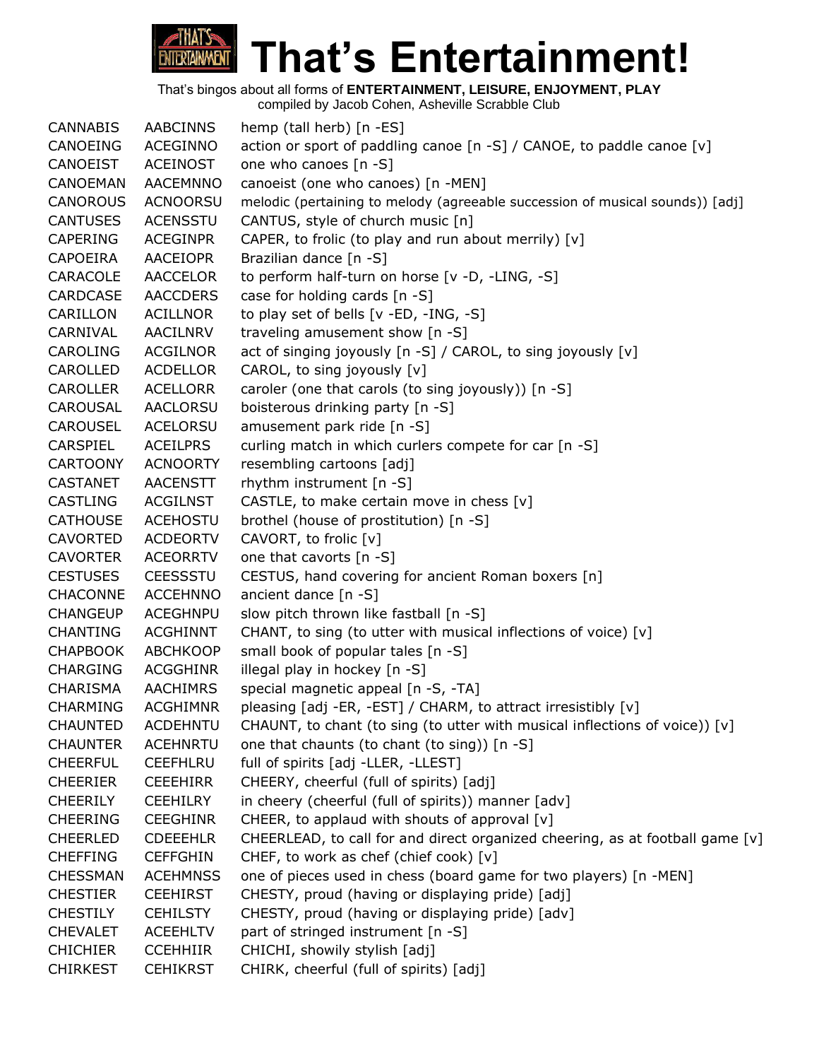# That's Entertainment!

That's bingos about all forms of **ENTERTAINMENT, LEISURE, ENJOYMENT, PLAY**
compiled by Jacob Cohen, Asheville Scrabble Club

| | | |
|---|---|---|
| CANNABIS | AABCINNS | hemp (tall herb) [n -ES] |
| CANOEING | ACEGINNO | action or sport of paddling canoe [n -S] / CANOE, to paddle canoe [v] |
| CANOEIST | ACEINOST | one who canoes [n -S] |
| CANOEMAN | AACEMNNO | canoeist (one who canoes) [n -MEN] |
| CANOROUS | ACNOORSU | melodic (pertaining to melody (agreeable succession of musical sounds)) [adj] |
| CANTUSES | ACENSSTU | CANTUS, style of church music [n] |
| CAPERING | ACEGINPR | CAPER, to frolic (to play and run about merrily) [v] |
| CAPOEIRA | AACEIOPR | Brazilian dance [n -S] |
| CARACOLE | AACCELOR | to perform half-turn on horse [v -D, -LING, -S] |
| CARDCASE | AACCDERS | case for holding cards [n -S] |
| CARILLON | ACILLNOR | to play set of bells [v -ED, -ING, -S] |
| CARNIVAL | AACILNRV | traveling amusement show [n -S] |
| CAROLING | ACGILNOR | act of singing joyously [n -S] / CAROL, to sing joyously [v] |
| CAROLLED | ACDELLOR | CAROL, to sing joyously [v] |
| CAROLLER | ACELLORR | caroler (one that carols (to sing joyously)) [n -S] |
| CAROUSAL | AACLORSU | boisterous drinking party [n -S] |
| CAROUSEL | ACELORSU | amusement park ride [n -S] |
| CARSPIEL | ACEILPRS | curling match in which curlers compete for car [n -S] |
| CARTOONY | ACNOORTY | resembling cartoons [adj] |
| CASTANET | AACENSTT | rhythm instrument [n -S] |
| CASTLING | ACGILNST | CASTLE, to make certain move in chess [v] |
| CATHOUSE | ACEHOSTU | brothel (house of prostitution) [n -S] |
| CAVORTED | ACDEORTV | CAVORT, to frolic [v] |
| CAVORTER | ACEORRTV | one that cavorts [n -S] |
| CESTUSES | CEESSSTU | CESTUS, hand covering for ancient Roman boxers [n] |
| CHACONNE | ACCEHNNO | ancient dance [n -S] |
| CHANGEUP | ACEGHNPU | slow pitch thrown like fastball [n -S] |
| CHANTING | ACGHINNT | CHANT, to sing (to utter with musical inflections of voice) [v] |
| CHAPBOOK | ABCHKOOP | small book of popular tales [n -S] |
| CHARGING | ACGGHINR | illegal play in hockey [n -S] |
| CHARISMA | AACHIMRS | special magnetic appeal [n -S, -TA] |
| CHARMING | ACGHIMNR | pleasing [adj -ER, -EST] / CHARM, to attract irresistibly [v] |
| CHAUNTED | ACDEHNTU | CHAUNT, to chant (to sing (to utter with musical inflections of voice)) [v] |
| CHAUNTER | ACEHNRTU | one that chaunts (to chant (to sing)) [n -S] |
| CHEERFUL | CEEFHLRU | full of spirits [adj -LLER, -LLEST] |
| CHEERIER | CEEEHIRR | CHEERY, cheerful (full of spirits) [adj] |
| CHEERILY | CEEHILRY | in cheery (cheerful (full of spirits)) manner [adv] |
| CHEERING | CEEGHINR | CHEER, to applaud with shouts of approval [v] |
| CHEERLED | CDEEEHLR | CHEERLEAD, to call for and direct organized cheering, as at football game [v] |
| CHEFFING | CEFFGHIN | CHEF, to work as chef (chief cook) [v] |
| CHESSMAN | ACEHMNSS | one of pieces used in chess (board game for two players) [n -MEN] |
| CHESTIER | CEEHIRST | CHESTY, proud (having or displaying pride) [adj] |
| CHESTILY | CEHILSTY | CHESTY, proud (having or displaying pride) [adv] |
| CHEVALET | ACEEHLTV | part of stringed instrument [n -S] |
| CHICHIER | CCEHHIIR | CHICHI, showily stylish [adj] |
| CHIRKEST | CEHIKRST | CHIRK, cheerful (full of spirits) [adj] |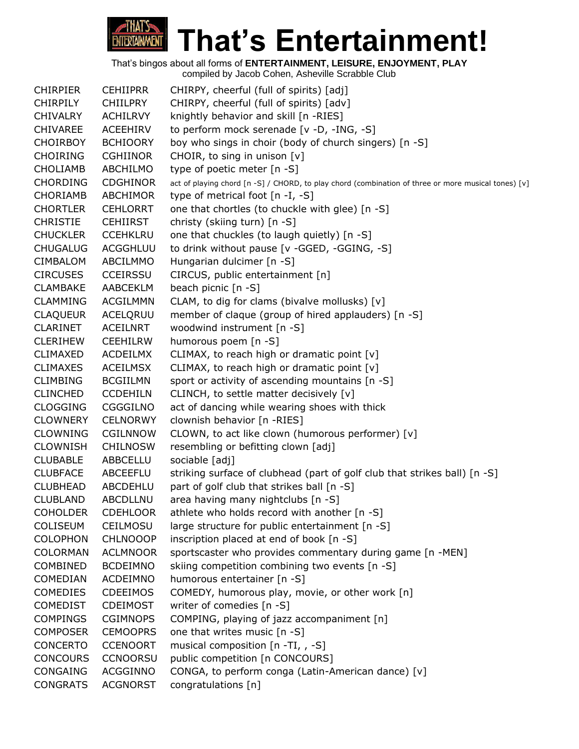# That's Entertainment!

That's bingos about all forms of **ENTERTAINMENT, LEISURE, ENJOYMENT, PLAY**
compiled by Jacob Cohen, Asheville Scrabble Club

| | | |
|---|---|---|
| CHIRPIER | CEHIIPRR | CHIRPY, cheerful (full of spirits) [adj] |
| CHIRPILY | CHIILPRY | CHIRPY, cheerful (full of spirits) [adv] |
| CHIVALRY | ACHILRVY | knightly behavior and skill [n -RIES] |
| CHIVAREE | ACEEHIRV | to perform mock serenade [v -D, -ING, -S] |
| CHOIRBOY | BCHIOORY | boy who sings in choir (body of church singers) [n -S] |
| CHOIRING | CGHIINOR | CHOIR, to sing in unison [v] |
| CHOLIAMB | ABCHILMO | type of poetic meter [n -S] |
| CHORDING | CDGHINOR | act of playing chord [n -S] / CHORD, to play chord (combination of three or more musical tones) [v] |
| CHORIAMB | ABCHIMOR | type of metrical foot [n -I, -S] |
| CHORTLER | CEHLORRT | one that chortles (to chuckle with glee) [n -S] |
| CHRISTIE | CEHIIRST | christy (skiing turn) [n -S] |
| CHUCKLER | CCEHKLRU | one that chuckles (to laugh quietly) [n -S] |
| CHUGALUG | ACGGHLUU | to drink without pause [v -GGED, -GGING, -S] |
| CIMBALOM | ABCILMMO | Hungarian dulcimer [n -S] |
| CIRCUSES | CCEIRSSU | CIRCUS, public entertainment [n] |
| CLAMBAKE | AABCEKLM | beach picnic [n -S] |
| CLAMMING | ACGILMMN | CLAM, to dig for clams (bivalve mollusks) [v] |
| CLAQUEUR | ACELQRUU | member of claque (group of hired applauders) [n -S] |
| CLARINET | ACEILNRT | woodwind instrument [n -S] |
| CLERIHEW | CEEHILRW | humorous poem [n -S] |
| CLIMAXED | ACDEILMX | CLIMAX, to reach high or dramatic point [v] |
| CLIMAXES | ACEILMSX | CLIMAX, to reach high or dramatic point [v] |
| CLIMBING | BCGIILMN | sport or activity of ascending mountains [n -S] |
| CLINCHED | CCDEHILN | CLINCH, to settle matter decisively [v] |
| CLOGGING | CGGGILNO | act of dancing while wearing shoes with thick |
| CLOWNERY | CELNORWY | clownish behavior [n -RIES] |
| CLOWNING | CGILNNOW | CLOWN, to act like clown (humorous performer) [v] |
| CLOWNISH | CHILNOSW | resembling or befitting clown [adj] |
| CLUBABLE | ABBCELLU | sociable [adj] |
| CLUBFACE | ABCEEFLU | striking surface of clubhead (part of golf club that strikes ball) [n -S] |
| CLUBHEAD | ABCDEHLU | part of golf club that strikes ball [n -S] |
| CLUBLAND | ABCDLLNU | area having many nightclubs [n -S] |
| COHOLDER | CDEHLOOR | athlete who holds record with another [n -S] |
| COLISEUM | CEILMOSU | large structure for public entertainment [n -S] |
| COLOPHON | CHLNOOOP | inscription placed at end of book [n -S] |
| COLORMAN | ACLMNOOR | sportscaster who provides commentary during game [n -MEN] |
| COMBINED | BCDEIMNO | skiing competition combining two events [n -S] |
| COMEDIAN | ACDEIMNO | humorous entertainer [n -S] |
| COMEDIES | CDEEIMOS | COMEDY, humorous play, movie, or other work [n] |
| COMEDIST | CDEIMOST | writer of comedies [n -S] |
| COMPINGS | CGIMNOPS | COMPING, playing of jazz accompaniment [n] |
| COMPOSER | CEMOOPRS | one that writes music [n -S] |
| CONCERTO | CCENOORT | musical composition [n -TI, , -S] |
| CONCOURS | CCNOORSU | public competition [n CONCOURS] |
| CONGAING | ACGGINNO | CONGA, to perform conga (Latin-American dance) [v] |
| CONGRATS | ACGNORST | congratulations [n] |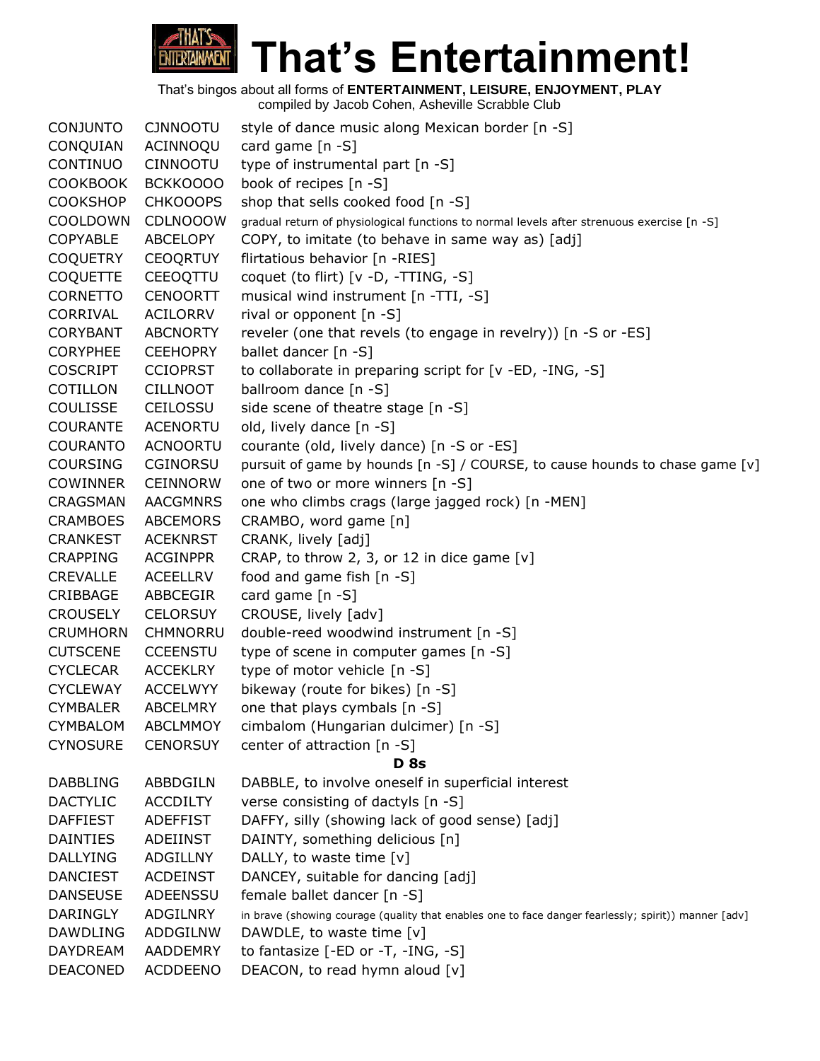# That's Entertainment!

That's bingos about all forms of **ENTERTAINMENT, LEISURE, ENJOYMENT, PLAY**
compiled by Jacob Cohen, Asheville Scrabble Club

| | | |
|---|---|---|
| CONJUNTO | CJNNOOTU | style of dance music along Mexican border [n -S] |
| CONQUIAN | ACINNOQU | card game [n -S] |
| CONTINUO | CINNOOTU | type of instrumental part [n -S] |
| COOKBOOK | BCKKOOOO | book of recipes [n -S] |
| COOKSHOP | CHKOOOPS | shop that sells cooked food [n -S] |
| COOLDOWN | CDLNOOOW | gradual return of physiological functions to normal levels after strenuous exercise [n -S] |
| COPYABLE | ABCELOPY | COPY, to imitate (to behave in same way as) [adj] |
| COQUETRY | CEOQRTUY | flirtatious behavior [n -RIES] |
| COQUETTE | CEEOQTTU | coquet (to flirt) [v -D, -TTING, -S] |
| CORNETTO | CENOORTT | musical wind instrument [n -TTI, -S] |
| CORRIVAL | ACILORRV | rival or opponent [n -S] |
| CORYBANT | ABCNORTY | reveler (one that revels (to engage in revelry)) [n -S or -ES] |
| CORYPHEE | CEEHOPRY | ballet dancer [n -S] |
| COSCRIPT | CCIOPRST | to collaborate in preparing script for [v -ED, -ING, -S] |
| COTILLON | CILLNOOT | ballroom dance [n -S] |
| COULISSE | CEILOSSU | side scene of theatre stage [n -S] |
| COURANTE | ACENORTU | old, lively dance [n -S] |
| COURANTO | ACNOORTU | courante (old, lively dance) [n -S or -ES] |
| COURSING | CGINORSU | pursuit of game by hounds [n -S] / COURSE, to cause hounds to chase game [v] |
| COWINNER | CEINNORW | one of two or more winners [n -S] |
| CRAGSMAN | AACGMNRS | one who climbs crags (large jagged rock) [n -MEN] |
| CRAMBOES | ABCEMORS | CRAMBO, word game [n] |
| CRANKEST | ACEKNRST | CRANK, lively [adj] |
| CRAPPING | ACGINPPR | CRAP, to throw 2, 3, or 12 in dice game [v] |
| CREVALLE | ACEELLRV | food and game fish [n -S] |
| CRIBBAGE | ABBCEGIR | card game [n -S] |
| CROUSELY | CELORSUY | CROUSE, lively [adv] |
| CRUMHORN | CHMNORRU | double-reed woodwind instrument [n -S] |
| CUTSCENE | CCEENSTU | type of scene in computer games [n -S] |
| CYCLECAR | ACCEKLRY | type of motor vehicle [n -S] |
| CYCLEWAY | ACCELWYY | bikeway (route for bikes) [n -S] |
| CYMBALER | ABCELMRY | one that plays cymbals [n -S] |
| CYMBALOM | ABCLMMOY | cimbalom (Hungarian dulcimer) [n -S] |
| CYNOSURE | CENORSUY | center of attraction [n -S] |

**D 8s**

| | | |
|---|---|---|
| DABBLING | ABBDGILN | DABBLE, to involve oneself in superficial interest |
| DACTYLIC | ACCDILTY | verse consisting of dactyls [n -S] |
| DAFFIEST | ADEFFIST | DAFFY, silly (showing lack of good sense) [adj] |
| DAINTIES | ADEIINST | DAINTY, something delicious [n] |
| DALLYING | ADGILLNY | DALLY, to waste time [v] |
| DANCIEST | ACDEINST | DANCEY, suitable for dancing [adj] |
| DANSEUSE | ADEENSSU | female ballet dancer [n -S] |
| DARINGLY | ADGILNRY | in brave (showing courage (quality that enables one to face danger fearlessly; spirit)) manner [adv] |
| DAWDLING | ADDGILNW | DAWDLE, to waste time [v] |
| DAYDREAM | AADDEMRY | to fantasize [-ED or -T, -ING, -S] |
| DEACONED | ACDDEENO | DEACON, to read hymn aloud [v] |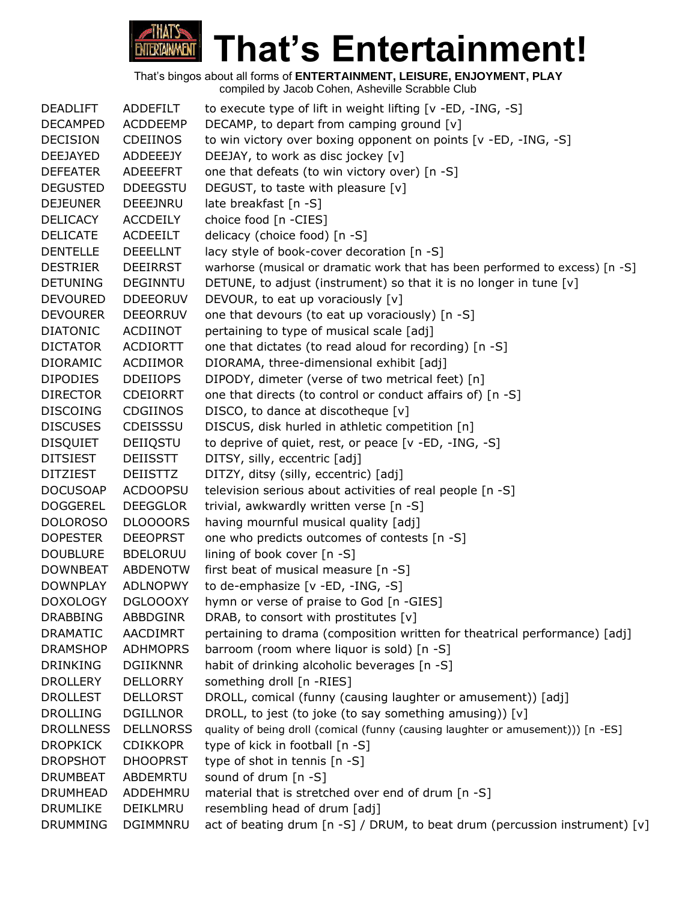# That's Entertainment!

That's bingos about all forms of **ENTERTAINMENT, LEISURE, ENJOYMENT, PLAY**
compiled by Jacob Cohen, Asheville Scrabble Club

| | | |
|---|---|---|
| DEADLIFT | ADDEFILT | to execute type of lift in weight lifting [v -ED, -ING, -S] |
| DECAMPED | ACDDEEMP | DECAMP, to depart from camping ground [v] |
| DECISION | CDEIINOS | to win victory over boxing opponent on points [v -ED, -ING, -S] |
| DEEJAYED | ADDEEEJY | DEEJAY, to work as disc jockey [v] |
| DEFEATER | ADEEEFRT | one that defeats (to win victory over) [n -S] |
| DEGUSTED | DDEEGSTU | DEGUST, to taste with pleasure [v] |
| DEJEUNER | DEEEJNRU | late breakfast [n -S] |
| DELICACY | ACCDEILY | choice food [n -CIES] |
| DELICATE | ACDEEILT | delicacy (choice food) [n -S] |
| DENTELLE | DEEELLNT | lacy style of book-cover decoration [n -S] |
| DESTRIER | DEEIRRST | warhorse (musical or dramatic work that has been performed to excess) [n -S] |
| DETUNING | DEGINNTU | DETUNE, to adjust (instrument) so that it is no longer in tune [v] |
| DEVOURED | DDEEORUV | DEVOUR, to eat up voraciously [v] |
| DEVOURER | DEEORRUV | one that devours (to eat up voraciously) [n -S] |
| DIATONIC | ACDIINOT | pertaining to type of musical scale [adj] |
| DICTATOR | ACDIORTT | one that dictates (to read aloud for recording) [n -S] |
| DIORAMIC | ACDIIMOR | DIORAMA, three-dimensional exhibit [adj] |
| DIPODIES | DDEIIOPS | DIPODY, dimeter (verse of two metrical feet) [n] |
| DIRECTOR | CDEIORRT | one that directs (to control or conduct affairs of) [n -S] |
| DISCOING | CDGIINOS | DISCO, to dance at discotheque [v] |
| DISCUSES | CDEISSSU | DISCUS, disk hurled in athletic competition [n] |
| DISQUIET | DEIIQSTU | to deprive of quiet, rest, or peace [v -ED, -ING, -S] |
| DITSIEST | DEIISSTT | DITSY, silly, eccentric [adj] |
| DITZIEST | DEIISTTZ | DITZY, ditsy (silly, eccentric) [adj] |
| DOCUSOAP | ACDOOPSU | television serious about activities of real people [n -S] |
| DOGGEREL | DEEGGLOR | trivial, awkwardly written verse [n -S] |
| DOLOROSO | DLOOOORS | having mournful musical quality [adj] |
| DOPESTER | DEEOPRST | one who predicts outcomes of contests [n -S] |
| DOUBLURE | BDELORUU | lining of book cover [n -S] |
| DOWNBEAT | ABDENOTW | first beat of musical measure [n -S] |
| DOWNPLAY | ADLNOPWY | to de-emphasize [v -ED, -ING, -S] |
| DOXOLOGY | DGLOOOXY | hymn or verse of praise to God [n -GIES] |
| DRABBING | ABBDGINR | DRAB, to consort with prostitutes [v] |
| DRAMATIC | AACDIMRT | pertaining to drama (composition written for theatrical performance) [adj] |
| DRAMSHOP | ADHMOPRS | barroom (room where liquor is sold) [n -S] |
| DRINKING | DGIIKNNR | habit of drinking alcoholic beverages [n -S] |
| DROLLERY | DELLORRY | something droll [n -RIES] |
| DROLLEST | DELLORST | DROLL, comical (funny (causing laughter or amusement)) [adj] |
| DROLLING | DGILLNOR | DROLL, to jest (to joke (to say something amusing)) [v] |
| DROLLNESS | DELLNORSS | quality of being droll (comical (funny (causing laughter or amusement))) [n -ES] |
| DROPKICK | CDIKKOPR | type of kick in football [n -S] |
| DROPSHOT | DHOOPRST | type of shot in tennis [n -S] |
| DRUMBEAT | ABDEMRTU | sound of drum [n -S] |
| DRUMHEAD | ADDEHMRU | material that is stretched over end of drum [n -S] |
| DRUMLIKE | DEIKLMRU | resembling head of drum [adj] |
| DRUMMING | DGIMMNRU | act of beating drum [n -S] / DRUM, to beat drum (percussion instrument) [v] |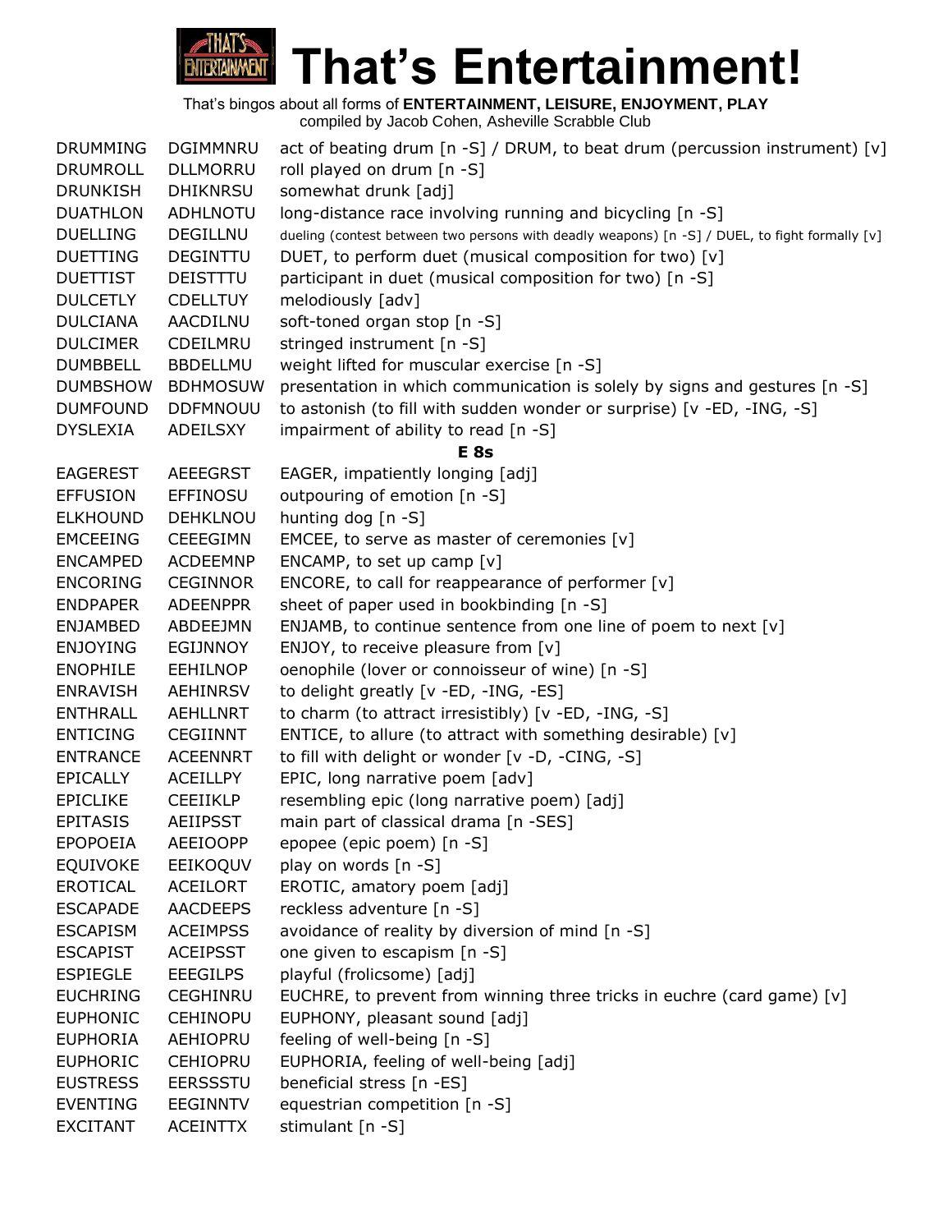# That's Entertainment!

That's bingos about all forms of **ENTERTAINMENT, LEISURE, ENJOYMENT, PLAY**
compiled by Jacob Cohen, Asheville Scrabble Club

| | | |
|---|---|---|
| DRUMMING | DGIMMNRU | act of beating drum [n -S] / DRUM, to beat drum (percussion instrument) [v] |
| DRUMROLL | DLLMORRU | roll played on drum [n -S] |
| DRUNKISH | DHIKNRSU | somewhat drunk [adj] |
| DUATHLON | ADHLNOTU | long-distance race involving running and bicycling [n -S] |
| DUELLING | DEGILLNU | dueling (contest between two persons with deadly weapons) [n -S] / DUEL, to fight formally [v] |
| DUETTING | DEGINTTU | DUET, to perform duet (musical composition for two) [v] |
| DUETTIST | DEISTTTU | participant in duet (musical composition for two) [n -S] |
| DULCETLY | CDELLTUY | melodiously [adv] |
| DULCIANA | AACDILNU | soft-toned organ stop [n -S] |
| DULCIMER | CDEILMRU | stringed instrument [n -S] |
| DUMBBELL | BBDELLMU | weight lifted for muscular exercise [n -S] |
| DUMBSHOW | BDHMOSUW | presentation in which communication is solely by signs and gestures [n -S] |
| DUMFOUND | DDFMNOUU | to astonish (to fill with sudden wonder or surprise) [v -ED, -ING, -S] |
| DYSLEXIA | ADEILSXY | impairment of ability to read [n -S] |

**E 8s**

| | | |
|---|---|---|
| EAGEREST | AEEEGRST | EAGER, impatiently longing [adj] |
| EFFUSION | EFFINOSU | outpouring of emotion [n -S] |
| ELKHOUND | DEHKLNOU | hunting dog [n -S] |
| EMCEEING | CEEEGIMN | EMCEE, to serve as master of ceremonies [v] |
| ENCAMPED | ACDEEMNP | ENCAMP, to set up camp [v] |
| ENCORING | CEGINNOR | ENCORE, to call for reappearance of performer [v] |
| ENDPAPER | ADEENPPR | sheet of paper used in bookbinding [n -S] |
| ENJAMBED | ABDEEJMN | ENJAMB, to continue sentence from one line of poem to next [v] |
| ENJOYING | EGIJNNOY | ENJOY, to receive pleasure from [v] |
| ENOPHILE | EEHILNOP | oenophile (lover or connoisseur of wine) [n -S] |
| ENRAVISH | AEHINRSV | to delight greatly [v -ED, -ING, -ES] |
| ENTHRALL | AEHLLNRT | to charm (to attract irresistibly) [v -ED, -ING, -S] |
| ENTICING | CEGIINNT | ENTICE, to allure (to attract with something desirable) [v] |
| ENTRANCE | ACEENNRT | to fill with delight or wonder [v -D, -CING, -S] |
| EPICALLY | ACEILLPY | EPIC, long narrative poem [adv] |
| EPICLIKE | CEEIIKLP | resembling epic (long narrative poem) [adj] |
| EPITASIS | AEIIPSST | main part of classical drama [n -SES] |
| EPOPOEIA | AEEIOOPP | epopee (epic poem) [n -S] |
| EQUIVOKE | EEIKOQUV | play on words [n -S] |
| EROTICAL | ACEILORT | EROTIC, amatory poem [adj] |
| ESCAPADE | AACDEEPS | reckless adventure [n -S] |
| ESCAPISM | ACEIMPSS | avoidance of reality by diversion of mind [n -S] |
| ESCAPIST | ACEIPSST | one given to escapism [n -S] |
| ESPIEGLE | EEEGILPS | playful (frolicsome) [adj] |
| EUCHRING | CEGHINRU | EUCHRE, to prevent from winning three tricks in euchre (card game) [v] |
| EUPHONIC | CEHINOPU | EUPHONY, pleasant sound [adj] |
| EUPHORIA | AEHIOPRU | feeling of well-being [n -S] |
| EUPHORIC | CEHIOPRU | EUPHORIA, feeling of well-being [adj] |
| EUSTRESS | EERSSSTU | beneficial stress [n -ES] |
| EVENTING | EEGINNTV | equestrian competition [n -S] |
| EXCITANT | ACEINTTX | stimulant [n -S] |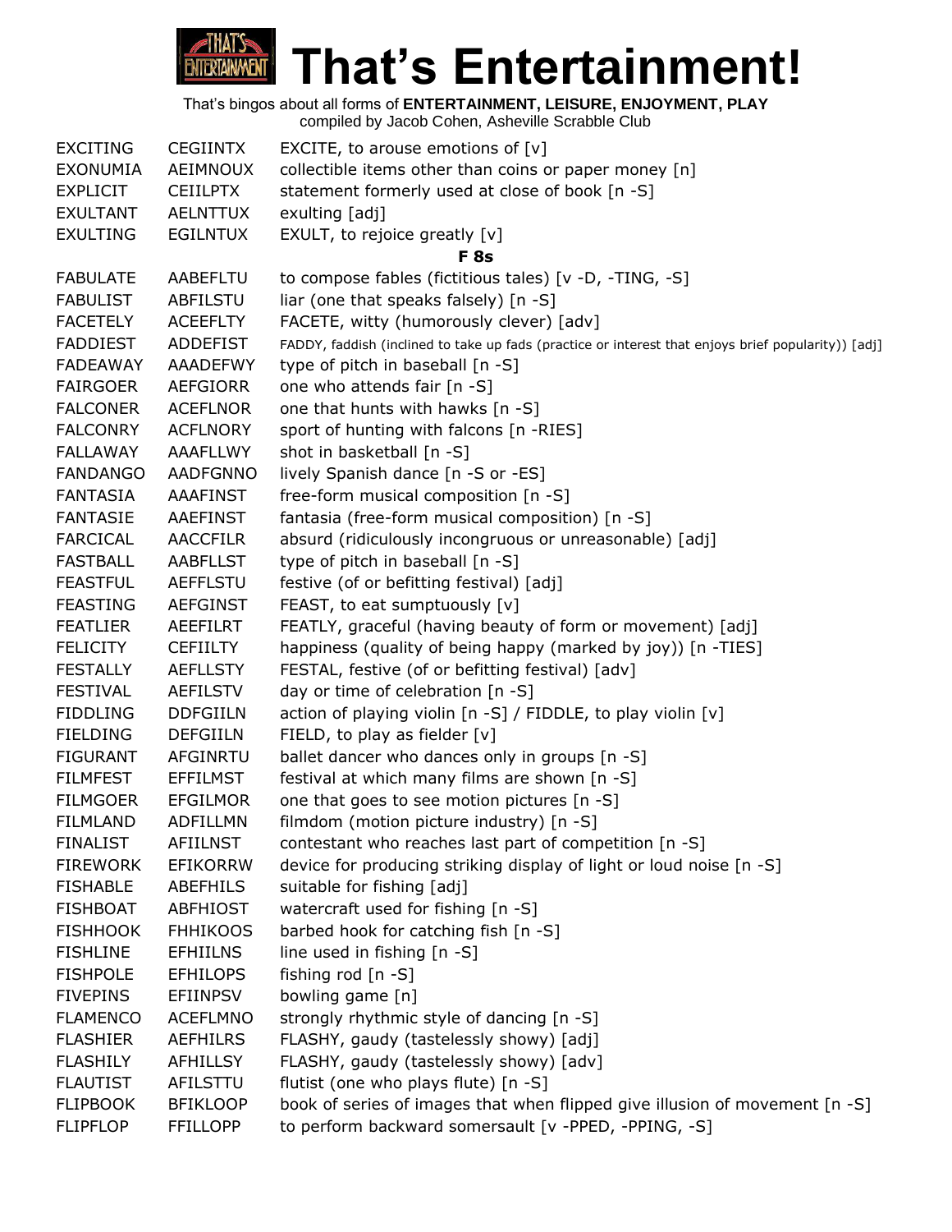# That's Entertainment!

That's bingos about all forms of **ENTERTAINMENT, LEISURE, ENJOYMENT, PLAY**
compiled by Jacob Cohen, Asheville Scrabble Club

| | | |
|---|---|---|
| EXCITING | CEGIINTX | EXCITE, to arouse emotions of [v] |
| EXONUMIA | AEIMNOUX | collectible items other than coins or paper money [n] |
| EXPLICIT | CEIILPTX | statement formerly used at close of book [n -S] |
| EXULTANT | AELNTTUX | exulting [adj] |
| EXULTING | EGILNTUX | EXULT, to rejoice greatly [v] |
| | | **F 8s** |
| FABULATE | AABEFLTU | to compose fables (fictitious tales) [v -D, -TING, -S] |
| FABULIST | ABFILSTU | liar (one that speaks falsely) [n -S] |
| FACETELY | ACEEFLTY | FACETE, witty (humorously clever) [adv] |
| FADDIEST | ADDEFIST | FADDY, faddish (inclined to take up fads (practice or interest that enjoys brief popularity)) [adj] |
| FADEAWAY | AAADEFWY | type of pitch in baseball [n -S] |
| FAIRGOER | AEFGIORR | one who attends fair [n -S] |
| FALCONER | ACEFLNOR | one that hunts with hawks [n -S] |
| FALCONRY | ACFLNORY | sport of hunting with falcons [n -RIES] |
| FALLAWAY | AAAFLLWY | shot in basketball [n -S] |
| FANDANGO | AADFGNNO | lively Spanish dance [n -S or -ES] |
| FANTASIA | AAAFINST | free-form musical composition [n -S] |
| FANTASIE | AAEFINST | fantasia (free-form musical composition) [n -S] |
| FARCICAL | AACCFILR | absurd (ridiculously incongruous or unreasonable) [adj] |
| FASTBALL | AABFLLST | type of pitch in baseball [n -S] |
| FEASTFUL | AEFFLSTU | festive (of or befitting festival) [adj] |
| FEASTING | AEFGINST | FEAST, to eat sumptuously [v] |
| FEATLIER | AEEFILRT | FEATLY, graceful (having beauty of form or movement) [adj] |
| FELICITY | CEFIILTY | happiness (quality of being happy (marked by joy)) [n -TIES] |
| FESTALLY | AEFLLSTY | FESTAL, festive (of or befitting festival) [adv] |
| FESTIVAL | AEFILSTV | day or time of celebration [n -S] |
| FIDDLING | DDFGIILN | action of playing violin [n -S] / FIDDLE, to play violin [v] |
| FIELDING | DEFGIILN | FIELD, to play as fielder [v] |
| FIGURANT | AFGINRTU | ballet dancer who dances only in groups [n -S] |
| FILMFEST | EFFILMST | festival at which many films are shown [n -S] |
| FILMGOER | EFGILMOR | one that goes to see motion pictures [n -S] |
| FILMLAND | ADFILLMN | filmdom (motion picture industry) [n -S] |
| FINALIST | AFIILNST | contestant who reaches last part of competition [n -S] |
| FIREWORK | EFIKORRW | device for producing striking display of light or loud noise [n -S] |
| FISHABLE | ABEFHILS | suitable for fishing [adj] |
| FISHBOAT | ABFHIOST | watercraft used for fishing [n -S] |
| FISHHOOK | FHHIKOOS | barbed hook for catching fish [n -S] |
| FISHLINE | EFHIILNS | line used in fishing [n -S] |
| FISHPOLE | EFHILOPS | fishing rod [n -S] |
| FIVEPINS | EFIINPSV | bowling game [n] |
| FLAMENCO | ACEFLMNO | strongly rhythmic style of dancing [n -S] |
| FLASHIER | AEFHILRS | FLASHY, gaudy (tastelessly showy) [adj] |
| FLASHILY | AFHILLSY | FLASHY, gaudy (tastelessly showy) [adv] |
| FLAUTIST | AFILSTTU | flutist (one who plays flute) [n -S] |
| FLIPBOOK | BFIKLOOP | book of series of images that when flipped give illusion of movement [n -S] |
| FLIPFLOP | FFILLOPP | to perform backward somersault [v -PPED, -PPING, -S] |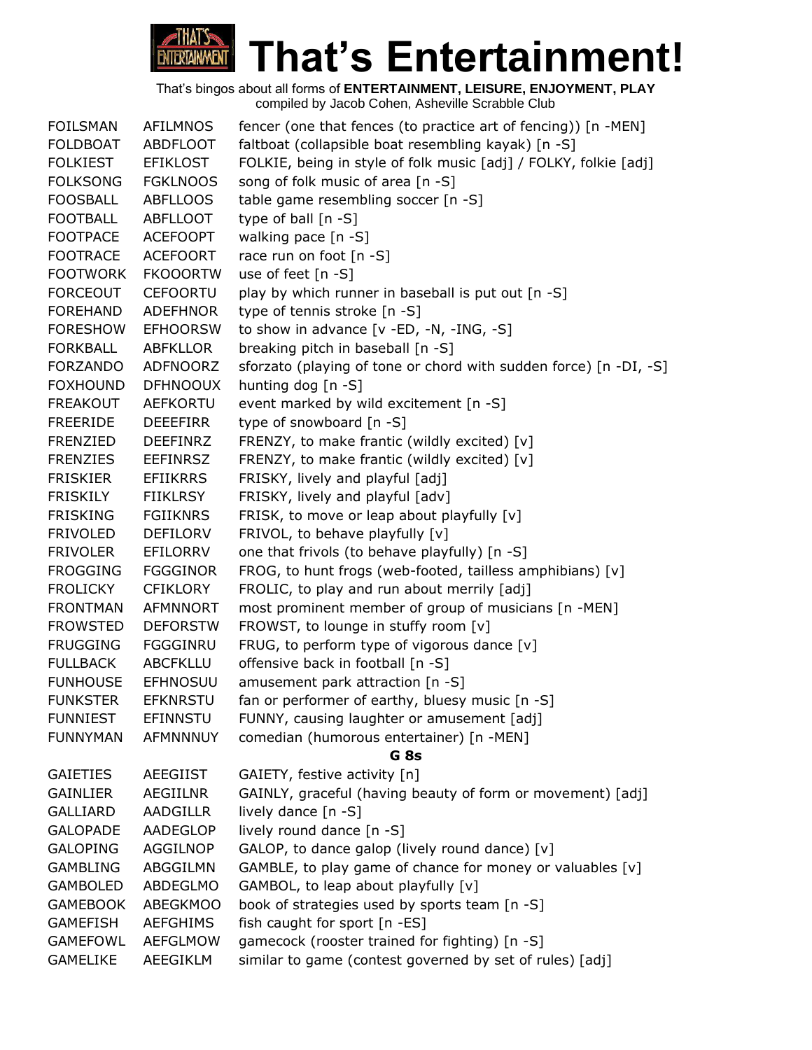# That's Entertainment!

That's bingos about all forms of **ENTERTAINMENT, LEISURE, ENJOYMENT, PLAY**
compiled by Jacob Cohen, Asheville Scrabble Club

| | | |
|---|---|---|
| FOILSMAN | AFILMNOS | fencer (one that fences (to practice art of fencing)) [n -MEN] |
| FOLDBOAT | ABDFLOOT | faltboat (collapsible boat resembling kayak) [n -S] |
| FOLKIEST | EFIKLOST | FOLKIE, being in style of folk music [adj] / FOLKY, folkie [adj] |
| FOLKSONG | FGKLNOOS | song of folk music of area [n -S] |
| FOOSBALL | ABFLLOOS | table game resembling soccer [n -S] |
| FOOTBALL | ABFLLOOT | type of ball [n -S] |
| FOOTPACE | ACEFOOPT | walking pace [n -S] |
| FOOTRACE | ACEFOORT | race run on foot [n -S] |
| FOOTWORK | FKOOORTW | use of feet [n -S] |
| FORCEOUT | CEFOORTU | play by which runner in baseball is put out [n -S] |
| FOREHAND | ADEFHNOR | type of tennis stroke [n -S] |
| FORESHOW | EFHOORSW | to show in advance [v -ED, -N, -ING, -S] |
| FORKBALL | ABFKLLOR | breaking pitch in baseball [n -S] |
| FORZANDO | ADFNOORZ | sforzato (playing of tone or chord with sudden force) [n -DI, -S] |
| FOXHOUND | DFHNOOUX | hunting dog [n -S] |
| FREAKOUT | AEFKORTU | event marked by wild excitement [n -S] |
| FREERIDE | DEEEFIRR | type of snowboard [n -S] |
| FRENZIED | DEEFINRZ | FRENZY, to make frantic (wildly excited) [v] |
| FRENZIES | EEFINRSZ | FRENZY, to make frantic (wildly excited) [v] |
| FRISKIER | EFIIKRRS | FRISKY, lively and playful [adj] |
| FRISKILY | FIIKLRSY | FRISKY, lively and playful [adv] |
| FRISKING | FGIIKNRS | FRISK, to move or leap about playfully [v] |
| FRIVOLED | DEFILORV | FRIVOL, to behave playfully [v] |
| FRIVOLER | EFILORRV | one that frivols (to behave playfully) [n -S] |
| FROGGING | FGGGINOR | FROG, to hunt frogs (web-footed, tailless amphibians) [v] |
| FROLICKY | CFIKLORY | FROLIC, to play and run about merrily [adj] |
| FRONTMAN | AFMNNORT | most prominent member of group of musicians [n -MEN] |
| FROWSTED | DEFORSTW | FROWST, to lounge in stuffy room [v] |
| FRUGGING | FGGGINRU | FRUG, to perform type of vigorous dance [v] |
| FULLBACK | ABCFKLLU | offensive back in football [n -S] |
| FUNHOUSE | EFHNOSUU | amusement park attraction [n -S] |
| FUNKSTER | EFKNRSTU | fan or performer of earthy, bluesy music [n -S] |
| FUNNIEST | EFINNSTU | FUNNY, causing laughter or amusement [adj] |
| FUNNYMAN | AFMNNNUY | comedian (humorous entertainer) [n -MEN] |

## G 8s

| | | |
|---|---|---|
| GAIETIES | AEEGIIST | GAIETY, festive activity [n] |
| GAINLIER | AEGIILNR | GAINLY, graceful (having beauty of form or movement) [adj] |
| GALLIARD | AADGILLR | lively dance [n -S] |
| GALOPADE | AADEGLOP | lively round dance [n -S] |
| GALOPING | AGGILNOP | GALOP, to dance galop (lively round dance) [v] |
| GAMBLING | ABGGILMN | GAMBLE, to play game of chance for money or valuables [v] |
| GAMBOLED | ABDEGLMO | GAMBOL, to leap about playfully [v] |
| GAMEBOOK | ABEGKMOO | book of strategies used by sports team [n -S] |
| GAMEFISH | AEFGHIMS | fish caught for sport [n -ES] |
| GAMEFOWL | AEFGLMOW | gamecock (rooster trained for fighting) [n -S] |
| GAMELIKE | AEEGIKLM | similar to game (contest governed by set of rules) [adj] |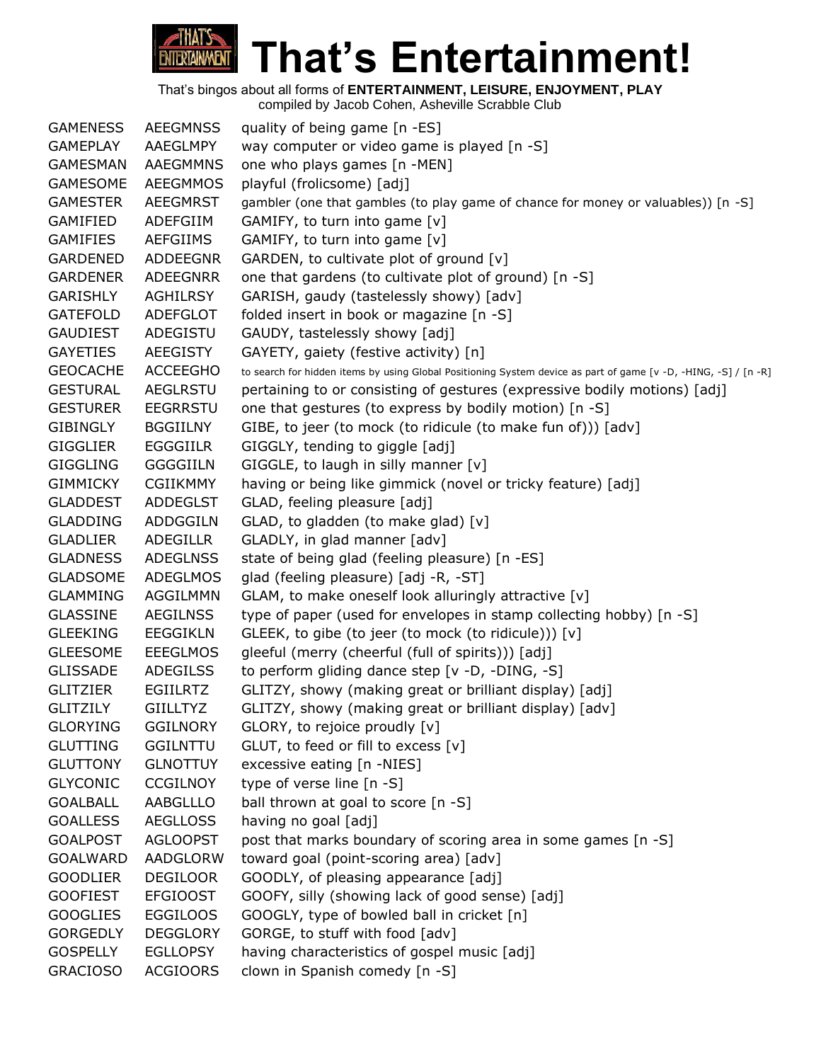# That's Entertainment!

That's bingos about all forms of **ENTERTAINMENT, LEISURE, ENJOYMENT, PLAY**
compiled by Jacob Cohen, Asheville Scrabble Club

| | | |
|---|---|---|
| GAMENESS | AEEGMNSS | quality of being game [n -ES] |
| GAMEPLAY | AAEGLMPY | way computer or video game is played [n -S] |
| GAMESMAN | AAEGMMNS | one who plays games [n -MEN] |
| GAMESOME | AEEGMMOS | playful (frolicsome) [adj] |
| GAMESTER | AEEGMRST | gambler (one that gambles (to play game of chance for money or valuables)) [n -S] |
| GAMIFIED | ADEFGIIM | GAMIFY, to turn into game [v] |
| GAMIFIES | AEFGIIMS | GAMIFY, to turn into game [v] |
| GARDENED | ADDEEGNR | GARDEN, to cultivate plot of ground [v] |
| GARDENER | ADEEGNRR | one that gardens (to cultivate plot of ground) [n -S] |
| GARISHLY | AGHILRSY | GARISH, gaudy (tastelessly showy) [adv] |
| GATEFOLD | ADEFGLOT | folded insert in book or magazine [n -S] |
| GAUDIEST | ADEGISTU | GAUDY, tastelessly showy [adj] |
| GAYETIES | AEEGISTY | GAYETY, gaiety (festive activity) [n] |
| GEOCACHE | ACCEEGHO | to search for hidden items by using Global Positioning System device as part of game [v -D, -HING, -S] / [n -R] |
| GESTURAL | AEGLRSTU | pertaining to or consisting of gestures (expressive bodily motions) [adj] |
| GESTURER | EEGRRSTU | one that gestures (to express by bodily motion) [n -S] |
| GIBINGLY | BGGIILNY | GIBE, to jeer (to mock (to ridicule (to make fun of))) [adv] |
| GIGGLIER | EGGGIILR | GIGGLY, tending to giggle [adj] |
| GIGGLING | GGGGIILN | GIGGLE, to laugh in silly manner [v] |
| GIMMICKY | CGIIKMMY | having or being like gimmick (novel or tricky feature) [adj] |
| GLADDEST | ADDEGLST | GLAD, feeling pleasure [adj] |
| GLADDING | ADDGGILN | GLAD, to gladden (to make glad) [v] |
| GLADLIER | ADEGILLR | GLADLY, in glad manner [adv] |
| GLADNESS | ADEGLNSS | state of being glad (feeling pleasure) [n -ES] |
| GLADSOME | ADEGLMOS | glad (feeling pleasure) [adj -R, -ST] |
| GLAMMING | AGGILMMN | GLAM, to make oneself look alluringly attractive [v] |
| GLASSINE | AEGILNSS | type of paper (used for envelopes in stamp collecting hobby) [n -S] |
| GLEEKING | EEGGIKLN | GLEEK, to gibe (to jeer (to mock (to ridicule))) [v] |
| GLEESOME | EEEGLMOS | gleeful (merry (cheerful (full of spirits))) [adj] |
| GLISSADE | ADEGILSS | to perform gliding dance step [v -D, -DING, -S] |
| GLITZIER | EGIILRTZ | GLITZY, showy (making great or brilliant display) [adj] |
| GLITZILY | GIILLTYZ | GLITZY, showy (making great or brilliant display) [adv] |
| GLORYING | GGILNORY | GLORY, to rejoice proudly [v] |
| GLUTTING | GGILNTTU | GLUT, to feed or fill to excess [v] |
| GLUTTONY | GLNOTTUY | excessive eating [n -NIES] |
| GLYCONIC | CCGILNOY | type of verse line [n -S] |
| GOALBALL | AABGLLLO | ball thrown at goal to score [n -S] |
| GOALLESS | AEGLLOSS | having no goal [adj] |
| GOALPOST | AGLOOPST | post that marks boundary of scoring area in some games [n -S] |
| GOALWARD | AADGLORW | toward goal (point-scoring area) [adv] |
| GOODLIER | DEGILOOR | GOODLY, of pleasing appearance [adj] |
| GOOFIEST | EFGIOOST | GOOFY, silly (showing lack of good sense) [adj] |
| GOOGLIES | EGGILOOS | GOOGLY, type of bowled ball in cricket [n] |
| GORGEDLY | DEGGLORY | GORGE, to stuff with food [adv] |
| GOSPELLY | EGLLOPSY | having characteristics of gospel music [adj] |
| GRACIOSO | ACGIOORS | clown in Spanish comedy [n -S] |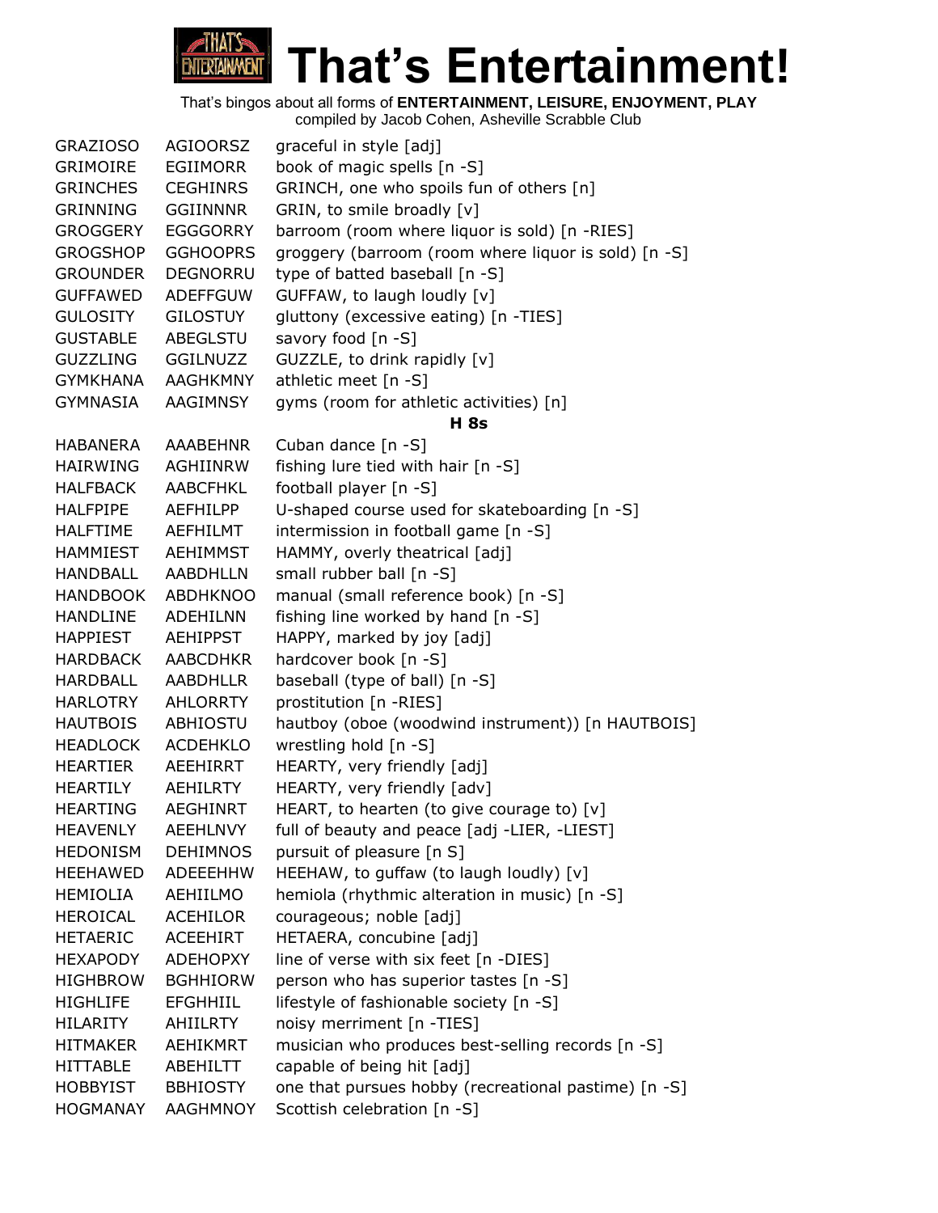# That's Entertainment!

That's bingos about all forms of **ENTERTAINMENT, LEISURE, ENJOYMENT, PLAY**
compiled by Jacob Cohen, Asheville Scrabble Club

| | | |
|---|---|---|
| GRAZIOSO | AGIOORSZ | graceful in style [adj] |
| GRIMOIRE | EGIIMORR | book of magic spells [n -S] |
| GRINCHES | CEGHINRS | GRINCH, one who spoils fun of others [n] |
| GRINNING | GGIINNNR | GRIN, to smile broadly [v] |
| GROGGERY | EGGGORRY | barroom (room where liquor is sold) [n -RIES] |
| GROGSHOP | GGHOOPRS | groggery (barroom (room where liquor is sold) [n -S] |
| GROUNDER | DEGNORRU | type of batted baseball [n -S] |
| GUFFAWED | ADEFFGUW | GUFFAW, to laugh loudly [v] |
| GULOSITY | GILOSTUY | gluttony (excessive eating) [n -TIES] |
| GUSTABLE | ABEGLSTU | savory food [n -S] |
| GUZZLING | GGILNUZZ | GUZZLE, to drink rapidly [v] |
| GYMKHANA | AAGHKMNY | athletic meet [n -S] |
| GYMNASIA | AAGIMNSY | gyms (room for athletic activities) [n] |

**H 8s**

| | | |
|---|---|---|
| HABANERA | AAABEHNR | Cuban dance [n -S] |
| HAIRWING | AGHIINRW | fishing lure tied with hair [n -S] |
| HALFBACK | AABCFHKL | football player [n -S] |
| HALFPIPE | AEFHILPP | U-shaped course used for skateboarding [n -S] |
| HALFTIME | AEFHILMT | intermission in football game [n -S] |
| HAMMIEST | AEHIMMST | HAMMY, overly theatrical [adj] |
| HANDBALL | AABDHLLN | small rubber ball [n -S] |
| HANDBOOK | ABDHKNOO | manual (small reference book) [n -S] |
| HANDLINE | ADEHILNN | fishing line worked by hand [n -S] |
| HAPPIEST | AEHIPPST | HAPPY, marked by joy [adj] |
| HARDBACK | AABCDHKR | hardcover book [n -S] |
| HARDBALL | AABDHLLR | baseball (type of ball) [n -S] |
| HARLOTRY | AHLORRTY | prostitution [n -RIES] |
| HAUTBOIS | ABHIOSTU | hautboy (oboe (woodwind instrument)) [n HAUTBOIS] |
| HEADLOCK | ACDEHKLO | wrestling hold [n -S] |
| HEARTIER | AEEHIRRT | HEARTY, very friendly [adj] |
| HEARTILY | AEHILRTY | HEARTY, very friendly [adv] |
| HEARTING | AEGHINRT | HEART, to hearten (to give courage to) [v] |
| HEAVENLY | AEEHLNVY | full of beauty and peace [adj -LIER, -LIEST] |
| HEDONISM | DEHIMNOS | pursuit of pleasure [n S] |
| HEEHAWED | ADEEEHHW | HEEHAW, to guffaw (to laugh loudly) [v] |
| HEMIOLIA | AEHIILMO | hemiola (rhythmic alteration in music) [n -S] |
| HEROICAL | ACEHILOR | courageous; noble [adj] |
| HETAERIC | ACEEHIRT | HETAERA, concubine [adj] |
| HEXAPODY | ADEHOPXY | line of verse with six feet [n -DIES] |
| HIGHBROW | BGHHIORW | person who has superior tastes [n -S] |
| HIGHLIFE | EFGHHIIL | lifestyle of fashionable society [n -S] |
| HILARITY | AHIILRTY | noisy merriment [n -TIES] |
| HITMAKER | AEHIKMRT | musician who produces best-selling records [n -S] |
| HITTABLE | ABEHILTT | capable of being hit [adj] |
| HOBBYIST | BBHIOSTY | one that pursues hobby (recreational pastime) [n -S] |
| HOGMANAY | AAGHMNOY | Scottish celebration [n -S] |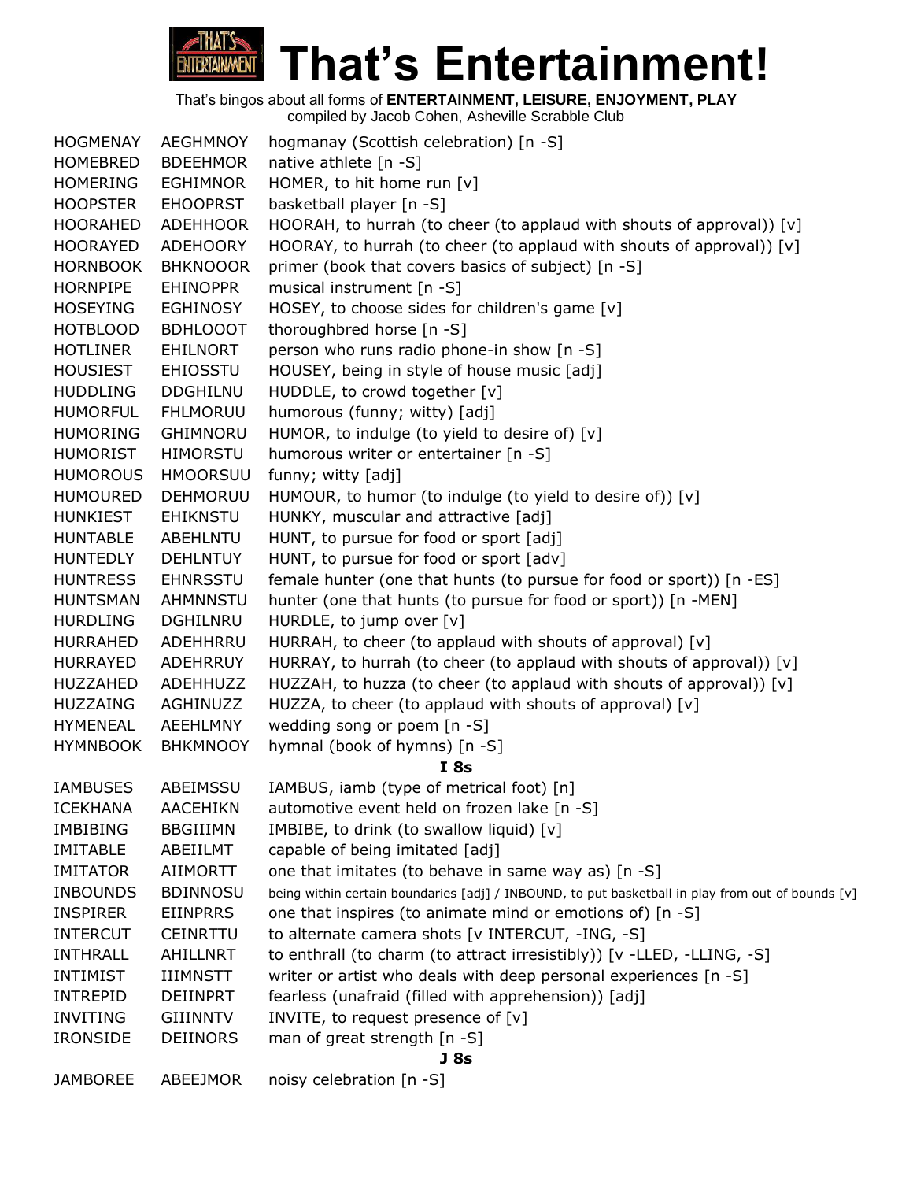# That's Entertainment!

That's bingos about all forms of **ENTERTAINMENT, LEISURE, ENJOYMENT, PLAY**
compiled by Jacob Cohen, Asheville Scrabble Club

| | | |
|---|---|---|
| HOGMENAY | AEGHMNOY | hogmanay (Scottish celebration) [n -S] |
| HOMEBRED | BDEEHMOR | native athlete [n -S] |
| HOMERING | EGHIMNOR | HOMER, to hit home run [v] |
| HOOPSTER | EHOOPRST | basketball player [n -S] |
| HOORAHED | ADEHHOOR | HOORAH, to hurrah (to cheer (to applaud with shouts of approval)) [v] |
| HOORAYED | ADEHOORY | HOORAY, to hurrah (to cheer (to applaud with shouts of approval)) [v] |
| HORNBOOK | BHKNOOOR | primer (book that covers basics of subject) [n -S] |
| HORNPIPE | EHINOPPR | musical instrument [n -S] |
| HOSEYING | EGHINOSY | HOSEY, to choose sides for children's game [v] |
| HOTBLOOD | BDHLOOOT | thoroughbred horse [n -S] |
| HOTLINER | EHILNORT | person who runs radio phone-in show [n -S] |
| HOUSIEST | EHIOSSTU | HOUSEY, being in style of house music [adj] |
| HUDDLING | DDGHILNU | HUDDLE, to crowd together [v] |
| HUMORFUL | FHLMORUU | humorous (funny; witty) [adj] |
| HUMORING | GHIMNORU | HUMOR, to indulge (to yield to desire of) [v] |
| HUMORIST | HIMORSTU | humorous writer or entertainer [n -S] |
| HUMOROUS | HMOORSUU | funny; witty [adj] |
| HUMOURED | DEHMORUU | HUMOUR, to humor (to indulge (to yield to desire of)) [v] |
| HUNKIEST | EHIKNSTU | HUNKY, muscular and attractive [adj] |
| HUNTABLE | ABEHLNTU | HUNT, to pursue for food or sport [adj] |
| HUNTEDLY | DEHLNTUY | HUNT, to pursue for food or sport [adv] |
| HUNTRESS | EHNRSSTU | female hunter (one that hunts (to pursue for food or sport)) [n -ES] |
| HUNTSMAN | AHMNNSTU | hunter (one that hunts (to pursue for food or sport)) [n -MEN] |
| HURDLING | DGHILNRU | HURDLE, to jump over [v] |
| HURRAHED | ADEHHRRU | HURRAH, to cheer (to applaud with shouts of approval) [v] |
| HURRAYED | ADEHRRUY | HURRAY, to hurrah (to cheer (to applaud with shouts of approval)) [v] |
| HUZZAHED | ADEHHUZZ | HUZZAH, to huzza (to cheer (to applaud with shouts of approval)) [v] |
| HUZZAING | AGHINUZZ | HUZZA, to cheer (to applaud with shouts of approval) [v] |
| HYMENEAL | AEEHLMNY | wedding song or poem [n -S] |
| HYMNBOOK | BHKMNOOY | hymnal (book of hymns) [n -S] |

**I 8s**

| | | |
|---|---|---|
| IAMBUSES | ABEIMSSU | IAMBUS, iamb (type of metrical foot) [n] |
| ICEKHANA | AACEHIKN | automotive event held on frozen lake [n -S] |
| IMBIBING | BBGIIIMN | IMBIBE, to drink (to swallow liquid) [v] |
| IMITABLE | ABEIILMT | capable of being imitated [adj] |
| IMITATOR | AIIMORTT | one that imitates (to behave in same way as) [n -S] |
| INBOUNDS | BDINNOSU | being within certain boundaries [adj] / INBOUND, to put basketball in play from out of bounds [v] |
| INSPIRER | EIINPRRS | one that inspires (to animate mind or emotions of) [n -S] |
| INTERCUT | CEINRTTU | to alternate camera shots [v INTERCUT, -ING, -S] |
| INTHRALL | AHILLNRT | to enthrall (to charm (to attract irresistibly)) [v -LLED, -LLING, -S] |
| INTIMIST | IIIMNSTT | writer or artist who deals with deep personal experiences [n -S] |
| INTREPID | DEIINPRT | fearless (unafraid (filled with apprehension)) [adj] |
| INVITING | GIIINNTV | INVITE, to request presence of [v] |
| IRONSIDE | DEIINORS | man of great strength [n -S] |

**J 8s**

| | | |
|---|---|---|
| JAMBOREE | ABEEJMOR | noisy celebration [n -S] |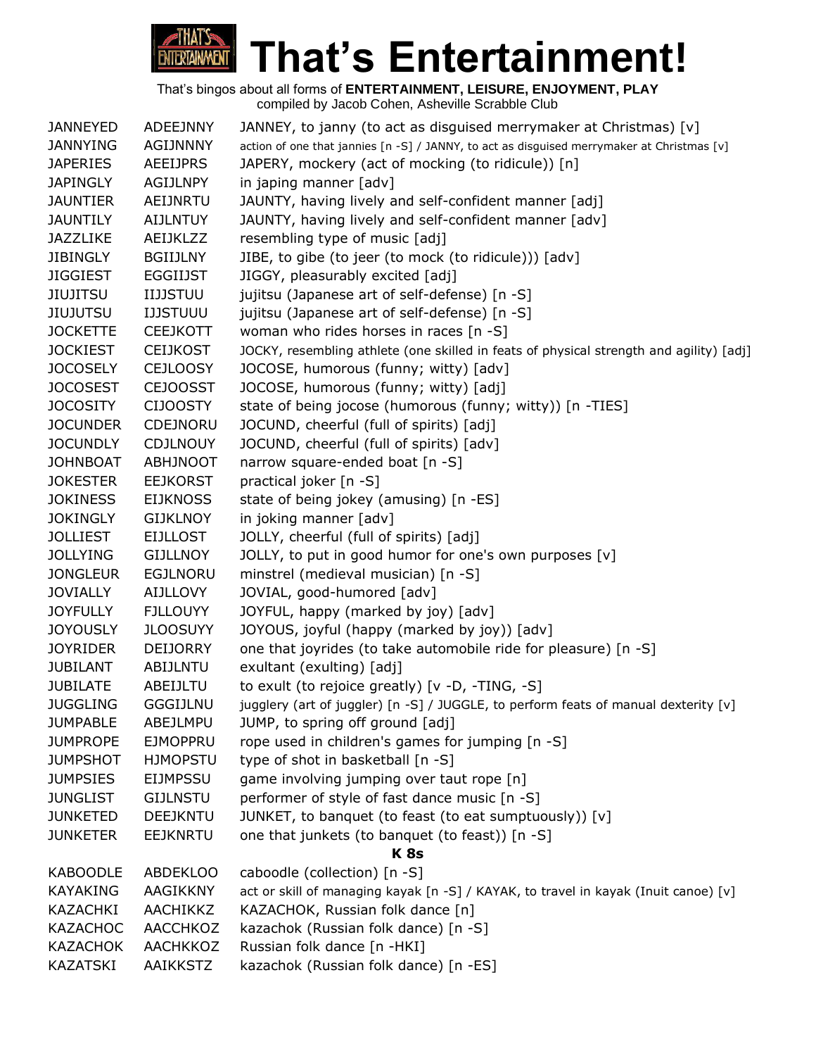# That's Entertainment!

That's bingos about all forms of **ENTERTAINMENT, LEISURE, ENJOYMENT, PLAY**
compiled by Jacob Cohen, Asheville Scrabble Club

| | | |
|---|---|---|
| JANNEYED | ADEEJNNY | JANNEY, to janny (to act as disguised merrymaker at Christmas) [v] |
| JANNYING | AGIJNNNY | action of one that jannies [n -S] / JANNY, to act as disguised merrymaker at Christmas [v] |
| JAPERIES | AEEIJPRS | JAPERY, mockery (act of mocking (to ridicule)) [n] |
| JAPINGLY | AGIJLNPY | in japing manner [adv] |
| JAUNTIER | AEIJNRTU | JAUNTY, having lively and self-confident manner [adj] |
| JAUNTILY | AIJLNTUY | JAUNTY, having lively and self-confident manner [adv] |
| JAZZLIKE | AEIJKLZZ | resembling type of music [adj] |
| JIBINGLY | BGIIJLNY | JIBE, to gibe (to jeer (to mock (to ridicule))) [adv] |
| JIGGIEST | EGGIIJST | JIGGY, pleasurably excited [adj] |
| JIUJITSU | IIJJSTUU | jujitsu (Japanese art of self-defense) [n -S] |
| JIUJUTSU | IJJSTUUU | jujitsu (Japanese art of self-defense) [n -S] |
| JOCKETTE | CEEJKOTT | woman who rides horses in races [n -S] |
| JOCKIEST | CEIJKOST | JOCKY, resembling athlete (one skilled in feats of physical strength and agility) [adj] |
| JOCOSELY | CEJLOOSY | JOCOSE, humorous (funny; witty) [adv] |
| JOCOSEST | CEJOOSST | JOCOSE, humorous (funny; witty) [adj] |
| JOCOSITY | CIJOOSTY | state of being jocose (humorous (funny; witty)) [n -TIES] |
| JOCUNDER | CDEJNORU | JOCUND, cheerful (full of spirits) [adj] |
| JOCUNDLY | CDJLNOUY | JOCUND, cheerful (full of spirits) [adv] |
| JOHNBOAT | ABHJNOOT | narrow square-ended boat [n -S] |
| JOKESTER | EEJKORST | practical joker [n -S] |
| JOKINESS | EIJKNOSS | state of being jokey (amusing) [n -ES] |
| JOKINGLY | GIJKLNOY | in joking manner [adv] |
| JOLLIEST | EIJLLOST | JOLLY, cheerful (full of spirits) [adj] |
| JOLLYING | GIJLLNOY | JOLLY, to put in good humor for one's own purposes [v] |
| JONGLEUR | EGJLNORU | minstrel (medieval musician) [n -S] |
| JOVIALLY | AIJLLOVY | JOVIAL, good-humored [adv] |
| JOYFULLY | FJLLOUYY | JOYFUL, happy (marked by joy) [adv] |
| JOYOUSLY | JLOOSUYY | JOYOUS, joyful (happy (marked by joy)) [adv] |
| JOYRIDER | DEIJORRY | one that joyrides (to take automobile ride for pleasure) [n -S] |
| JUBILANT | ABIJLNTU | exultant (exulting) [adj] |
| JUBILATE | ABEIJLTU | to exult (to rejoice greatly) [v -D, -TING, -S] |
| JUGGLING | GGGIJLNU | jugglery (art of juggler) [n -S] / JUGGLE, to perform feats of manual dexterity [v] |
| JUMPABLE | ABEJLMPU | JUMP, to spring off ground [adj] |
| JUMPROPE | EJMOPPRU | rope used in children's games for jumping [n -S] |
| JUMPSHOT | HJMOPSTU | type of shot in basketball [n -S] |
| JUMPSIES | EIJMPSSU | game involving jumping over taut rope [n] |
| JUNGLIST | GIJLNSTU | performer of style of fast dance music [n -S] |
| JUNKETED | DEEJKNTU | JUNKET, to banquet (to feast (to eat sumptuously)) [v] |
| JUNKETER | EEJKNRTU | one that junkets (to banquet (to feast)) [n -S] |

## K 8s

| | | |
|---|---|---|
| KABOODLE | ABDEKLOO | caboodle (collection) [n -S] |
| KAYAKING | AAGIKKNY | act or skill of managing kayak [n -S] / KAYAK, to travel in kayak (Inuit canoe) [v] |
| KAZACHKI | AACHIKKZ | KAZACHOK, Russian folk dance [n] |
| KAZACHOC | AACCHKOZ | kazachok (Russian folk dance) [n -S] |
| KAZACHOK | AACHKKOZ | Russian folk dance [n -HKI] |
| KAZATSKI | AAIKKSTZ | kazachok (Russian folk dance) [n -ES] |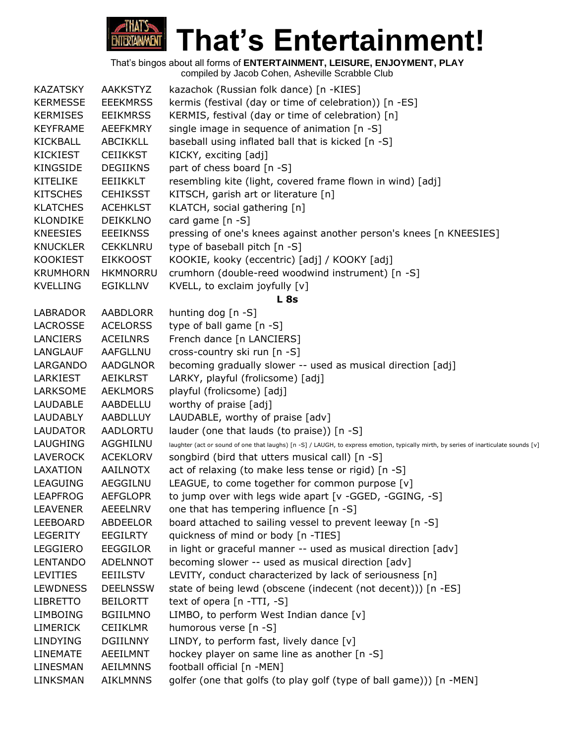# That's Entertainment!

That's bingos about all forms of **ENTERTAINMENT, LEISURE, ENJOYMENT, PLAY**
compiled by Jacob Cohen, Asheville Scrabble Club

| | | |
|---|---|---|
| KAZATSKY | AAKKSTYZ | kazachok (Russian folk dance) [n -KIES] |
| KERMESSE | EEEKMRSS | kermis (festival (day or time of celebration)) [n -ES] |
| KERMISES | EEIKMRSS | KERMIS, festival (day or time of celebration) [n] |
| KEYFRAME | AEEFKMRY | single image in sequence of animation [n -S] |
| KICKBALL | ABCIKKLL | baseball using inflated ball that is kicked [n -S] |
| KICKIEST | CEIIKKST | KICKY, exciting [adj] |
| KINGSIDE | DEGIIKNS | part of chess board [n -S] |
| KITELIKE | EEIIKKLT | resembling kite (light, covered frame flown in wind) [adj] |
| KITSCHES | CEHIKSST | KITSCH, garish art or literature [n] |
| KLATCHES | ACEHKLST | KLATCH, social gathering [n] |
| KLONDIKE | DEIKKLNO | card game [n -S] |
| KNEESIES | EEEIKNSS | pressing of one's knees against another person's knees [n KNEESIES] |
| KNUCKLER | CEKKLNRU | type of baseball pitch [n -S] |
| KOOKIEST | EIKKOOST | KOOKIE, kooky (eccentric) [adj] / KOOKY [adj] |
| KRUMHORN | HKMNORRU | crumhorn (double-reed woodwind instrument) [n -S] |
| KVELLING | EGIKLLNV | KVELL, to exclaim joyfully [v] |

**L 8s**

| | | |
|---|---|---|
| LABRADOR | AABDLORR | hunting dog [n -S] |
| LACROSSE | ACELORSS | type of ball game [n -S] |
| LANCIERS | ACEILNRS | French dance [n LANCIERS] |
| LANGLAUF | AAFGLLNU | cross-country ski run [n -S] |
| LARGANDO | AADGLNOR | becoming gradually slower -- used as musical direction [adj] |
| LARKIEST | AEIKLRST | LARKY, playful (frolicsome) [adj] |
| LARKSOME | AEKLMORS | playful (frolicsome) [adj] |
| LAUDABLE | AABDELLU | worthy of praise [adj] |
| LAUDABLY | AABDLLUY | LAUDABLE, worthy of praise [adv] |
| LAUDATOR | AADLORTU | lauder (one that lauds (to praise)) [n -S] |
| LAUGHING | AGGHILNU | laughter (act or sound of one that laughs) [n -S] / LAUGH, to express emotion, typically mirth, by series of inarticulate sounds [v] |
| LAVEROCK | ACEKLORV | songbird (bird that utters musical call) [n -S] |
| LAXATION | AAILNOTX | act of relaxing (to make less tense or rigid) [n -S] |
| LEAGUING | AEGGILNU | LEAGUE, to come together for common purpose [v] |
| LEAPFROG | AEFGLOPR | to jump over with legs wide apart [v -GGED, -GGING, -S] |
| LEAVENER | AEEELNRV | one that has tempering influence [n -S] |
| LEEBOARD | ABDEELOR | board attached to sailing vessel to prevent leeway [n -S] |
| LEGERITY | EEGILRTY | quickness of mind or body [n -TIES] |
| LEGGIERO | EEGGILOR | in light or graceful manner -- used as musical direction [adv] |
| LENTANDO | ADELNNOT | becoming slower -- used as musical direction [adv] |
| LEVITIES | EEIILSTV | LEVITY, conduct characterized by lack of seriousness [n] |
| LEWDNESS | DEELNSSW | state of being lewd (obscene (indecent (not decent))) [n -ES] |
| LIBRETTO | BEILORTT | text of opera [n -TTI, -S] |
| LIMBOING | BGIILMNO | LIMBO, to perform West Indian dance [v] |
| LIMERICK | CEIIKLMR | humorous verse [n -S] |
| LINDYING | DGIILNNY | LINDY, to perform fast, lively dance [v] |
| LINEMATE | AEEILMNT | hockey player on same line as another [n -S] |
| LINESMAN | AEILMNNS | football official [n -MEN] |
| LINKSMAN | AIKLMNNS | golfer (one that golfs (to play golf (type of ball game))) [n -MEN] |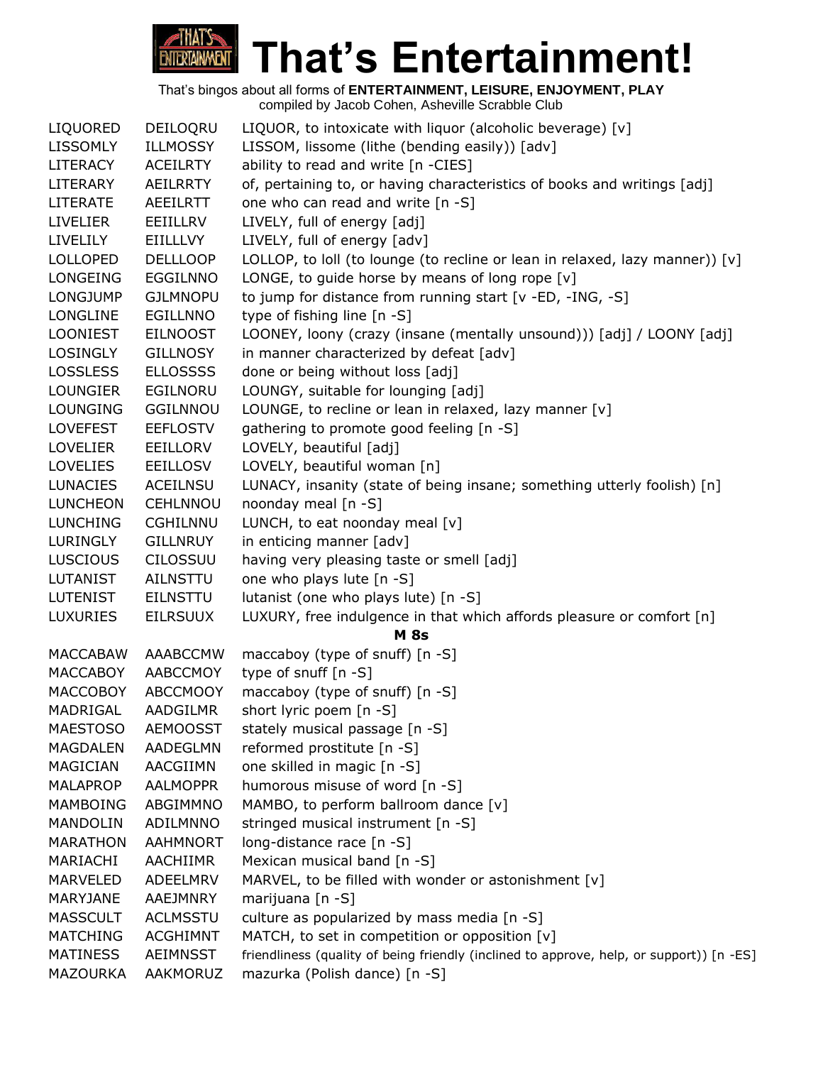# That's Entertainment!

That's bingos about all forms of **ENTERTAINMENT, LEISURE, ENJOYMENT, PLAY**
compiled by Jacob Cohen, Asheville Scrabble Club

| | | |
|---|---|---|
| LIQUORED | DEILOQRU | LIQUOR, to intoxicate with liquor (alcoholic beverage) [v] |
| LISSOMLY | ILLMOSSY | LISSOM, lissome (lithe (bending easily)) [adv] |
| LITERACY | ACEILRTY | ability to read and write [n -CIES] |
| LITERARY | AEILRRTY | of, pertaining to, or having characteristics of books and writings [adj] |
| LITERATE | AEEILRTT | one who can read and write [n -S] |
| LIVELIER | EEIILLRV | LIVELY, full of energy [adj] |
| LIVELILY | EIILLLVY | LIVELY, full of energy [adv] |
| LOLLOPED | DELLLOOP | LOLLOP, to loll (to lounge (to recline or lean in relaxed, lazy manner)) [v] |
| LONGEING | EGGILNNO | LONGE, to guide horse by means of long rope [v] |
| LONGJUMP | GJLMNOPU | to jump for distance from running start [v -ED, -ING, -S] |
| LONGLINE | EGILLNNO | type of fishing line [n -S] |
| LOONIEST | EILNOOST | LOONEY, loony (crazy (insane (mentally unsound))) [adj] / LOONY [adj] |
| LOSINGLY | GILLNOSY | in manner characterized by defeat [adv] |
| LOSSLESS | ELLOSSSS | done or being without loss [adj] |
| LOUNGIER | EGILNORU | LOUNGY, suitable for lounging [adj] |
| LOUNGING | GGILNNOU | LOUNGE, to recline or lean in relaxed, lazy manner [v] |
| LOVEFEST | EEFLOSTV | gathering to promote good feeling [n -S] |
| LOVELIER | EEILLORV | LOVELY, beautiful [adj] |
| LOVELIES | EEILLOSV | LOVELY, beautiful woman [n] |
| LUNACIES | ACEILNSU | LUNACY, insanity (state of being insane; something utterly foolish) [n] |
| LUNCHEON | CEHLNNOU | noonday meal [n -S] |
| LUNCHING | CGHILNNU | LUNCH, to eat noonday meal [v] |
| LURINGLY | GILLNRUY | in enticing manner [adv] |
| LUSCIOUS | CILOSSUU | having very pleasing taste or smell [adj] |
| LUTANIST | AILNSTTU | one who plays lute [n -S] |
| LUTENIST | EILNSTTU | lutanist (one who plays lute) [n -S] |
| LUXURIES | EILRSUUX | LUXURY, free indulgence in that which affords pleasure or comfort [n] |
| | | **M 8s** |
| MACCABAW | AAABCCMW | maccaboy (type of snuff) [n -S] |
| MACCABOY | AABCCMOY | type of snuff [n -S] |
| MACCOBOY | ABCCMOOY | maccaboy (type of snuff) [n -S] |
| MADRIGAL | AADGILMR | short lyric poem [n -S] |
| MAESTOSO | AEMOOSST | stately musical passage [n -S] |
| MAGDALEN | AADEGLMN | reformed prostitute [n -S] |
| MAGICIAN | AACGIIMN | one skilled in magic [n -S] |
| MALAPROP | AALMOPPR | humorous misuse of word [n -S] |
| MAMBOING | ABGIMMNO | MAMBO, to perform ballroom dance [v] |
| MANDOLIN | ADILMNNO | stringed musical instrument [n -S] |
| MARATHON | AAHMNORT | long-distance race [n -S] |
| MARIACHI | AACHIIMR | Mexican musical band [n -S] |
| MARVELED | ADEELMRV | MARVEL, to be filled with wonder or astonishment [v] |
| MARYJANE | AAEJMNRY | marijuana [n -S] |
| MASSCULT | ACLMSSTU | culture as popularized by mass media [n -S] |
| MATCHING | ACGHIMNT | MATCH, to set in competition or opposition [v] |
| MATINESS | AEIMNSST | friendliness (quality of being friendly (inclined to approve, help, or support)) [n -ES] |
| MAZOURKA | AAKMORUZ | mazurka (Polish dance) [n -S] |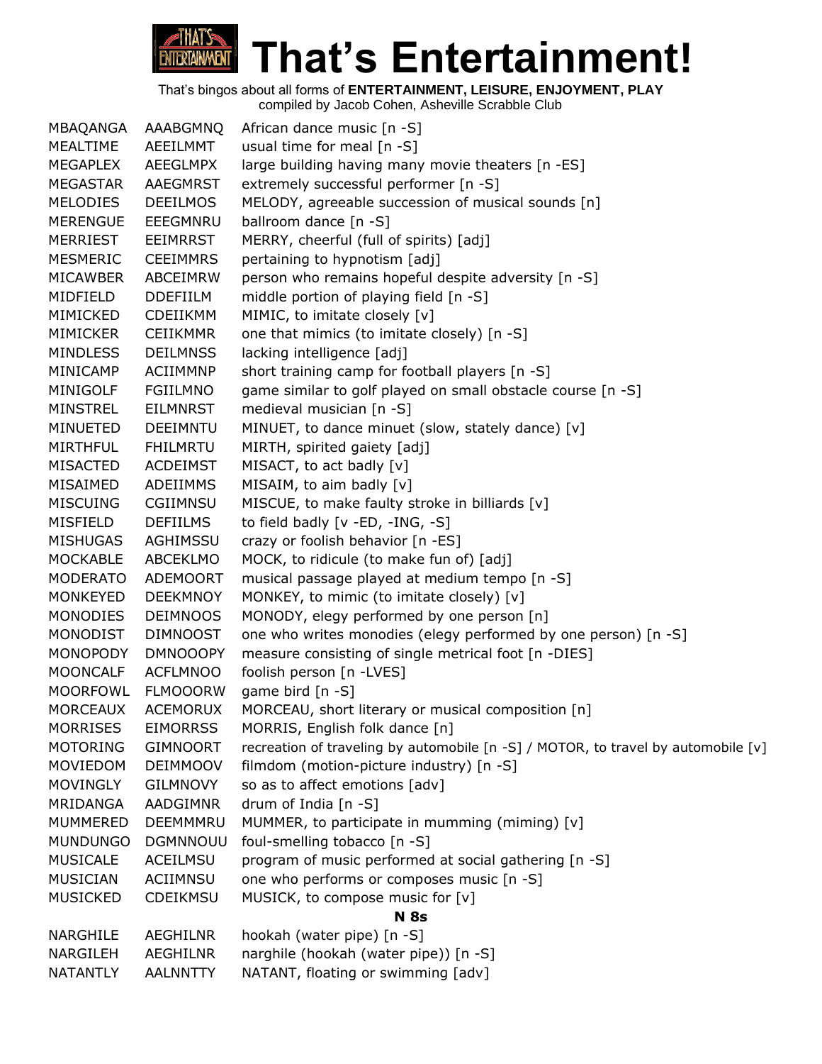# That's Entertainment!

That's bingos about all forms of **ENTERTAINMENT, LEISURE, ENJOYMENT, PLAY**
compiled by Jacob Cohen, Asheville Scrabble Club

| | | |
|---|---|---|
| MBAQANGA | AAABGMNQ | African dance music [n -S] |
| MEALTIME | AEEILMMT | usual time for meal [n -S] |
| MEGAPLEX | AEEGLMPX | large building having many movie theaters [n -ES] |
| MEGASTAR | AAEGMRST | extremely successful performer [n -S] |
| MELODIES | DEEILMOS | MELODY, agreeable succession of musical sounds [n] |
| MERENGUE | EEEGMNRU | ballroom dance [n -S] |
| MERRIEST | EEIMRRST | MERRY, cheerful (full of spirits) [adj] |
| MESMERIC | CEEIMMRS | pertaining to hypnotism [adj] |
| MICAWBER | ABCEIMRW | person who remains hopeful despite adversity [n -S] |
| MIDFIELD | DDEFIILM | middle portion of playing field [n -S] |
| MIMICKED | CDEIIKMM | MIMIC, to imitate closely [v] |
| MIMICKER | CEIIKMMR | one that mimics (to imitate closely) [n -S] |
| MINDLESS | DEILMNSS | lacking intelligence [adj] |
| MINICAMP | ACIIMMNP | short training camp for football players [n -S] |
| MINIGOLF | FGIILMNO | game similar to golf played on small obstacle course [n -S] |
| MINSTREL | EILMNRST | medieval musician [n -S] |
| MINUETED | DEEIMNTU | MINUET, to dance minuet (slow, stately dance) [v] |
| MIRTHFUL | FHILMRTU | MIRTH, spirited gaiety [adj] |
| MISACTED | ACDEIMST | MISACT, to act badly [v] |
| MISAIMED | ADEIIMMS | MISAIM, to aim badly [v] |
| MISCUING | CGIIMNSU | MISCUE, to make faulty stroke in billiards [v] |
| MISFIELD | DEFIILMS | to field badly [v -ED, -ING, -S] |
| MISHUGAS | AGHIMSSU | crazy or foolish behavior [n -ES] |
| MOCKABLE | ABCEKLMO | MOCK, to ridicule (to make fun of) [adj] |
| MODERATO | ADEMOORT | musical passage played at medium tempo [n -S] |
| MONKEYED | DEEKMNOY | MONKEY, to mimic (to imitate closely) [v] |
| MONODIES | DEIMNOOS | MONODY, elegy performed by one person [n] |
| MONODIST | DIMNOOST | one who writes monodies (elegy performed by one person) [n -S] |
| MONOPODY | DMNOOOPY | measure consisting of single metrical foot [n -DIES] |
| MOONCALF | ACFLMNOO | foolish person [n -LVES] |
| MOORFOWL | FLMOOORW | game bird [n -S] |
| MORCEAUX | ACEMORUX | MORCEAU, short literary or musical composition [n] |
| MORRISES | EIMORRSS | MORRIS, English folk dance [n] |
| MOTORING | GIMNOORT | recreation of traveling by automobile [n -S] / MOTOR, to travel by automobile [v] |
| MOVIEDOM | DEIMMOOV | filmdom (motion-picture industry) [n -S] |
| MOVINGLY | GILMNOVY | so as to affect emotions [adv] |
| MRIDANGA | AADGIMNR | drum of India [n -S] |
| MUMMERED | DEEMMMRU | MUMMER, to participate in mumming (miming) [v] |
| MUNDUNGO | DGMNNOUU | foul-smelling tobacco [n -S] |
| MUSICALE | ACEILMSU | program of music performed at social gathering [n -S] |
| MUSICIAN | ACIIMNSU | one who performs or composes music [n -S] |
| MUSICKED | CDEIKMSU | MUSICK, to compose music for [v] |
| | | **N 8s** |
| NARGHILE | AEGHILNR | hookah (water pipe) [n -S] |
| NARGILEH | AEGHILNR | narghile (hookah (water pipe)) [n -S] |
| NATANTLY | AALNNTTY | NATANT, floating or swimming [adv] |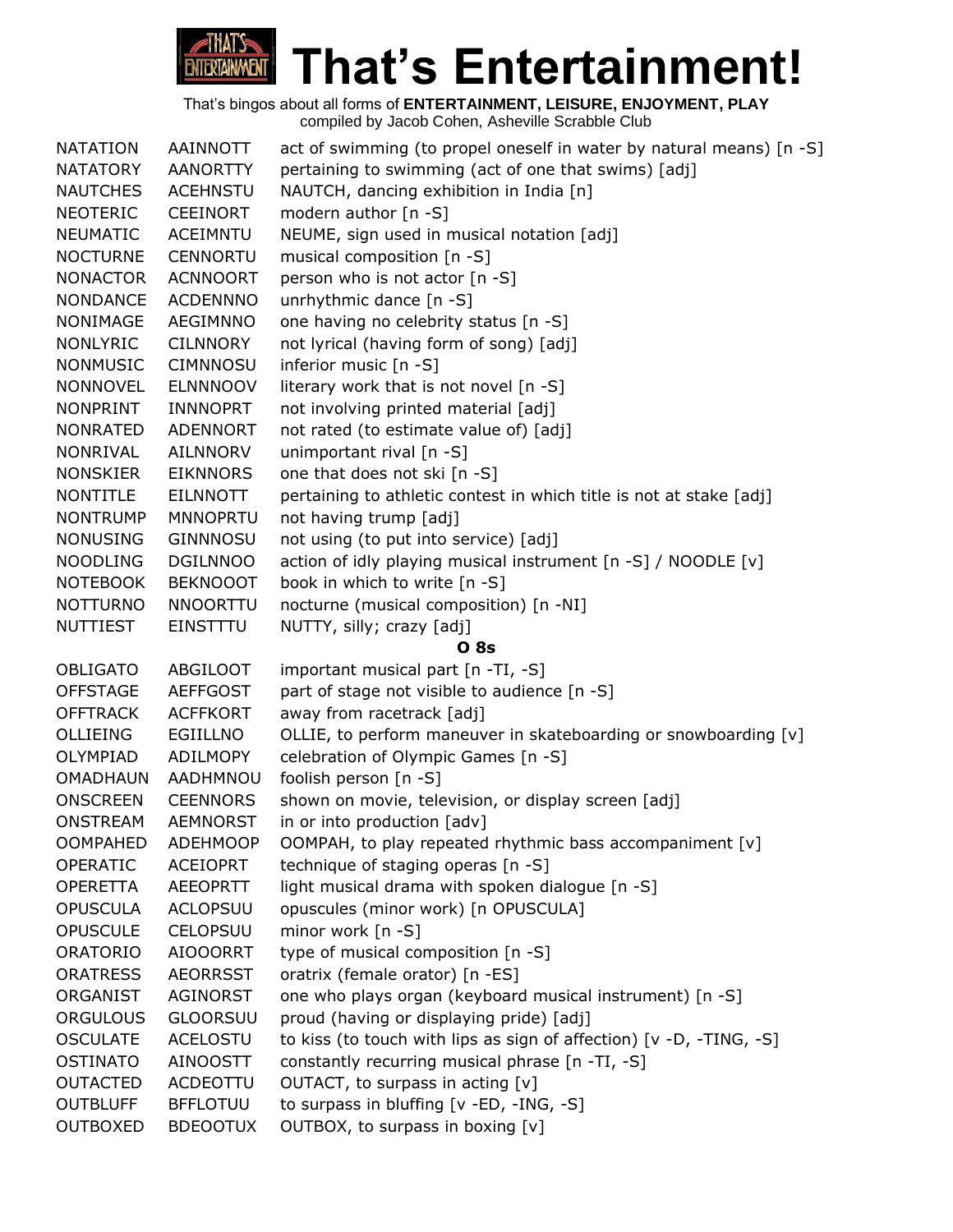# That's Entertainment!

That's bingos about all forms of **ENTERTAINMENT, LEISURE, ENJOYMENT, PLAY**
compiled by Jacob Cohen, Asheville Scrabble Club

| | | |
|---|---|---|
| NATATION | AAINNOTT | act of swimming (to propel oneself in water by natural means) [n -S] |
| NATATORY | AANORTTY | pertaining to swimming (act of one that swims) [adj] |
| NAUTCHES | ACEHNSTU | NAUTCH, dancing exhibition in India [n] |
| NEOTERIC | CEEINORT | modern author [n -S] |
| NEUMATIC | ACEIMNTU | NEUME, sign used in musical notation [adj] |
| NOCTURNE | CENNORTU | musical composition [n -S] |
| NONACTOR | ACNNOORT | person who is not actor [n -S] |
| NONDANCE | ACDENNNO | unrhythmic dance [n -S] |
| NONIMAGE | AEGIMNNO | one having no celebrity status [n -S] |
| NONLYRIC | CILNNORY | not lyrical (having form of song) [adj] |
| NONMUSIC | CIMNNOSU | inferior music [n -S] |
| NONNOVEL | ELNNNOOV | literary work that is not novel [n -S] |
| NONPRINT | INNNOPRT | not involving printed material [adj] |
| NONRATED | ADENNORT | not rated (to estimate value of) [adj] |
| NONRIVAL | AILNNORV | unimportant rival [n -S] |
| NONSKIER | EIKNNORS | one that does not ski [n -S] |
| NONTITLE | EILNNOTT | pertaining to athletic contest in which title is not at stake [adj] |
| NONTRUMP | MNNOPRTU | not having trump [adj] |
| NONUSING | GINNNOSU | not using (to put into service) [adj] |
| NOODLING | DGILNNOO | action of idly playing musical instrument [n -S] / NOODLE [v] |
| NOTEBOOK | BEKNOOOT | book in which to write [n -S] |
| NOTTURNO | NNOORTTU | nocturne (musical composition) [n -NI] |
| NUTTIEST | EINSTTTU | NUTTY, silly; crazy [adj] |

## O 8s

| | | |
|---|---|---|
| OBLIGATO | ABGILOOT | important musical part [n -TI, -S] |
| OFFSTAGE | AEFFGOST | part of stage not visible to audience [n -S] |
| OFFTRACK | ACFFKORT | away from racetrack [adj] |
| OLLIEING | EGIILLNO | OLLIE, to perform maneuver in skateboarding or snowboarding [v] |
| OLYMPIAD | ADILMOPY | celebration of Olympic Games [n -S] |
| OMADHAUN | AADHMNOU | foolish person [n -S] |
| ONSCREEN | CEENNORS | shown on movie, television, or display screen [adj] |
| ONSTREAM | AEMNORST | in or into production [adv] |
| OOMPAHED | ADEHMOOP | OOMPAH, to play repeated rhythmic bass accompaniment [v] |
| OPERATIC | ACEIOPRT | technique of staging operas [n -S] |
| OPERETTA | AEEOPRTT | light musical drama with spoken dialogue [n -S] |
| OPUSCULA | ACLOPSUU | opuscules (minor work) [n OPUSCULA] |
| OPUSCULE | CELOPSUU | minor work [n -S] |
| ORATORIO | AIOOORRT | type of musical composition [n -S] |
| ORATRESS | AEORRSST | oratrix (female orator) [n -ES] |
| ORGANIST | AGINORST | one who plays organ (keyboard musical instrument) [n -S] |
| ORGULOUS | GLOORSUU | proud (having or displaying pride) [adj] |
| OSCULATE | ACELOSTU | to kiss (to touch with lips as sign of affection) [v -D, -TING, -S] |
| OSTINATO | AINOOSTT | constantly recurring musical phrase [n -TI, -S] |
| OUTACTED | ACDEOTTU | OUTACT, to surpass in acting [v] |
| OUTBLUFF | BFFLOTUU | to surpass in bluffing [v -ED, -ING, -S] |
| OUTBOXED | BDEOOTUX | OUTBOX, to surpass in boxing [v] |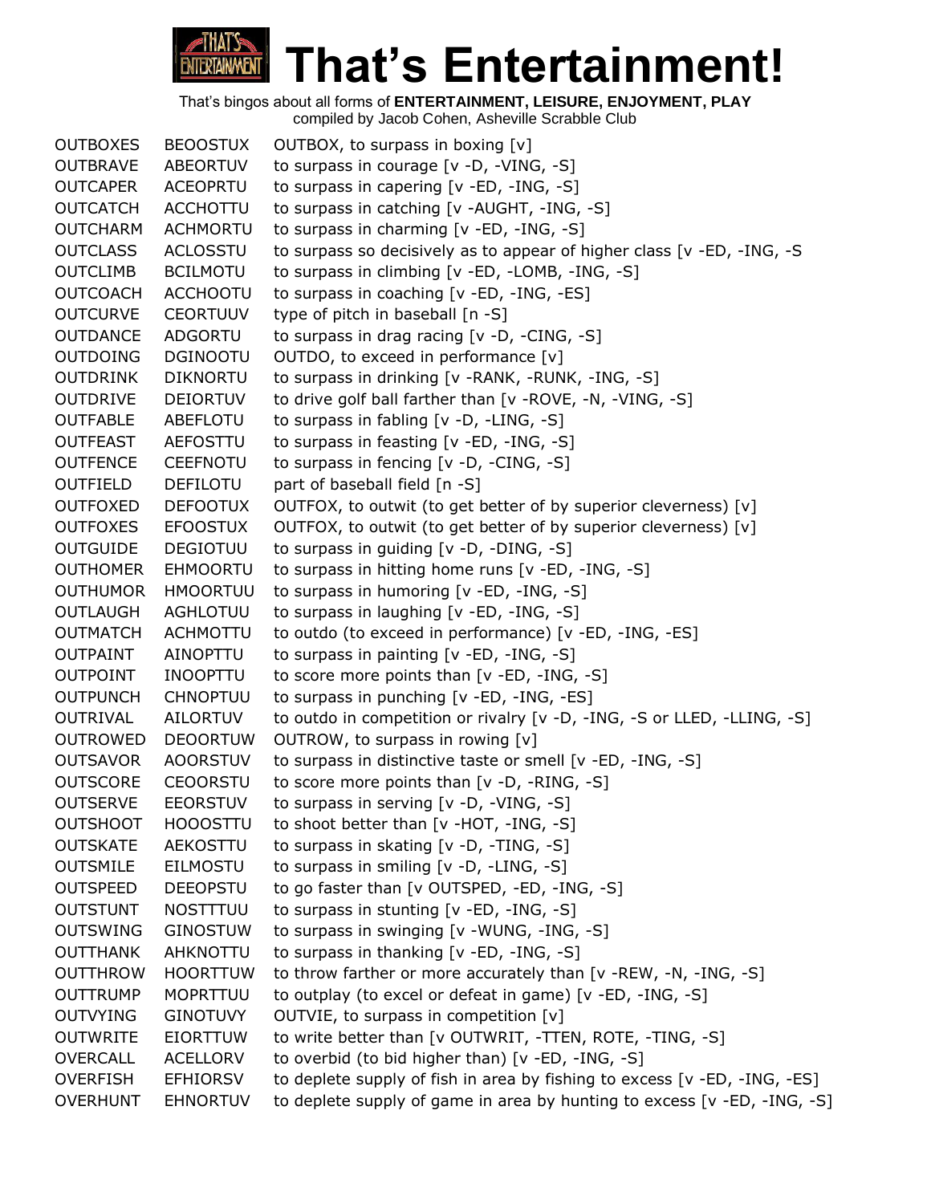# That's Entertainment!

That's bingos about all forms of **ENTERTAINMENT, LEISURE, ENJOYMENT, PLAY**
compiled by Jacob Cohen, Asheville Scrabble Club

| | | |
|---|---|---|
| OUTBOXES | BEOOSTUX | OUTBOX, to surpass in boxing [v] |
| OUTBRAVE | ABEORTUV | to surpass in courage [v -D, -VING, -S] |
| OUTCAPER | ACEOPRTU | to surpass in capering [v -ED, -ING, -S] |
| OUTCATCH | ACCHOTTU | to surpass in catching [v -AUGHT, -ING, -S] |
| OUTCHARM | ACHMORTU | to surpass in charming [v -ED, -ING, -S] |
| OUTCLASS | ACLOSSTU | to surpass so decisively as to appear of higher class [v -ED, -ING, -S |
| OUTCLIMB | BCILMOTU | to surpass in climbing [v -ED, -LOMB, -ING, -S] |
| OUTCOACH | ACCHOOTU | to surpass in coaching [v -ED, -ING, -ES] |
| OUTCURVE | CEORTUUV | type of pitch in baseball [n -S] |
| OUTDANCE | ADGORTU | to surpass in drag racing [v -D, -CING, -S] |
| OUTDOING | DGINOOTU | OUTDO, to exceed in performance [v] |
| OUTDRINK | DIKNORTU | to surpass in drinking [v -RANK, -RUNK, -ING, -S] |
| OUTDRIVE | DEIORTUV | to drive golf ball farther than [v -ROVE, -N, -VING, -S] |
| OUTFABLE | ABEFLOTU | to surpass in fabling [v -D, -LING, -S] |
| OUTFEAST | AEFOSTTU | to surpass in feasting [v -ED, -ING, -S] |
| OUTFENCE | CEEFNOTU | to surpass in fencing [v -D, -CING, -S] |
| OUTFIELD | DEFILOTU | part of baseball field [n -S] |
| OUTFOXED | DEFOOTUX | OUTFOX, to outwit (to get better of by superior cleverness) [v] |
| OUTFOXES | EFOOSTUX | OUTFOX, to outwit (to get better of by superior cleverness) [v] |
| OUTGUIDE | DEGIOTUU | to surpass in guiding [v -D, -DING, -S] |
| OUTHOMER | EHMOORTU | to surpass in hitting home runs [v -ED, -ING, -S] |
| OUTHUMOR | HMOORTUU | to surpass in humoring [v -ED, -ING, -S] |
| OUTLAUGH | AGHLOTUU | to surpass in laughing [v -ED, -ING, -S] |
| OUTMATCH | ACHMOTTU | to outdo (to exceed in performance) [v -ED, -ING, -ES] |
| OUTPAINT | AINOPTTU | to surpass in painting [v -ED, -ING, -S] |
| OUTPOINT | INOOPTTU | to score more points than [v -ED, -ING, -S] |
| OUTPUNCH | CHNOPTUU | to surpass in punching [v -ED, -ING, -ES] |
| OUTRIVAL | AILORTUV | to outdo in competition or rivalry [v -D, -ING, -S or LLED, -LLING, -S] |
| OUTROWED | DEOORTUW | OUTROW, to surpass in rowing [v] |
| OUTSAVOR | AOORSTUV | to surpass in distinctive taste or smell [v -ED, -ING, -S] |
| OUTSCORE | CEOORSTU | to score more points than [v -D, -RING, -S] |
| OUTSERVE | EEORSTUV | to surpass in serving [v -D, -VING, -S] |
| OUTSHOOT | HOOOSTTU | to shoot better than [v -HOT, -ING, -S] |
| OUTSKATE | AEKOSTTU | to surpass in skating [v -D, -TING, -S] |
| OUTSMILE | EILMOSTU | to surpass in smiling [v -D, -LING, -S] |
| OUTSPEED | DEEOPSTU | to go faster than [v OUTSPED, -ED, -ING, -S] |
| OUTSTUNT | NOSTTTUU | to surpass in stunting [v -ED, -ING, -S] |
| OUTSWING | GINOSTUW | to surpass in swinging [v -WUNG, -ING, -S] |
| OUTTHANK | AHKNOTTU | to surpass in thanking [v -ED, -ING, -S] |
| OUTTHROW | HOORTTUW | to throw farther or more accurately than [v -REW, -N, -ING, -S] |
| OUTTRUMP | MOPRTTUU | to outplay (to excel or defeat in game) [v -ED, -ING, -S] |
| OUTVYING | GINOTUVY | OUTVIE, to surpass in competition [v] |
| OUTWRITE | EIORTTUW | to write better than [v OUTWRIT, -TTEN, ROTE, -TING, -S] |
| OVERCALL | ACELLORV | to overbid (to bid higher than) [v -ED, -ING, -S] |
| OVERFISH | EFHIORSV | to deplete supply of fish in area by fishing to excess [v -ED, -ING, -ES] |
| OVERHUNT | EHNORTUV | to deplete supply of game in area by hunting to excess [v -ED, -ING, -S] |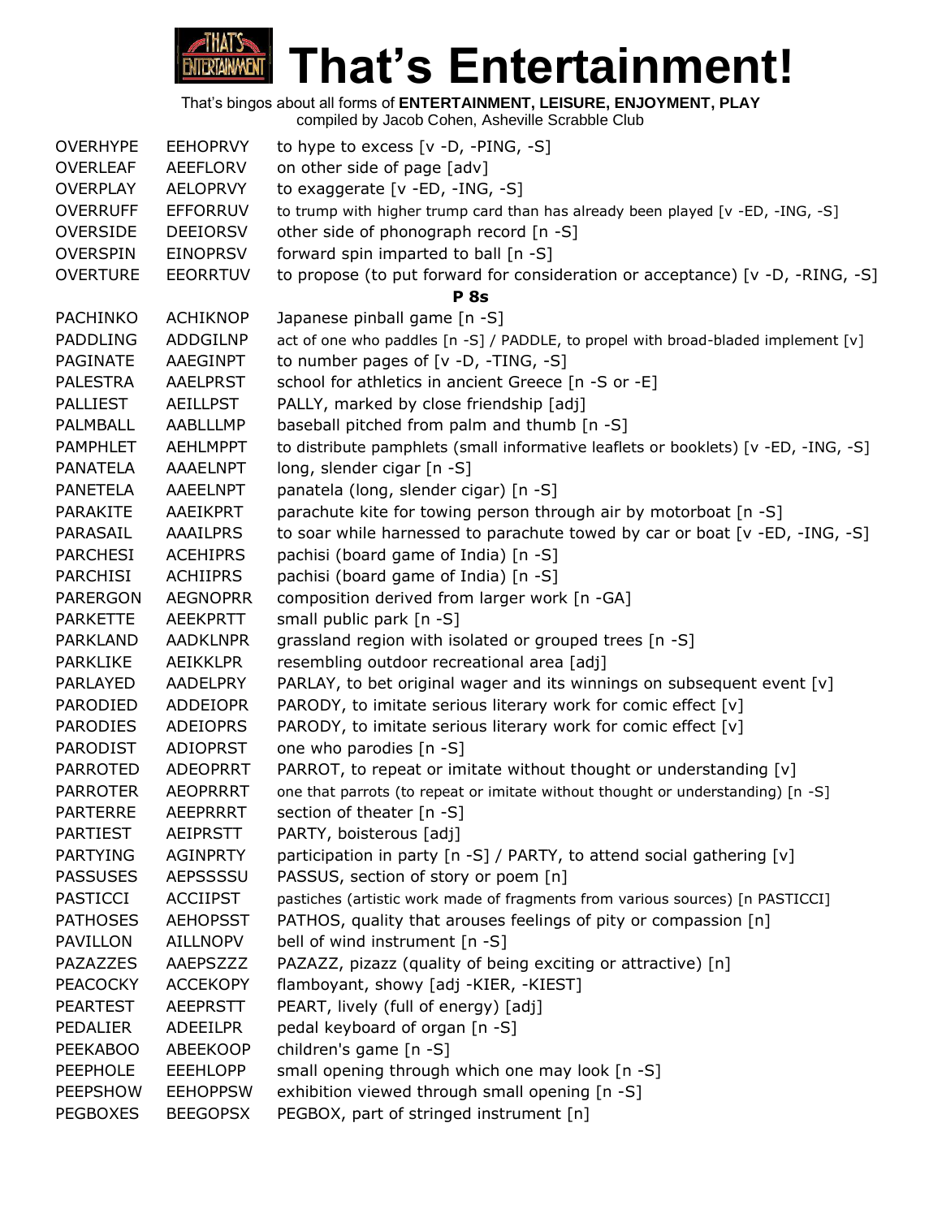# That's Entertainment!

That's bingos about all forms of **ENTERTAINMENT, LEISURE, ENJOYMENT, PLAY**
compiled by Jacob Cohen, Asheville Scrabble Club

| | | |
|---|---|---|
| OVERHYPE | EEHOPRVY | to hype to excess [v -D, -PING, -S] |
| OVERLEAF | AEEFLORV | on other side of page [adv] |
| OVERPLAY | AELOPRVY | to exaggerate [v -ED, -ING, -S] |
| OVERRUFF | EFFORRUV | to trump with higher trump card than has already been played [v -ED, -ING, -S] |
| OVERSIDE | DEEIORSV | other side of phonograph record [n -S] |
| OVERSPIN | EINOPRSV | forward spin imparted to ball [n -S] |
| OVERTURE | EEORRTUV | to propose (to put forward for consideration or acceptance) [v -D, -RING, -S] |

**P 8s**

| | | |
|---|---|---|
| PACHINKO | ACHIKNOP | Japanese pinball game [n -S] |
| PADDLING | ADDGILNP | act of one who paddles [n -S] / PADDLE, to propel with broad-bladed implement [v] |
| PAGINATE | AAEGINPT | to number pages of [v -D, -TING, -S] |
| PALESTRA | AAELPRST | school for athletics in ancient Greece [n -S or -E] |
| PALLIEST | AEILLPST | PALLY, marked by close friendship [adj] |
| PALMBALL | AABLLLMP | baseball pitched from palm and thumb [n -S] |
| PAMPHLET | AEHLMPPT | to distribute pamphlets (small informative leaflets or booklets) [v -ED, -ING, -S] |
| PANATELA | AAAELNPT | long, slender cigar [n -S] |
| PANETELA | AAEELNPT | panatela (long, slender cigar) [n -S] |
| PARAKITE | AAEIKPRT | parachute kite for towing person through air by motorboat [n -S] |
| PARASAIL | AAAILPRS | to soar while harnessed to parachute towed by car or boat [v -ED, -ING, -S] |
| PARCHESI | ACEHIPRS | pachisi (board game of India) [n -S] |
| PARCHISI | ACHIIPRS | pachisi (board game of India) [n -S] |
| PARERGON | AEGNOPRR | composition derived from larger work [n -GA] |
| PARKETTE | AEEKPRTT | small public park [n -S] |
| PARKLAND | AADKLNPR | grassland region with isolated or grouped trees [n -S] |
| PARKLIKE | AEIKKLPR | resembling outdoor recreational area [adj] |
| PARLAYED | AADELPRY | PARLAY, to bet original wager and its winnings on subsequent event [v] |
| PARODIED | ADDEIOPR | PARODY, to imitate serious literary work for comic effect [v] |
| PARODIES | ADEIOPRS | PARODY, to imitate serious literary work for comic effect [v] |
| PARODIST | ADIOPRST | one who parodies [n -S] |
| PARROTED | ADEOPRRT | PARROT, to repeat or imitate without thought or understanding [v] |
| PARROTER | AEOPRRRT | one that parrots (to repeat or imitate without thought or understanding) [n -S] |
| PARTERRE | AEEPRRRT | section of theater [n -S] |
| PARTIEST | AEIPRSTT | PARTY, boisterous [adj] |
| PARTYING | AGINPRTY | participation in party [n -S] / PARTY, to attend social gathering [v] |
| PASSUSES | AEPSSSSU | PASSUS, section of story or poem [n] |
| PASTICCI | ACCIIPST | pastiches (artistic work made of fragments from various sources) [n PASTICCI] |
| PATHOSES | AEHOPSST | PATHOS, quality that arouses feelings of pity or compassion [n] |
| PAVILLON | AILLNOPV | bell of wind instrument [n -S] |
| PAZAZZES | AAEPSZZZ | PAZAZZ, pizazz (quality of being exciting or attractive) [n] |
| PEACOCKY | ACCEKOPY | flamboyant, showy [adj -KIER, -KIEST] |
| PEARTEST | AEEPRSTT | PEART, lively (full of energy) [adj] |
| PEDALIER | ADEEILPR | pedal keyboard of organ [n -S] |
| PEEKABOO | ABEEKOOP | children's game [n -S] |
| PEEPHOLE | EEEHLOPP | small opening through which one may look [n -S] |
| PEEPSHOW | EEHOPPSW | exhibition viewed through small opening [n -S] |
| PEGBOXES | BEEGOPSX | PEGBOX, part of stringed instrument [n] |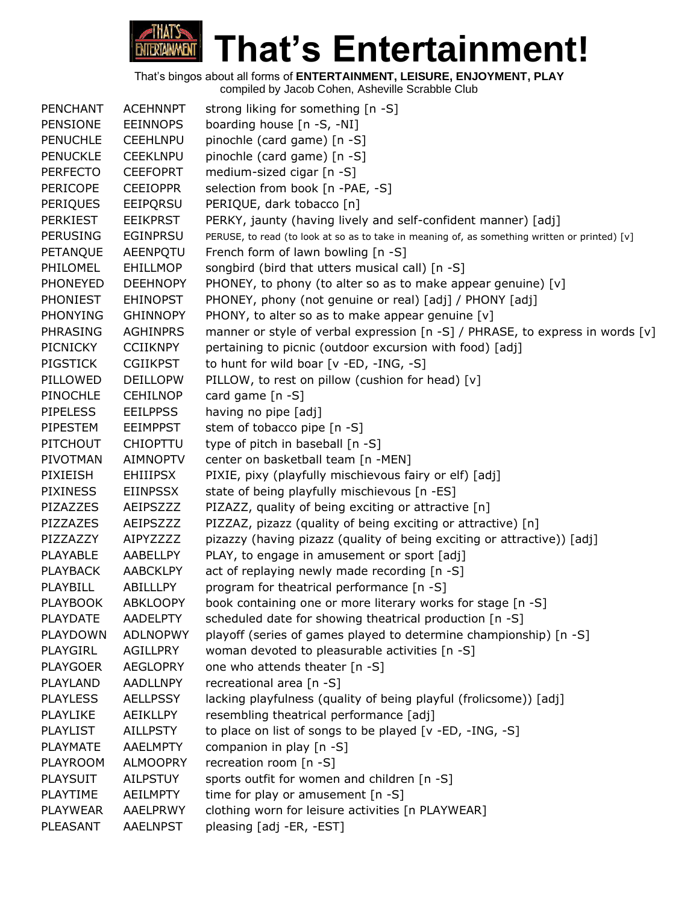# That's Entertainment!

That's bingos about all forms of **ENTERTAINMENT, LEISURE, ENJOYMENT, PLAY**
compiled by Jacob Cohen, Asheville Scrabble Club

| | | |
|---|---|---|
| PENCHANT | ACEHNNPT | strong liking for something [n -S] |
| PENSIONE | EEINNOPS | boarding house [n -S, -NI] |
| PENUCHLE | CEEHLNPU | pinochle (card game) [n -S] |
| PENUCKLE | CEEKLNPU | pinochle (card game) [n -S] |
| PERFECTO | CEEFOPRT | medium-sized cigar [n -S] |
| PERICOPE | CEEIOPPR | selection from book [n -PAE, -S] |
| PERIQUES | EEIPQRSU | PERIQUE, dark tobacco [n] |
| PERKIEST | EEIKPRST | PERKY, jaunty (having lively and self-confident manner) [adj] |
| PERUSING | EGINPRSU | PERUSE, to read (to look at so as to take in meaning of, as something written or printed) [v] |
| PETANQUE | AEENPQTU | French form of lawn bowling [n -S] |
| PHILOMEL | EHILLMOP | songbird (bird that utters musical call) [n -S] |
| PHONEYED | DEEHNOPY | PHONEY, to phony (to alter so as to make appear genuine) [v] |
| PHONIEST | EHINOPST | PHONEY, phony (not genuine or real) [adj] / PHONY [adj] |
| PHONYING | GHINNOPY | PHONY, to alter so as to make appear genuine [v] |
| PHRASING | AGHINPRS | manner or style of verbal expression [n -S] / PHRASE, to express in words [v] |
| PICNICKY | CCIIKNPY | pertaining to picnic (outdoor excursion with food) [adj] |
| PIGSTICK | CGIIKPST | to hunt for wild boar [v -ED, -ING, -S] |
| PILLOWED | DEILLOPW | PILLOW, to rest on pillow (cushion for head) [v] |
| PINOCHLE | CEHILNOP | card game [n -S] |
| PIPELESS | EEILPPSS | having no pipe [adj] |
| PIPESTEM | EEIMPPST | stem of tobacco pipe [n -S] |
| PITCHOUT | CHIOPTTU | type of pitch in baseball [n -S] |
| PIVOTMAN | AIMNOPTV | center on basketball team [n -MEN] |
| PIXIEISH | EHIIIPSX | PIXIE, pixy (playfully mischievous fairy or elf) [adj] |
| PIXINESS | EIINPSSX | state of being playfully mischievous [n -ES] |
| PIZAZZES | AEIPSZZZ | PIZAZZ, quality of being exciting or attractive [n] |
| PIZZAZES | AEIPSZZZ | PIZZAZ, pizazz (quality of being exciting or attractive) [n] |
| PIZZAZZY | AIPYZZZZ | pizazzy (having pizazz (quality of being exciting or attractive)) [adj] |
| PLAYABLE | AABELLPY | PLAY, to engage in amusement or sport [adj] |
| PLAYBACK | AABCKLPY | act of replaying newly made recording [n -S] |
| PLAYBILL | ABILLLPY | program for theatrical performance [n -S] |
| PLAYBOOK | ABKLOOPY | book containing one or more literary works for stage [n -S] |
| PLAYDATE | AADELPTY | scheduled date for showing theatrical production [n -S] |
| PLAYDOWN | ADLNOPWY | playoff (series of games played to determine championship) [n -S] |
| PLAYGIRL | AGILLPRY | woman devoted to pleasurable activities [n -S] |
| PLAYGOER | AEGLOPRY | one who attends theater [n -S] |
| PLAYLAND | AADLLNPY | recreational area [n -S] |
| PLAYLESS | AELLPSSY | lacking playfulness (quality of being playful (frolicsome)) [adj] |
| PLAYLIKE | AEIKLLPY | resembling theatrical performance [adj] |
| PLAYLIST | AILLPSTY | to place on list of songs to be played [v -ED, -ING, -S] |
| PLAYMATE | AAELMPTY | companion in play [n -S] |
| PLAYROOM | ALMOOPRY | recreation room [n -S] |
| PLAYSUIT | AILPSTUY | sports outfit for women and children [n -S] |
| PLAYTIME | AEILMPTY | time for play or amusement [n -S] |
| PLAYWEAR | AAELPRWY | clothing worn for leisure activities [n PLAYWEAR] |
| PLEASANT | AAELNPST | pleasing [adj -ER, -EST] |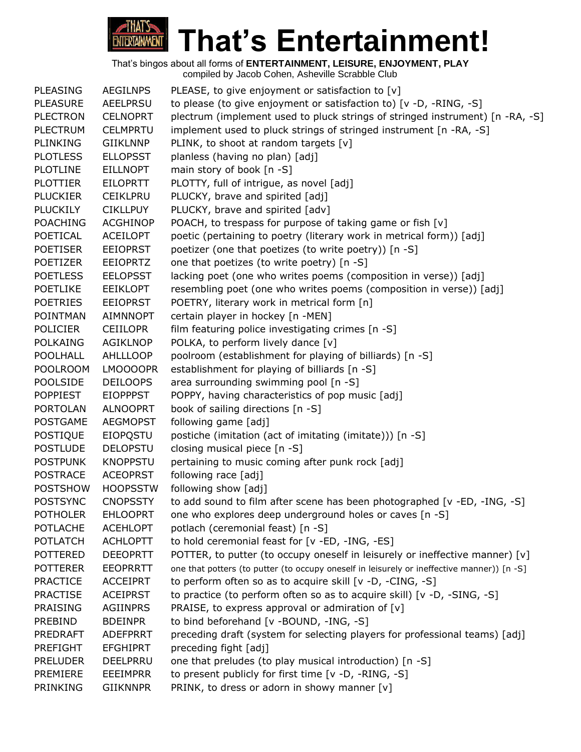# That's Entertainment!

That's bingos about all forms of **ENTERTAINMENT, LEISURE, ENJOYMENT, PLAY**
compiled by Jacob Cohen, Asheville Scrabble Club

| | | |
|---|---|---|
| PLEASING | AEGILNPS | PLEASE, to give enjoyment or satisfaction to [v] |
| PLEASURE | AEELPRSU | to please (to give enjoyment or satisfaction to) [v -D, -RING, -S] |
| PLECTRON | CELNOPRT | plectrum (implement used to pluck strings of stringed instrument) [n -RA, -S] |
| PLECTRUM | CELMPRTU | implement used to pluck strings of stringed instrument [n -RA, -S] |
| PLINKING | GIIKLNNP | PLINK, to shoot at random targets [v] |
| PLOTLESS | ELLOPSST | planless (having no plan) [adj] |
| PLOTLINE | EILLNOPT | main story of book [n -S] |
| PLOTTIER | EILOPRTT | PLOTTY, full of intrigue, as novel [adj] |
| PLUCKIER | CEIKLPRU | PLUCKY, brave and spirited [adj] |
| PLUCKILY | CIKLLPUY | PLUCKY, brave and spirited [adv] |
| POACHING | ACGHINOP | POACH, to trespass for purpose of taking game or fish [v] |
| POETICAL | ACEILOPT | poetic (pertaining to poetry (literary work in metrical form)) [adj] |
| POETISER | EEIOPRST | poetizer (one that poetizes (to write poetry)) [n -S] |
| POETIZER | EEIOPRTZ | one that poetizes (to write poetry) [n -S] |
| POETLESS | EELOPSST | lacking poet (one who writes poems (composition in verse)) [adj] |
| POETLIKE | EEIKLOPT | resembling poet (one who writes poems (composition in verse)) [adj] |
| POETRIES | EEIOPRST | POETRY, literary work in metrical form [n] |
| POINTMAN | AIMNNOPT | certain player in hockey [n -MEN] |
| POLICIER | CEIILOPR | film featuring police investigating crimes [n -S] |
| POLKAING | AGIKLNOP | POLKA, to perform lively dance [v] |
| POOLHALL | AHLLLOOP | poolroom (establishment for playing of billiards) [n -S] |
| POOLROOM | LMOOOOPR | establishment for playing of billiards [n -S] |
| POOLSIDE | DEILOOPS | area surrounding swimming pool [n -S] |
| POPPIEST | EIOPPPST | POPPY, having characteristics of pop music [adj] |
| PORTOLAN | ALNOOPRT | book of sailing directions [n -S] |
| POSTGAME | AEGMOPST | following game [adj] |
| POSTIQUE | EIOPQSTU | postiche (imitation (act of imitating (imitate))) [n -S] |
| POSTLUDE | DELOPSTU | closing musical piece [n -S] |
| POSTPUNK | KNOPPSTU | pertaining to music coming after punk rock [adj] |
| POSTRACE | ACEOPRST | following race [adj] |
| POSTSHOW | HOOPSSTW | following show [adj] |
| POSTSYNC | CNOPSSTY | to add sound to film after scene has been photographed [v -ED, -ING, -S] |
| POTHOLER | EHLOOPRT | one who explores deep underground holes or caves [n -S] |
| POTLACHE | ACEHLOPT | potlach (ceremonial feast) [n -S] |
| POTLATCH | ACHLOPTT | to hold ceremonial feast for [v -ED, -ING, -ES] |
| POTTERED | DEEOPRTT | POTTER, to putter (to occupy oneself in leisurely or ineffective manner) [v] |
| POTTERER | EEOPRRTT | one that potters (to putter (to occupy oneself in leisurely or ineffective manner)) [n -S] |
| PRACTICE | ACCEIPRT | to perform often so as to acquire skill [v -D, -CING, -S] |
| PRACTISE | ACEIPRST | to practice (to perform often so as to acquire skill) [v -D, -SING, -S] |
| PRAISING | AGIINPRS | PRAISE, to express approval or admiration of [v] |
| PREBIND | BDEINPR | to bind beforehand [v -BOUND, -ING, -S] |
| PREDRAFT | ADEFPRRT | preceding draft (system for selecting players for professional teams) [adj] |
| PREFIGHT | EFGHIPRT | preceding fight [adj] |
| PRELUDER | DEELPRRU | one that preludes (to play musical introduction) [n -S] |
| PREMIERE | EEEIMPRR | to present publicly for first time [v -D, -RING, -S] |
| PRINKING | GIIKNNPR | PRINK, to dress or adorn in showy manner [v] |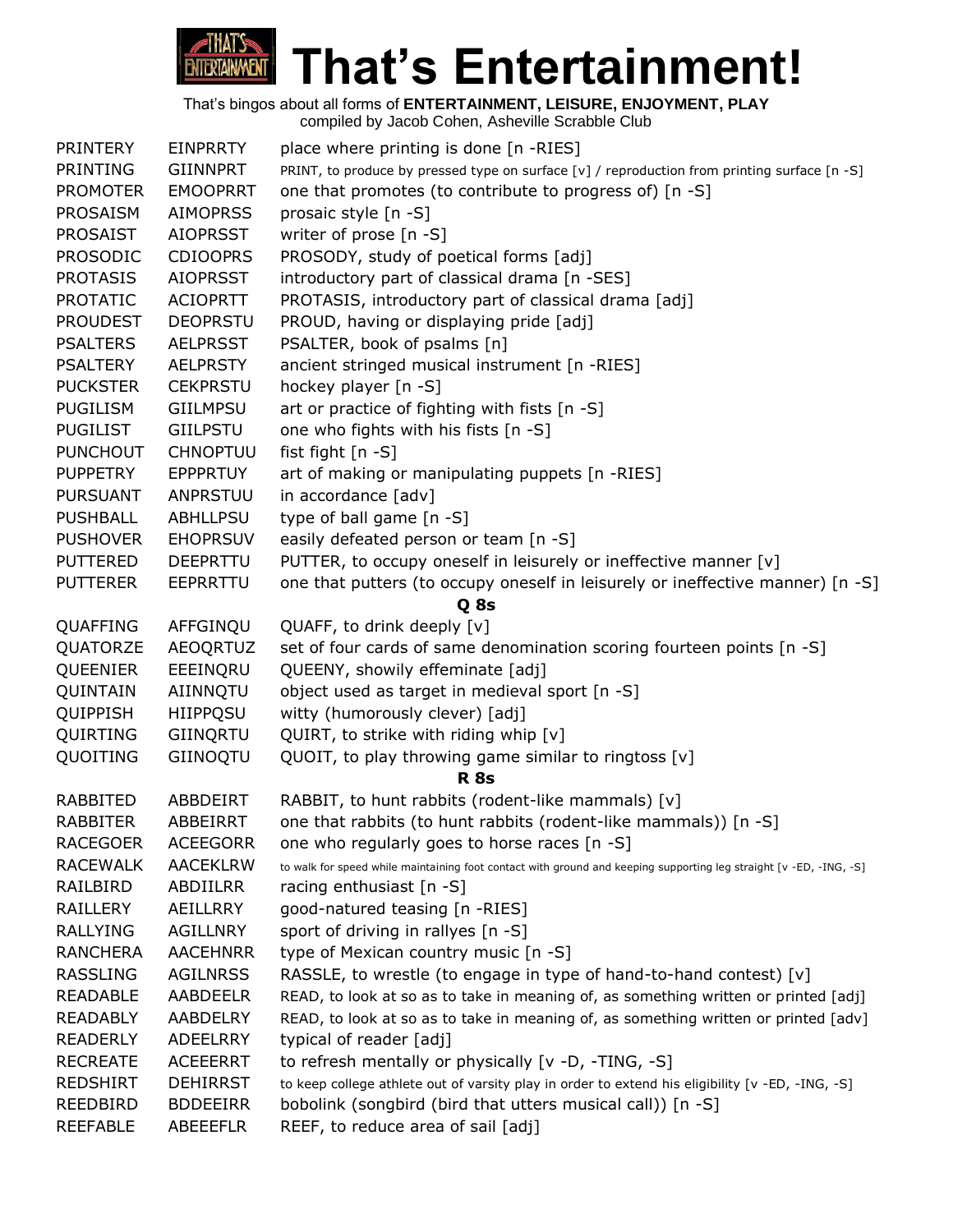# That's Entertainment!

That's bingos about all forms of **ENTERTAINMENT, LEISURE, ENJOYMENT, PLAY**
compiled by Jacob Cohen, Asheville Scrabble Club

| | | |
|---|---|---|
| PRINTERY | EINPRRTY | place where printing is done [n -RIES] |
| PRINTING | GIINNPRT | PRINT, to produce by pressed type on surface [v] / reproduction from printing surface [n -S] |
| PROMOTER | EMOOPRRT | one that promotes (to contribute to progress of) [n -S] |
| PROSAISM | AIMOPRSS | prosaic style [n -S] |
| PROSAIST | AIOPRSST | writer of prose [n -S] |
| PROSODIC | CDIOOPRS | PROSODY, study of poetical forms [adj] |
| PROTASIS | AIOPRSST | introductory part of classical drama [n -SES] |
| PROTATIC | ACIOPRTT | PROTASIS, introductory part of classical drama [adj] |
| PROUDEST | DEOPRSTU | PROUD, having or displaying pride [adj] |
| PSALTERS | AELPRSST | PSALTER, book of psalms [n] |
| PSALTERY | AELPRSTY | ancient stringed musical instrument [n -RIES] |
| PUCKSTER | CEKPRSTU | hockey player [n -S] |
| PUGILISM | GIILMPSU | art or practice of fighting with fists [n -S] |
| PUGILIST | GIILPSTU | one who fights with his fists [n -S] |
| PUNCHOUT | CHNOPTUU | fist fight [n -S] |
| PUPPETRY | EPPPRTUY | art of making or manipulating puppets [n -RIES] |
| PURSUANT | ANPRSTUU | in accordance [adv] |
| PUSHBALL | ABHLLPSU | type of ball game [n -S] |
| PUSHOVER | EHOPRSUV | easily defeated person or team [n -S] |
| PUTTERED | DEEPRTTU | PUTTER, to occupy oneself in leisurely or ineffective manner [v] |
| PUTTERER | EEPRRTTU | one that putters (to occupy oneself in leisurely or ineffective manner) [n -S] |
| | | **Q 8s** |
| QUAFFING | AFFGINQU | QUAFF, to drink deeply [v] |
| QUATORZE | AEOQRTUZ | set of four cards of same denomination scoring fourteen points [n -S] |
| QUEENIER | EEEINQRU | QUEENY, showily effeminate [adj] |
| QUINTAIN | AIINNQTU | object used as target in medieval sport [n -S] |
| QUIPPISH | HIIPPQSU | witty (humorously clever) [adj] |
| QUIRTING | GIINQRTU | QUIRT, to strike with riding whip [v] |
| QUOITING | GIINOQTU | QUOIT, to play throwing game similar to ringtoss [v] |
| | | **R 8s** |
| RABBITED | ABBDEIRT | RABBIT, to hunt rabbits (rodent-like mammals) [v] |
| RABBITER | ABBEIRRT | one that rabbits (to hunt rabbits (rodent-like mammals)) [n -S] |
| RACEGOER | ACEEGORR | one who regularly goes to horse races [n -S] |
| RACEWALK | AACEKLRW | to walk for speed while maintaining foot contact with ground and keeping supporting leg straight [v -ED, -ING, -S] |
| RAILBIRD | ABDIILRR | racing enthusiast [n -S] |
| RAILLERY | AEILLRRY | good-natured teasing [n -RIES] |
| RALLYING | AGILLNRY | sport of driving in rallyes [n -S] |
| RANCHERA | AACEHNRR | type of Mexican country music [n -S] |
| RASSLING | AGILNRSS | RASSLE, to wrestle (to engage in type of hand-to-hand contest) [v] |
| READABLE | AABDEELR | READ, to look at so as to take in meaning of, as something written or printed [adj] |
| READABLY | AABDELRY | READ, to look at so as to take in meaning of, as something written or printed [adv] |
| READERLY | ADEELRRY | typical of reader [adj] |
| RECREATE | ACEEERRT | to refresh mentally or physically [v -D, -TING, -S] |
| REDSHIRT | DEHIRRST | to keep college athlete out of varsity play in order to extend his eligibility [v -ED, -ING, -S] |
| REEDBIRD | BDDEEIRR | bobolink (songbird (bird that utters musical call)) [n -S] |
| REEFABLE | ABEEEFLR | REEF, to reduce area of sail [adj] |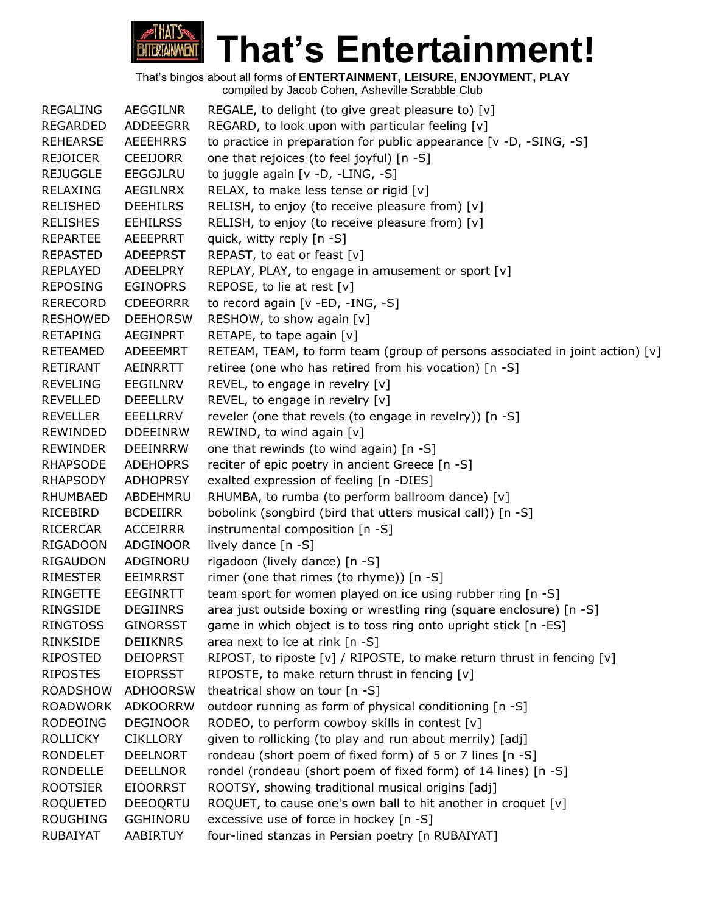# That's Entertainment!

That's bingos about all forms of **ENTERTAINMENT, LEISURE, ENJOYMENT, PLAY**
compiled by Jacob Cohen, Asheville Scrabble Club

| | | |
|---|---|---|
| REGALING | AEGGILNR | REGALE, to delight (to give great pleasure to) [v] |
| REGARDED | ADDEEGRR | REGARD, to look upon with particular feeling [v] |
| REHEARSE | AEEEHRRS | to practice in preparation for public appearance [v -D, -SING, -S] |
| REJOICER | CEEIJORR | one that rejoices (to feel joyful) [n -S] |
| REJUGGLE | EEGGJLRU | to juggle again [v -D, -LING, -S] |
| RELAXING | AEGILNRX | RELAX, to make less tense or rigid [v] |
| RELISHED | DEEHILRS | RELISH, to enjoy (to receive pleasure from) [v] |
| RELISHES | EEHILRSS | RELISH, to enjoy (to receive pleasure from) [v] |
| REPARTEE | AEEEPRRT | quick, witty reply [n -S] |
| REPASTED | ADEEPRST | REPAST, to eat or feast [v] |
| REPLAYED | ADEELPRY | REPLAY, PLAY, to engage in amusement or sport [v] |
| REPOSING | EGINOPRS | REPOSE, to lie at rest [v] |
| RERECORD | CDEEORRR | to record again [v -ED, -ING, -S] |
| RESHOWED | DEEHORSW | RESHOW, to show again [v] |
| RETAPING | AEGINPRT | RETAPE, to tape again [v] |
| RETEAMED | ADEEEMRT | RETEAM, TEAM, to form team (group of persons associated in joint action) [v] |
| RETIRANT | AEINRRTT | retiree (one who has retired from his vocation) [n -S] |
| REVELING | EEGILNRV | REVEL, to engage in revelry [v] |
| REVELLED | DEEELLRV | REVEL, to engage in revelry [v] |
| REVELLER | EEELLRRV | reveler (one that revels (to engage in revelry)) [n -S] |
| REWINDED | DDEEINRW | REWIND, to wind again [v] |
| REWINDER | DEEINRRW | one that rewinds (to wind again) [n -S] |
| RHAPSODE | ADEHOPRS | reciter of epic poetry in ancient Greece [n -S] |
| RHAPSODY | ADHOPRSY | exalted expression of feeling [n -DIES] |
| RHUMBAED | ABDEHMRU | RHUMBA, to rumba (to perform ballroom dance) [v] |
| RICEBIRD | BCDEIIRR | bobolink (songbird (bird that utters musical call)) [n -S] |
| RICERCAR | ACCEIRRR | instrumental composition [n -S] |
| RIGADOON | ADGINOOR | lively dance [n -S] |
| RIGAUDON | ADGINORU | rigadoon (lively dance) [n -S] |
| RIMESTER | EEIMRRST | rimer (one that rimes (to rhyme)) [n -S] |
| RINGETTE | EEGINRTT | team sport for women played on ice using rubber ring [n -S] |
| RINGSIDE | DEGIINRS | area just outside boxing or wrestling ring (square enclosure) [n -S] |
| RINGTOSS | GINORSST | game in which object is to toss ring onto upright stick [n -ES] |
| RINKSIDE | DEIIKNRS | area next to ice at rink [n -S] |
| RIPOSTED | DEIOPRST | RIPOST, to riposte [v] / RIPOSTE, to make return thrust in fencing [v] |
| RIPOSTES | EIOPRSST | RIPOSTE, to make return thrust in fencing [v] |
| ROADSHOW | ADHOORSW | theatrical show on tour [n -S] |
| ROADWORK | ADKOORRW | outdoor running as form of physical conditioning [n -S] |
| RODEOING | DEGINOOR | RODEO, to perform cowboy skills in contest [v] |
| ROLLICKY | CIKLLORY | given to rollicking (to play and run about merrily) [adj] |
| RONDELET | DEELNORT | rondeau (short poem of fixed form) of 5 or 7 lines [n -S] |
| RONDELLE | DEELLNOR | rondel (rondeau (short poem of fixed form) of 14 lines) [n -S] |
| ROOTSIER | EIOORRST | ROOTSY, showing traditional musical origins [adj] |
| ROQUETED | DEEOQRTU | ROQUET, to cause one's own ball to hit another in croquet [v] |
| ROUGHING | GGHINORU | excessive use of force in hockey [n -S] |
| RUBAIYAT | AABIRTUY | four-lined stanzas in Persian poetry [n RUBAIYAT] |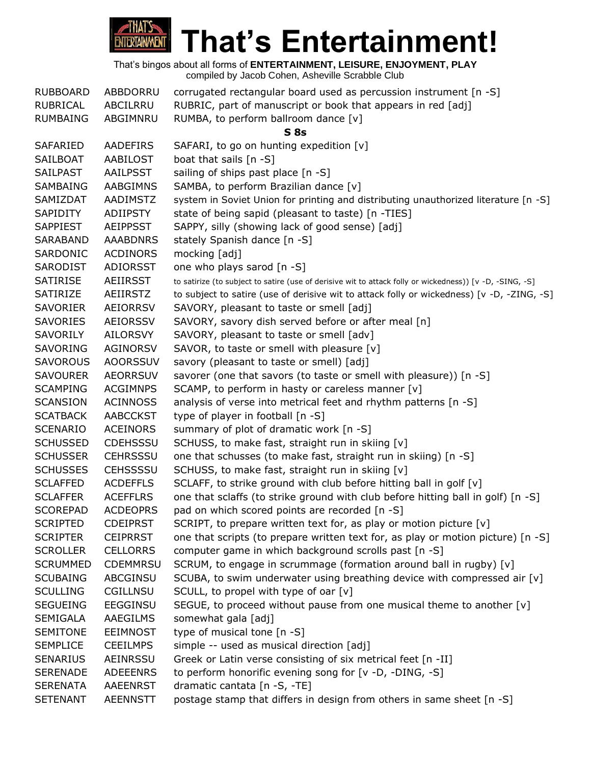# That's Entertainment!

That's bingos about all forms of **ENTERTAINMENT, LEISURE, ENJOYMENT, PLAY**
compiled by Jacob Cohen, Asheville Scrabble Club

| | | |
|---|---|---|
| RUBBOARD | ABBDORRU | corrugated rectangular board used as percussion instrument [n -S] |
| RUBRICAL | ABCILRRU | RUBRIC, part of manuscript or book that appears in red [adj] |
| RUMBAING | ABGIMNRU | RUMBA, to perform ballroom dance [v] |
| | | **S 8s** |
| SAFARIED | AADEFIRS | SAFARI, to go on hunting expedition [v] |
| SAILBOAT | AABILOST | boat that sails [n -S] |
| SAILPAST | AAILPSST | sailing of ships past place [n -S] |
| SAMBAING | AABGIMNS | SAMBA, to perform Brazilian dance [v] |
| SAMIZDAT | AADIMSTZ | system in Soviet Union for printing and distributing unauthorized literature [n -S] |
| SAPIDITY | ADIIPSTY | state of being sapid (pleasant to taste) [n -TIES] |
| SAPPIEST | AEIPPSST | SAPPY, silly (showing lack of good sense) [adj] |
| SARABAND | AAABDNRS | stately Spanish dance [n -S] |
| SARDONIC | ACDINORS | mocking [adj] |
| SARODIST | ADIORSST | one who plays sarod [n -S] |
| SATIRISE | AEIIRSST | to satirize (to subject to satire (use of derisive wit to attack folly or wickedness)) [v -D, -SING, -S] |
| SATIRIZE | AEIIRSTZ | to subject to satire (use of derisive wit to attack folly or wickedness) [v -D, -ZING, -S] |
| SAVORIER | AEIORRSV | SAVORY, pleasant to taste or smell [adj] |
| SAVORIES | AEIORSSV | SAVORY, savory dish served before or after meal [n] |
| SAVORILY | AILORSVY | SAVORY, pleasant to taste or smell [adv] |
| SAVORING | AGINORSV | SAVOR, to taste or smell with pleasure [v] |
| SAVOROUS | AOORSSUV | savory (pleasant to taste or smell) [adj] |
| SAVOURER | AEORRSUV | savorer (one that savors (to taste or smell with pleasure)) [n -S] |
| SCAMPING | ACGIMNPS | SCAMP, to perform in hasty or careless manner [v] |
| SCANSION | ACINNOSS | analysis of verse into metrical feet and rhythm patterns [n -S] |
| SCATBACK | AABCCKST | type of player in football [n -S] |
| SCENARIO | ACEINORS | summary of plot of dramatic work [n -S] |
| SCHUSSED | CDEHSSSU | SCHUSS, to make fast, straight run in skiing [v] |
| SCHUSSER | CEHRSSSU | one that schusses (to make fast, straight run in skiing) [n -S] |
| SCHUSSES | CEHSSSSU | SCHUSS, to make fast, straight run in skiing [v] |
| SCLAFFED | ACDEFFLS | SCLAFF, to strike ground with club before hitting ball in golf [v] |
| SCLAFFER | ACEFFLRS | one that sclaffs (to strike ground with club before hitting ball in golf) [n -S] |
| SCOREPAD | ACDEOPRS | pad on which scored points are recorded [n -S] |
| SCRIPTED | CDEIPRST | SCRIPT, to prepare written text for, as play or motion picture [v] |
| SCRIPTER | CEIPRRST | one that scripts (to prepare written text for, as play or motion picture) [n -S] |
| SCROLLER | CELLORRS | computer game in which background scrolls past [n -S] |
| SCRUMMED | CDEMMRSU | SCRUM, to engage in scrummage (formation around ball in rugby) [v] |
| SCUBAING | ABCGINSU | SCUBA, to swim underwater using breathing device with compressed air [v] |
| SCULLING | CGILLNSU | SCULL, to propel with type of oar [v] |
| SEGUEING | EEGGINSU | SEGUE, to proceed without pause from one musical theme to another [v] |
| SEMIGALA | AAEGILMS | somewhat gala [adj] |
| SEMITONE | EEIMNOST | type of musical tone [n -S] |
| SEMPLICE | CEEILMPS | simple -- used as musical direction [adj] |
| SENARIUS | AEINRSSU | Greek or Latin verse consisting of six metrical feet [n -II] |
| SERENADE | ADEEENRS | to perform honorific evening song for [v -D, -DING, -S] |
| SERENATA | AAEENRST | dramatic cantata [n -S, -TE] |
| SETENANT | AEENNSTT | postage stamp that differs in design from others in same sheet [n -S] |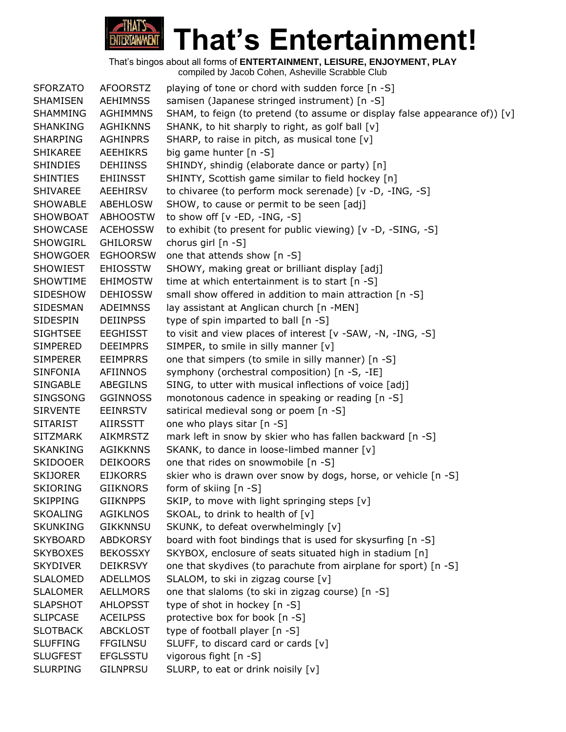# That's Entertainment!

That's bingos about all forms of **ENTERTAINMENT, LEISURE, ENJOYMENT, PLAY**
compiled by Jacob Cohen, Asheville Scrabble Club

| | | |
|---|---|---|
| SFORZATO | AFOORSTZ | playing of tone or chord with sudden force [n -S] |
| SHAMISEN | AEHIMNSS | samisen (Japanese stringed instrument) [n -S] |
| SHAMMING | AGHIMMNS | SHAM, to feign (to pretend (to assume or display false appearance of)) [v] |
| SHANKING | AGHIKNNS | SHANK, to hit sharply to right, as golf ball [v] |
| SHARPING | AGHINPRS | SHARP, to raise in pitch, as musical tone [v] |
| SHIKAREE | AEEHIKRS | big game hunter [n -S] |
| SHINDIES | DEHIINSS | SHINDY, shindig (elaborate dance or party) [n] |
| SHINTIES | EHIINSST | SHINTY, Scottish game similar to field hockey [n] |
| SHIVAREE | AEEHIRSV | to chivaree (to perform mock serenade) [v -D, -ING, -S] |
| SHOWABLE | ABEHLOSW | SHOW, to cause or permit to be seen [adj] |
| SHOWBOAT | ABHOOSTW | to show off [v -ED, -ING, -S] |
| SHOWCASE | ACEHOSSW | to exhibit (to present for public viewing) [v -D, -SING, -S] |
| SHOWGIRL | GHILORSW | chorus girl [n -S] |
| SHOWGOER | EGHOORSW | one that attends show [n -S] |
| SHOWIEST | EHIOSSTW | SHOWY, making great or brilliant display [adj] |
| SHOWTIME | EHIMOSTW | time at which entertainment is to start [n -S] |
| SIDESHOW | DEHIOSSW | small show offered in addition to main attraction [n -S] |
| SIDESMAN | ADEIMNSS | lay assistant at Anglican church [n -MEN] |
| SIDESPIN | DEIINPSS | type of spin imparted to ball [n -S] |
| SIGHTSEE | EEGHISST | to visit and view places of interest [v -SAW, -N, -ING, -S] |
| SIMPERED | DEEIMPRS | SIMPER, to smile in silly manner [v] |
| SIMPERER | EEIMPRRS | one that simpers (to smile in silly manner) [n -S] |
| SINFONIA | AFIINNOS | symphony (orchestral composition) [n -S, -IE] |
| SINGABLE | ABEGILNS | SING, to utter with musical inflections of voice [adj] |
| SINGSONG | GGINNOSS | monotonous cadence in speaking or reading [n -S] |
| SIRVENTE | EEINRSTV | satirical medieval song or poem [n -S] |
| SITARIST | AIIRSSTT | one who plays sitar [n -S] |
| SITZMARK | AIKMRSTZ | mark left in snow by skier who has fallen backward [n -S] |
| SKANKING | AGIKKNNS | SKANK, to dance in loose-limbed manner [v] |
| SKIDOOER | DEIKOORS | one that rides on snowmobile [n -S] |
| SKIJORER | EIJKORRS | skier who is drawn over snow by dogs, horse, or vehicle [n -S] |
| SKIORING | GIIKNORS | form of skiing [n -S] |
| SKIPPING | GIIKNPPS | SKIP, to move with light springing steps [v] |
| SKOALING | AGIKLNOS | SKOAL, to drink to health of [v] |
| SKUNKING | GIKKNNSU | SKUNK, to defeat overwhelmingly [v] |
| SKYBOARD | ABDKORSY | board with foot bindings that is used for skysurfing [n -S] |
| SKYBOXES | BEKOSSXY | SKYBOX, enclosure of seats situated high in stadium [n] |
| SKYDIVER | DEIKRSVY | one that skydives (to parachute from airplane for sport) [n -S] |
| SLALOMED | ADELLMOS | SLALOM, to ski in zigzag course [v] |
| SLALOMER | AELLMORS | one that slaloms (to ski in zigzag course) [n -S] |
| SLAPSHOT | AHLOPSST | type of shot in hockey [n -S] |
| SLIPCASE | ACEILPSS | protective box for book [n -S] |
| SLOTBACK | ABCKLOST | type of football player [n -S] |
| SLUFFING | FFGILNSU | SLUFF, to discard card or cards [v] |
| SLUGFEST | EFGLSSTU | vigorous fight [n -S] |
| SLURPING | GILNPRSU | SLURP, to eat or drink noisily [v] |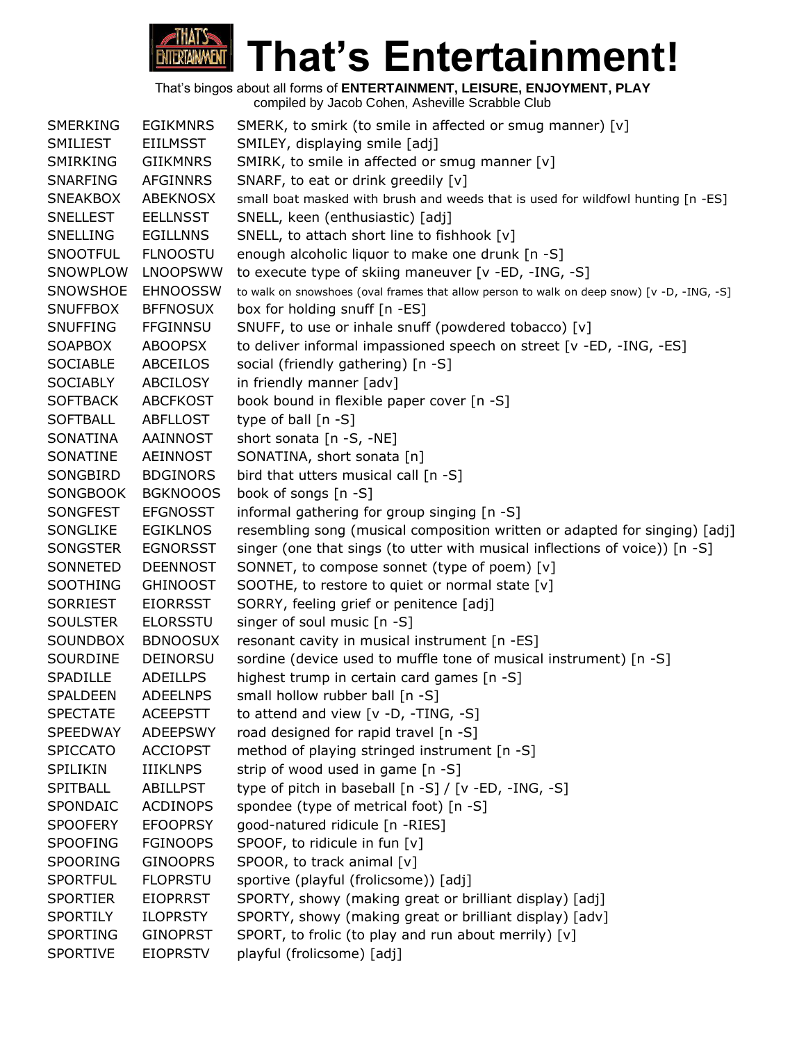# That's Entertainment!

That's bingos about all forms of **ENTERTAINMENT, LEISURE, ENJOYMENT, PLAY**
compiled by Jacob Cohen, Asheville Scrabble Club

| | | |
|---|---|---|
| SMERKING | EGIKMNRS | SMERK, to smirk (to smile in affected or smug manner) [v] |
| SMILIEST | EIILMSST | SMILEY, displaying smile [adj] |
| SMIRKING | GIIKMNRS | SMIRK, to smile in affected or smug manner [v] |
| SNARFING | AFGINNRS | SNARF, to eat or drink greedily [v] |
| SNEAKBOX | ABEKNOSX | small boat masked with brush and weeds that is used for wildfowl hunting [n -ES] |
| SNELLEST | EELLNSST | SNELL, keen (enthusiastic) [adj] |
| SNELLING | EGILLNNS | SNELL, to attach short line to fishhook [v] |
| SNOOTFUL | FLNOOSTU | enough alcoholic liquor to make one drunk [n -S] |
| SNOWPLOW | LNOOPSWW | to execute type of skiing maneuver [v -ED, -ING, -S] |
| SNOWSHOE | EHNOOSSW | to walk on snowshoes (oval frames that allow person to walk on deep snow) [v -D, -ING, -S] |
| SNUFFBOX | BFFNOSUX | box for holding snuff [n -ES] |
| SNUFFING | FFGINNSU | SNUFF, to use or inhale snuff (powdered tobacco) [v] |
| SOAPBOX | ABOOPSX | to deliver informal impassioned speech on street [v -ED, -ING, -ES] |
| SOCIABLE | ABCEILOS | social (friendly gathering) [n -S] |
| SOCIABLY | ABCILOSY | in friendly manner [adv] |
| SOFTBACK | ABCFKOST | book bound in flexible paper cover [n -S] |
| SOFTBALL | ABFLLOST | type of ball [n -S] |
| SONATINA | AAINNOST | short sonata [n -S, -NE] |
| SONATINE | AEINNOST | SONATINA, short sonata [n] |
| SONGBIRD | BDGINORS | bird that utters musical call [n -S] |
| SONGBOOK | BGKNOOOS | book of songs [n -S] |
| SONGFEST | EFGNOSST | informal gathering for group singing [n -S] |
| SONGLIKE | EGIKLNOS | resembling song (musical composition written or adapted for singing) [adj] |
| SONGSTER | EGNORSST | singer (one that sings (to utter with musical inflections of voice)) [n -S] |
| SONNETED | DEENNOST | SONNET, to compose sonnet (type of poem) [v] |
| SOOTHING | GHINOOST | SOOTHE, to restore to quiet or normal state [v] |
| SORRIEST | EIORRSST | SORRY, feeling grief or penitence [adj] |
| SOULSTER | ELORSSTU | singer of soul music [n -S] |
| SOUNDBOX | BDNOOSUX | resonant cavity in musical instrument [n -ES] |
| SOURDINE | DEINORSU | sordine (device used to muffle tone of musical instrument) [n -S] |
| SPADILLE | ADEILLPS | highest trump in certain card games [n -S] |
| SPALDEEN | ADEELNPS | small hollow rubber ball [n -S] |
| SPECTATE | ACEEPSTT | to attend and view [v -D, -TING, -S] |
| SPEEDWAY | ADEEPSWY | road designed for rapid travel [n -S] |
| SPICCATO | ACCIOPST | method of playing stringed instrument [n -S] |
| SPILIKIN | IIIKLNPS | strip of wood used in game [n -S] |
| SPITBALL | ABILLPST | type of pitch in baseball [n -S] / [v -ED, -ING, -S] |
| SPONDAIC | ACDINOPS | spondee (type of metrical foot) [n -S] |
| SPOOFERY | EFOOPRSY | good-natured ridicule [n -RIES] |
| SPOOFING | FGINOOPS | SPOOF, to ridicule in fun [v] |
| SPOORING | GINOOPRS | SPOOR, to track animal [v] |
| SPORTFUL | FLOPRSTU | sportive (playful (frolicsome)) [adj] |
| SPORTIER | EIOPRRST | SPORTY, showy (making great or brilliant display) [adj] |
| SPORTILY | ILOPRSTY | SPORTY, showy (making great or brilliant display) [adv] |
| SPORTING | GINOPRST | SPORT, to frolic (to play and run about merrily) [v] |
| SPORTIVE | EIOPRSTV | playful (frolicsome) [adj] |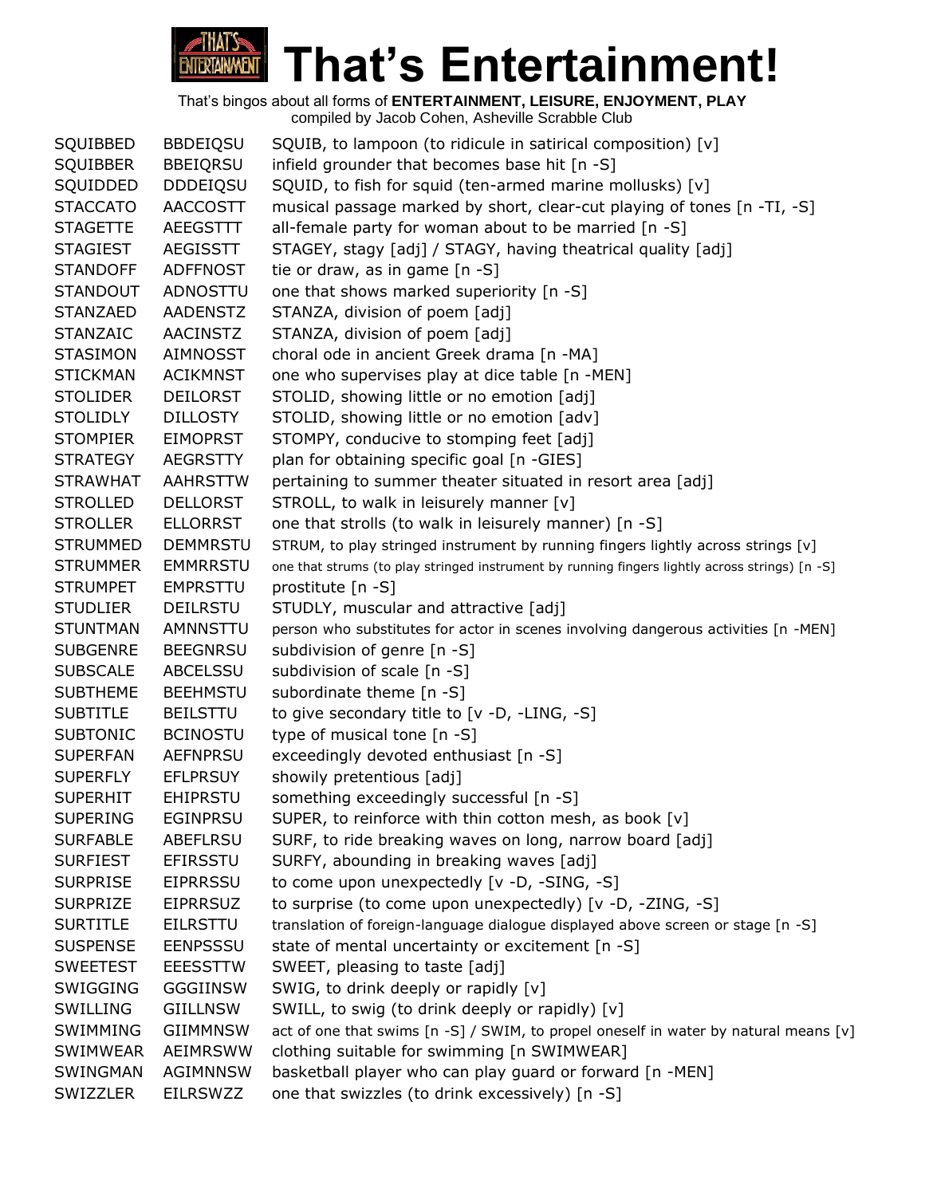# That's Entertainment!

That's bingos about all forms of **ENTERTAINMENT, LEISURE, ENJOYMENT, PLAY**
compiled by Jacob Cohen, Asheville Scrabble Club

| | | |
|---|---|---|
| SQUIBBED | BBDEIQSU | SQUIB, to lampoon (to ridicule in satirical composition) [v] |
| SQUIBBER | BBEIQRSU | infield grounder that becomes base hit [n -S] |
| SQUIDDED | DDDEIQSU | SQUID, to fish for squid (ten-armed marine mollusks) [v] |
| STACCATO | AACCOSTT | musical passage marked by short, clear-cut playing of tones [n -TI, -S] |
| STAGETTE | AEEGSTTT | all-female party for woman about to be married [n -S] |
| STAGIEST | AEGISSTT | STAGEY, stagy [adj] / STAGY, having theatrical quality [adj] |
| STANDOFF | ADFFNOST | tie or draw, as in game [n -S] |
| STANDOUT | ADNOSTTU | one that shows marked superiority [n -S] |
| STANZAED | AADENSTZ | STANZA, division of poem [adj] |
| STANZAIC | AACINSTZ | STANZA, division of poem [adj] |
| STASIMON | AIMNOSST | choral ode in ancient Greek drama [n -MA] |
| STICKMAN | ACIKMNST | one who supervises play at dice table [n -MEN] |
| STOLIDER | DEILORST | STOLID, showing little or no emotion [adj] |
| STOLIDLY | DILLOSTY | STOLID, showing little or no emotion [adv] |
| STOMPIER | EIMOPRST | STOMPY, conducive to stomping feet [adj] |
| STRATEGY | AEGRSTTY | plan for obtaining specific goal [n -GIES] |
| STRAWHAT | AAHRSTTW | pertaining to summer theater situated in resort area [adj] |
| STROLLED | DELLORST | STROLL, to walk in leisurely manner [v] |
| STROLLER | ELLORRST | one that strolls (to walk in leisurely manner) [n -S] |
| STRUMMED | DEMMRSTU | STRUM, to play stringed instrument by running fingers lightly across strings [v] |
| STRUMMER | EMMRRSTU | one that strums (to play stringed instrument by running fingers lightly across strings) [n -S] |
| STRUMPET | EMPRSTTU | prostitute [n -S] |
| STUDLIER | DEILRSTU | STUDLY, muscular and attractive [adj] |
| STUNTMAN | AMNNSTTU | person who substitutes for actor in scenes involving dangerous activities [n -MEN] |
| SUBGENRE | BEEGNRSU | subdivision of genre [n -S] |
| SUBSCALE | ABCELSSU | subdivision of scale [n -S] |
| SUBTHEME | BEEHMSTU | subordinate theme [n -S] |
| SUBTITLE | BEILSTTU | to give secondary title to [v -D, -LING, -S] |
| SUBTONIC | BCINOSTU | type of musical tone [n -S] |
| SUPERFAN | AEFNPRSU | exceedingly devoted enthusiast [n -S] |
| SUPERFLY | EFLPRSUY | showily pretentious [adj] |
| SUPERHIT | EHIPRSTU | something exceedingly successful [n -S] |
| SUPERING | EGINPRSU | SUPER, to reinforce with thin cotton mesh, as book [v] |
| SURFABLE | ABEFLRSU | SURF, to ride breaking waves on long, narrow board [adj] |
| SURFIEST | EFIRSSTU | SURFY, abounding in breaking waves [adj] |
| SURPRISE | EIPRRSSU | to come upon unexpectedly [v -D, -SING, -S] |
| SURPRIZE | EIPRRSUZ | to surprise (to come upon unexpectedly) [v -D, -ZING, -S] |
| SURTITLE | EILRSTTU | translation of foreign-language dialogue displayed above screen or stage [n -S] |
| SUSPENSE | EENPSSSU | state of mental uncertainty or excitement [n -S] |
| SWEETEST | EEESSTTW | SWEET, pleasing to taste [adj] |
| SWIGGING | GGGIINSW | SWIG, to drink deeply or rapidly [v] |
| SWILLING | GIILLNSW | SWILL, to swig (to drink deeply or rapidly) [v] |
| SWIMMING | GIIMMNSW | act of one that swims [n -S] / SWIM, to propel oneself in water by natural means [v] |
| SWIMWEAR | AEIMRSWW | clothing suitable for swimming [n SWIMWEAR] |
| SWINGMAN | AGIMNNSW | basketball player who can play guard or forward [n -MEN] |
| SWIZZLER | EILRSWZZ | one that swizzles (to drink excessively) [n -S] |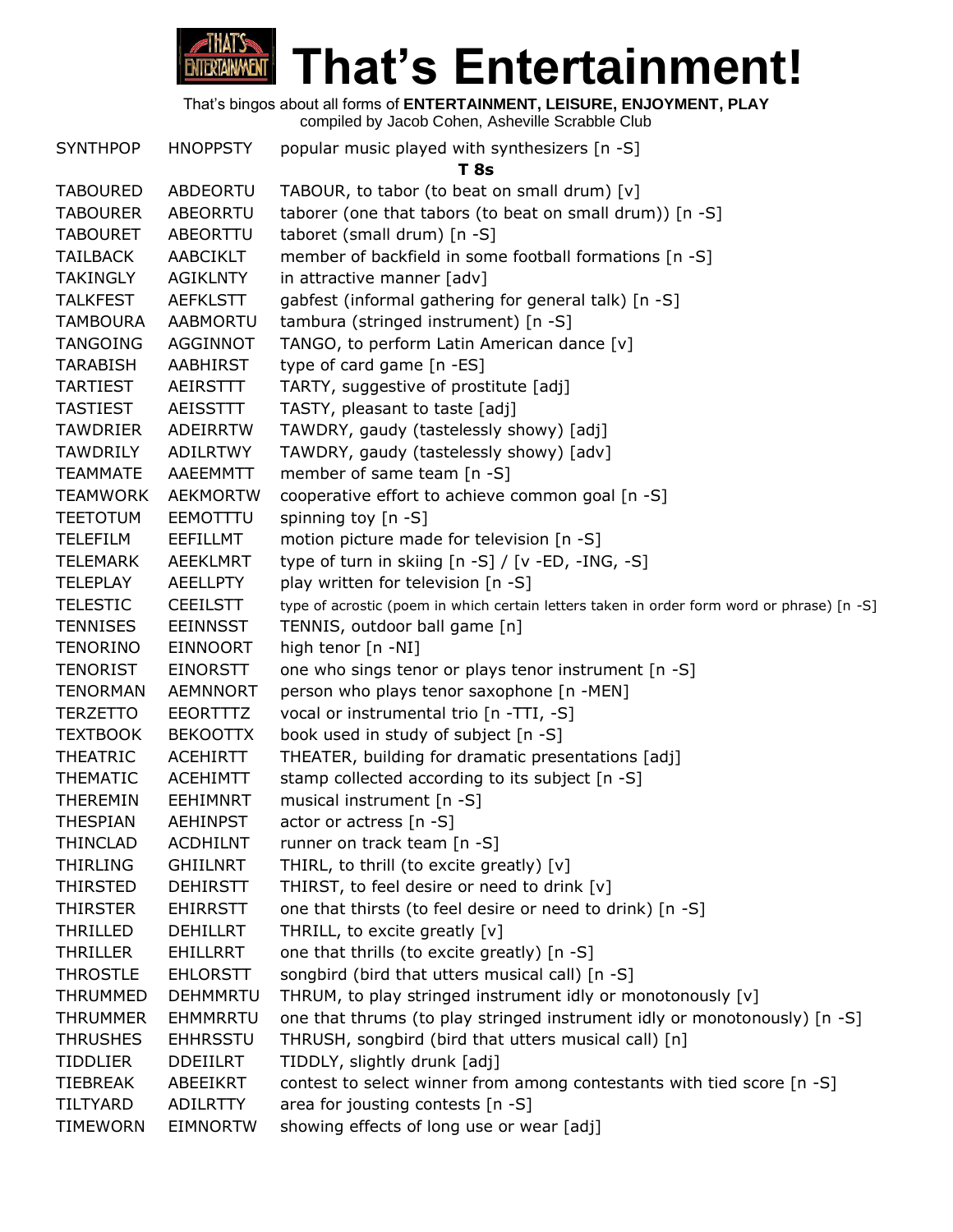# That's Entertainment!

That's bingos about all forms of **ENTERTAINMENT, LEISURE, ENJOYMENT, PLAY**
compiled by Jacob Cohen, Asheville Scrabble Club

| | | |
|---|---|---|
| SYNTHPOP | HNOPPSTY | popular music played with synthesizers [n -S] |
| | | **T 8s** |
| TABOURED | ABDEORTU | TABOUR, to tabor (to beat on small drum) [v] |
| TABOURER | ABEORRTU | taborer (one that tabors (to beat on small drum)) [n -S] |
| TABOURET | ABEORTTU | taboret (small drum) [n -S] |
| TAILBACK | AABCIKLT | member of backfield in some football formations [n -S] |
| TAKINGLY | AGIKLNTY | in attractive manner [adv] |
| TALKFEST | AEFKLSTT | gabfest (informal gathering for general talk) [n -S] |
| TAMBOURA | AABMORTU | tambura (stringed instrument) [n -S] |
| TANGOING | AGGINNOT | TANGO, to perform Latin American dance [v] |
| TARABISH | AABHIRST | type of card game [n -ES] |
| TARTIEST | AEIRSTTT | TARTY, suggestive of prostitute [adj] |
| TASTIEST | AEISSTTT | TASTY, pleasant to taste [adj] |
| TAWDRIER | ADEIRRTW | TAWDRY, gaudy (tastelessly showy) [adj] |
| TAWDRILY | ADILRTWY | TAWDRY, gaudy (tastelessly showy) [adv] |
| TEAMMATE | AAEEMMTT | member of same team [n -S] |
| TEAMWORK | AEKMORTW | cooperative effort to achieve common goal [n -S] |
| TEETOTUM | EEMOTTTU | spinning toy [n -S] |
| TELEFILM | EEFILLMT | motion picture made for television [n -S] |
| TELEMARK | AEEKLMRT | type of turn in skiing [n -S] / [v -ED, -ING, -S] |
| TELEPLAY | AEELLPTY | play written for television [n -S] |
| TELESTIC | CEEILSTT | type of acrostic (poem in which certain letters taken in order form word or phrase) [n -S] |
| TENNISES | EEINNSST | TENNIS, outdoor ball game [n] |
| TENORINO | EINNOORT | high tenor [n -NI] |
| TENORIST | EINORSTT | one who sings tenor or plays tenor instrument [n -S] |
| TENORMAN | AEMNNORT | person who plays tenor saxophone [n -MEN] |
| TERZETTO | EEORTTTZ | vocal or instrumental trio [n -TTI, -S] |
| TEXTBOOK | BEKOOTTX | book used in study of subject [n -S] |
| THEATRIC | ACEHIRTT | THEATER, building for dramatic presentations [adj] |
| THEMATIC | ACEHIMTT | stamp collected according to its subject [n -S] |
| THEREMIN | EEHIMNRT | musical instrument [n -S] |
| THESPIAN | AEHINPST | actor or actress [n -S] |
| THINCLAD | ACDHILNT | runner on track team [n -S] |
| THIRLING | GHIILNRT | THIRL, to thrill (to excite greatly) [v] |
| THIRSTED | DEHIRSTT | THIRST, to feel desire or need to drink [v] |
| THIRSTER | EHIRRSTT | one that thirsts (to feel desire or need to drink) [n -S] |
| THRILLED | DEHILLRT | THRILL, to excite greatly [v] |
| THRILLER | EHILLRRT | one that thrills (to excite greatly) [n -S] |
| THROSTLE | EHLORSTT | songbird (bird that utters musical call) [n -S] |
| THRUMMED | DEHMMRTU | THRUM, to play stringed instrument idly or monotonously [v] |
| THRUMMER | EHMMRRTU | one that thrums (to play stringed instrument idly or monotonously) [n -S] |
| THRUSHES | EHHRSSTU | THRUSH, songbird (bird that utters musical call) [n] |
| TIDDLIER | DDEIILRT | TIDDLY, slightly drunk [adj] |
| TIEBREAK | ABEEIKRT | contest to select winner from among contestants with tied score [n -S] |
| TILTYARD | ADILRTTY | area for jousting contests [n -S] |
| TIMEWORN | EIMNORTW | showing effects of long use or wear [adj] |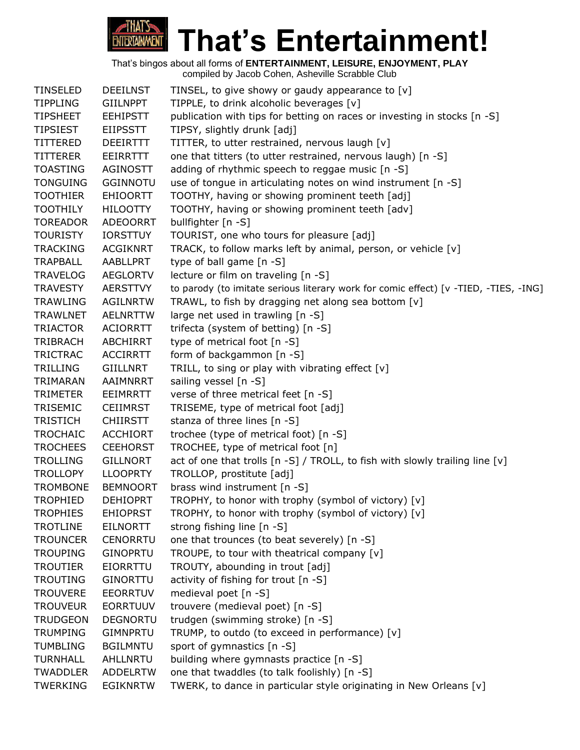# That's Entertainment!

That's bingos about all forms of **ENTERTAINMENT, LEISURE, ENJOYMENT, PLAY**
compiled by Jacob Cohen, Asheville Scrabble Club

| | | |
|---|---|---|
| TINSELED | DEEILNST | TINSEL, to give showy or gaudy appearance to [v] |
| TIPPLING | GIILNPPT | TIPPLE, to drink alcoholic beverages [v] |
| TIPSHEET | EEHIPSTT | publication with tips for betting on races or investing in stocks [n -S] |
| TIPSIEST | EIIPSSTT | TIPSY, slightly drunk [adj] |
| TITTERED | DEEIRTTT | TITTER, to utter restrained, nervous laugh [v] |
| TITTERER | EEIRRTTT | one that titters (to utter restrained, nervous laugh) [n -S] |
| TOASTING | AGINOSTT | adding of rhythmic speech to reggae music [n -S] |
| TONGUING | GGINNOTU | use of tongue in articulating notes on wind instrument [n -S] |
| TOOTHIER | EHIOORTT | TOOTHY, having or showing prominent teeth [adj] |
| TOOTHILY | HILOOTTY | TOOTHY, having or showing prominent teeth [adv] |
| TOREADOR | ADEOORRT | bullfighter [n -S] |
| TOURISTY | IORSTTUY | TOURIST, one who tours for pleasure [adj] |
| TRACKING | ACGIKNRT | TRACK, to follow marks left by animal, person, or vehicle [v] |
| TRAPBALL | AABLLPRT | type of ball game [n -S] |
| TRAVELOG | AEGLORTV | lecture or film on traveling [n -S] |
| TRAVESTY | AERSTTVY | to parody (to imitate serious literary work for comic effect) [v -TIED, -TIES, -ING] |
| TRAWLING | AGILNRTW | TRAWL, to fish by dragging net along sea bottom [v] |
| TRAWLNET | AELNRTTW | large net used in trawling [n -S] |
| TRIACTOR | ACIORRTT | trifecta (system of betting) [n -S] |
| TRIBRACH | ABCHIRRT | type of metrical foot [n -S] |
| TRICTRAC | ACCIRRTT | form of backgammon [n -S] |
| TRILLING | GIILLNRT | TRILL, to sing or play with vibrating effect [v] |
| TRIMARAN | AAIMNRRT | sailing vessel [n -S] |
| TRIMETER | EEIMRRTT | verse of three metrical feet [n -S] |
| TRISEMIC | CEIIMRST | TRISEME, type of metrical foot [adj] |
| TRISTICH | CHIIRSTT | stanza of three lines [n -S] |
| TROCHAIC | ACCHIORT | trochee (type of metrical foot) [n -S] |
| TROCHEES | CEEHORST | TROCHEE, type of metrical foot [n] |
| TROLLING | GILLNORT | act of one that trolls [n -S] / TROLL, to fish with slowly trailing line [v] |
| TROLLOPY | LLOOPRTY | TROLLOP, prostitute [adj] |
| TROMBONE | BEMNOORT | brass wind instrument [n -S] |
| TROPHIED | DEHIOPRT | TROPHY, to honor with trophy (symbol of victory) [v] |
| TROPHIES | EHIOPRST | TROPHY, to honor with trophy (symbol of victory) [v] |
| TROTLINE | EILNORTT | strong fishing line [n -S] |
| TROUNCER | CENORRTU | one that trounces (to beat severely) [n -S] |
| TROUPING | GINOPRTU | TROUPE, to tour with theatrical company [v] |
| TROUTIER | EIORRTTU | TROUTY, abounding in trout [adj] |
| TROUTING | GINORTTU | activity of fishing for trout [n -S] |
| TROUVERE | EEORRTUV | medieval poet [n -S] |
| TROUVEUR | EORRTUUV | trouvere (medieval poet) [n -S] |
| TRUDGEON | DEGNORTU | trudgen (swimming stroke) [n -S] |
| TRUMPING | GIMNPRTU | TRUMP, to outdo (to exceed in performance) [v] |
| TUMBLING | BGILMNTU | sport of gymnastics [n -S] |
| TURNHALL | AHLLNRTU | building where gymnasts practice [n -S] |
| TWADDLER | ADDELRTW | one that twaddles (to talk foolishly) [n -S] |
| TWERKING | EGIKNRTW | TWERK, to dance in particular style originating in New Orleans [v] |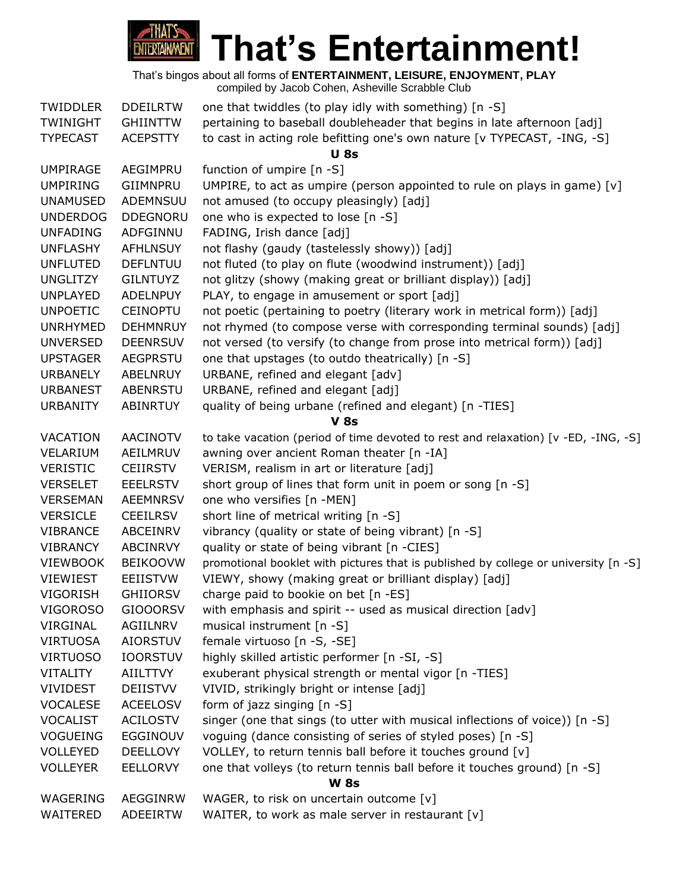# That's Entertainment!

That's bingos about all forms of **ENTERTAINMENT, LEISURE, ENJOYMENT, PLAY**
compiled by Jacob Cohen, Asheville Scrabble Club

| | | |
|---|---|---|
| TWIDDLER | DDEILRTW | one that twiddles (to play idly with something) [n -S] |
| TWINIGHT | GHIINTTW | pertaining to baseball doubleheader that begins in late afternoon [adj] |
| TYPECAST | ACEPSTTY | to cast in acting role befitting one's own nature [v TYPECAST, -ING, -S] |
| | | **U 8s** |
| UMPIRAGE | AEGIMPRU | function of umpire [n -S] |
| UMPIRING | GIIMNPRU | UMPIRE, to act as umpire (person appointed to rule on plays in game) [v] |
| UNAMUSED | ADEMNSUU | not amused (to occupy pleasingly) [adj] |
| UNDERDOG | DDEGNORU | one who is expected to lose [n -S] |
| UNFADING | ADFGINNU | FADING, Irish dance [adj] |
| UNFLASHY | AFHLNSUY | not flashy (gaudy (tastelessly showy)) [adj] |
| UNFLUTED | DEFLNTUU | not fluted (to play on flute (woodwind instrument)) [adj] |
| UNGLITZY | GILNTUYZ | not glitzy (showy (making great or brilliant display)) [adj] |
| UNPLAYED | ADELNPUY | PLAY, to engage in amusement or sport [adj] |
| UNPOETIC | CEINOPTU | not poetic (pertaining to poetry (literary work in metrical form)) [adj] |
| UNRHYMED | DEHMNRUY | not rhymed (to compose verse with corresponding terminal sounds) [adj] |
| UNVERSED | DEENRSUV | not versed (to versify (to change from prose into metrical form)) [adj] |
| UPSTAGER | AEGPRSTU | one that upstages (to outdo theatrically) [n -S] |
| URBANELY | ABELNRUY | URBANE, refined and elegant [adv] |
| URBANEST | ABENRSTU | URBANE, refined and elegant [adj] |
| URBANITY | ABINRTUY | quality of being urbane (refined and elegant) [n -TIES] |
| | | **V 8s** |
| VACATION | AACINOTV | to take vacation (period of time devoted to rest and relaxation) [v -ED, -ING, -S] |
| VELARIUM | AEILMRUV | awning over ancient Roman theater [n -IA] |
| VERISTIC | CEIIRSTV | VERISM, realism in art or literature [adj] |
| VERSELET | EEELRSTV | short group of lines that form unit in poem or song [n -S] |
| VERSEMAN | AEEMNRSV | one who versifies [n -MEN] |
| VERSICLE | CEEILRSV | short line of metrical writing [n -S] |
| VIBRANCE | ABCEINRV | vibrancy (quality or state of being vibrant) [n -S] |
| VIBRANCY | ABCINRVY | quality or state of being vibrant [n -CIES] |
| VIEWBOOK | BEIKOOVW | promotional booklet with pictures that is published by college or university [n -S] |
| VIEWIEST | EEIISTVW | VIEWY, showy (making great or brilliant display) [adj] |
| VIGORISH | GHIIORSV | charge paid to bookie on bet [n -ES] |
| VIGOROSO | GIOOORSV | with emphasis and spirit -- used as musical direction [adv] |
| VIRGINAL | AGIILNRV | musical instrument [n -S] |
| VIRTUOSA | AIORSTUV | female virtuoso [n -S, -SE] |
| VIRTUOSO | IOORSTUV | highly skilled artistic performer [n -SI, -S] |
| VITALITY | AIILTTVY | exuberant physical strength or mental vigor [n -TIES] |
| VIVIDEST | DEIISTVV | VIVID, strikingly bright or intense [adj] |
| VOCALESE | ACEELOSV | form of jazz singing [n -S] |
| VOCALIST | ACILOSTV | singer (one that sings (to utter with musical inflections of voice)) [n -S] |
| VOGUEING | EGGINOUV | voguing (dance consisting of series of styled poses) [n -S] |
| VOLLEYED | DEELLOVY | VOLLEY, to return tennis ball before it touches ground [v] |
| VOLLEYER | EELLORVY | one that volleys (to return tennis ball before it touches ground) [n -S] |
| | | **W 8s** |
| WAGERING | AEGGINRW | WAGER, to risk on uncertain outcome [v] |
| WAITERED | ADEEIRTW | WAITER, to work as male server in restaurant [v] |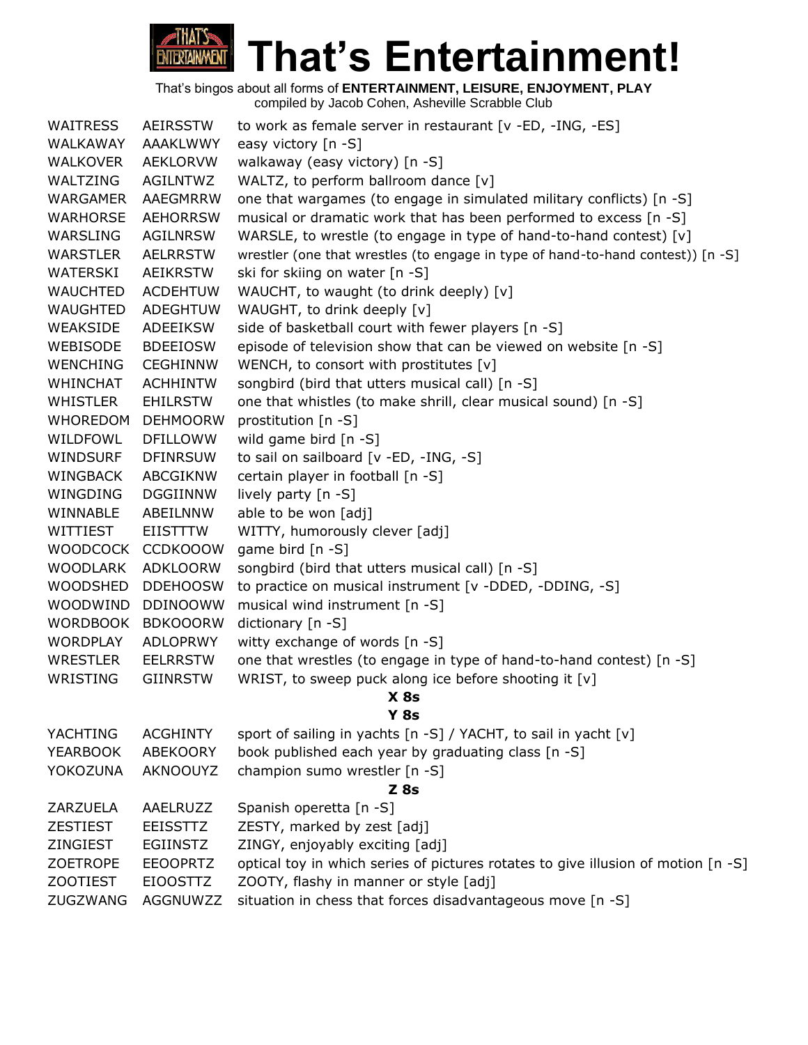# That's Entertainment!

That's bingos about all forms of **ENTERTAINMENT, LEISURE, ENJOYMENT, PLAY**
compiled by Jacob Cohen, Asheville Scrabble Club

| | | |
|---|---|---|
| WAITRESS | AEIRSSTW | to work as female server in restaurant [v -ED, -ING, -ES] |
| WALKAWAY | AAAKLWWY | easy victory [n -S] |
| WALKOVER | AEKLORVW | walkaway (easy victory) [n -S] |
| WALTZING | AGILNTWZ | WALTZ, to perform ballroom dance [v] |
| WARGAMER | AAEGMRRW | one that wargames (to engage in simulated military conflicts) [n -S] |
| WARHORSE | AEHORRSW | musical or dramatic work that has been performed to excess [n -S] |
| WARSLING | AGILNRSW | WARSLE, to wrestle (to engage in type of hand-to-hand contest) [v] |
| WARSTLER | AELRRSTW | wrestler (one that wrestles (to engage in type of hand-to-hand contest)) [n -S] |
| WATERSKI | AEIKRSTW | ski for skiing on water [n -S] |
| WAUCHTED | ACDEHTUW | WAUCHT, to waught (to drink deeply) [v] |
| WAUGHTED | ADEGHTUW | WAUGHT, to drink deeply [v] |
| WEAKSIDE | ADEEIKSW | side of basketball court with fewer players [n -S] |
| WEBISODE | BDEEIOSW | episode of television show that can be viewed on website [n -S] |
| WENCHING | CEGHINNW | WENCH, to consort with prostitutes [v] |
| WHINCHAT | ACHHINTW | songbird (bird that utters musical call) [n -S] |
| WHISTLER | EHILRSTW | one that whistles (to make shrill, clear musical sound) [n -S] |
| WHOREDOM | DEHMOORW | prostitution [n -S] |
| WILDFOWL | DFILLOWW | wild game bird [n -S] |
| WINDSURF | DFINRSUW | to sail on sailboard [v -ED, -ING, -S] |
| WINGBACK | ABCGIKNW | certain player in football [n -S] |
| WINGDING | DGGIINNW | lively party [n -S] |
| WINNABLE | ABEILNNW | able to be won [adj] |
| WITTIEST | EIISTTTW | WITTY, humorously clever [adj] |
| WOODCOCK | CCDKOOOW | game bird [n -S] |
| WOODLARK | ADKLOORW | songbird (bird that utters musical call) [n -S] |
| WOODSHED | DDEHOOSW | to practice on musical instrument [v -DDED, -DDING, -S] |
| WOODWIND | DDINOOWW | musical wind instrument [n -S] |
| WORDBOOK | BDKOOORW | dictionary [n -S] |
| WORDPLAY | ADLOPRWY | witty exchange of words [n -S] |
| WRESTLER | EELRRSTW | one that wrestles (to engage in type of hand-to-hand contest) [n -S] |
| WRISTING | GIINRSTW | WRIST, to sweep puck along ice before shooting it [v] |

**X 8s**

**Y 8s**

| | | |
|---|---|---|
| YACHTING | ACGHINTY | sport of sailing in yachts [n -S] / YACHT, to sail in yacht [v] |
| YEARBOOK | ABEKOORY | book published each year by graduating class [n -S] |
| YOKOZUNA | AKNOOUYZ | champion sumo wrestler [n -S] |

**Z 8s**

| | | |
|---|---|---|
| ZARZUELA | AAELRUZZ | Spanish operetta [n -S] |
| ZESTIEST | EEISSTTZ | ZESTY, marked by zest [adj] |
| ZINGIEST | EGIINSTZ | ZINGY, enjoyably exciting [adj] |
| ZOETROPE | EEOOPRTZ | optical toy in which series of pictures rotates to give illusion of motion [n -S] |
| ZOOTIEST | EIOOSTTZ | ZOOTY, flashy in manner or style [adj] |
| ZUGZWANG | AGGNUWZZ | situation in chess that forces disadvantageous move [n -S] |